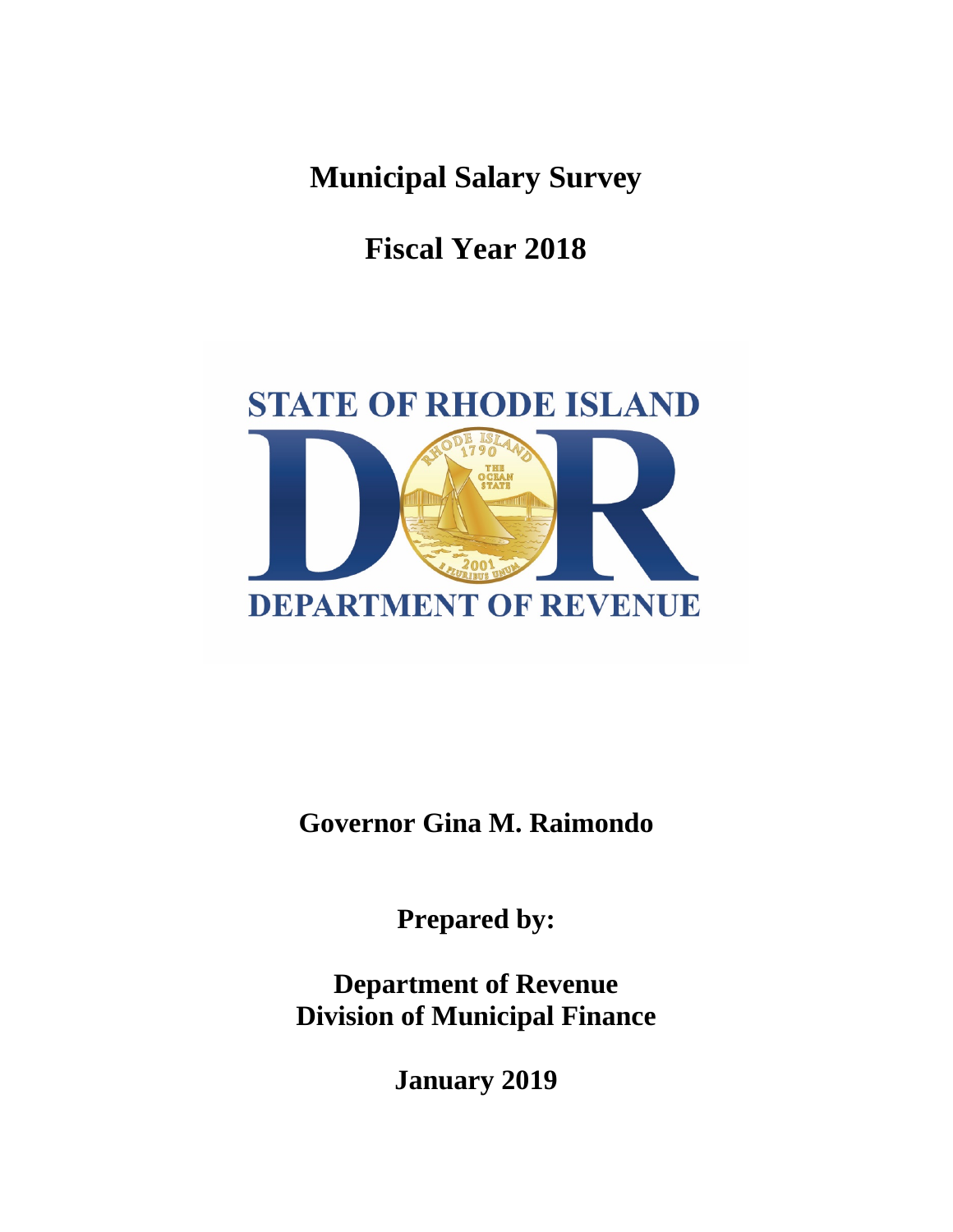# Municipal Salary Survey

## Fiscal Year 2018

STATE OF RHODE ISLAND

DEPARTMENT OF REVENUE

**Governor Gina M. Raimondo**

**Prepared by:**

**Department of Revenue**
**Division of Municipal Finance**

**January 2019**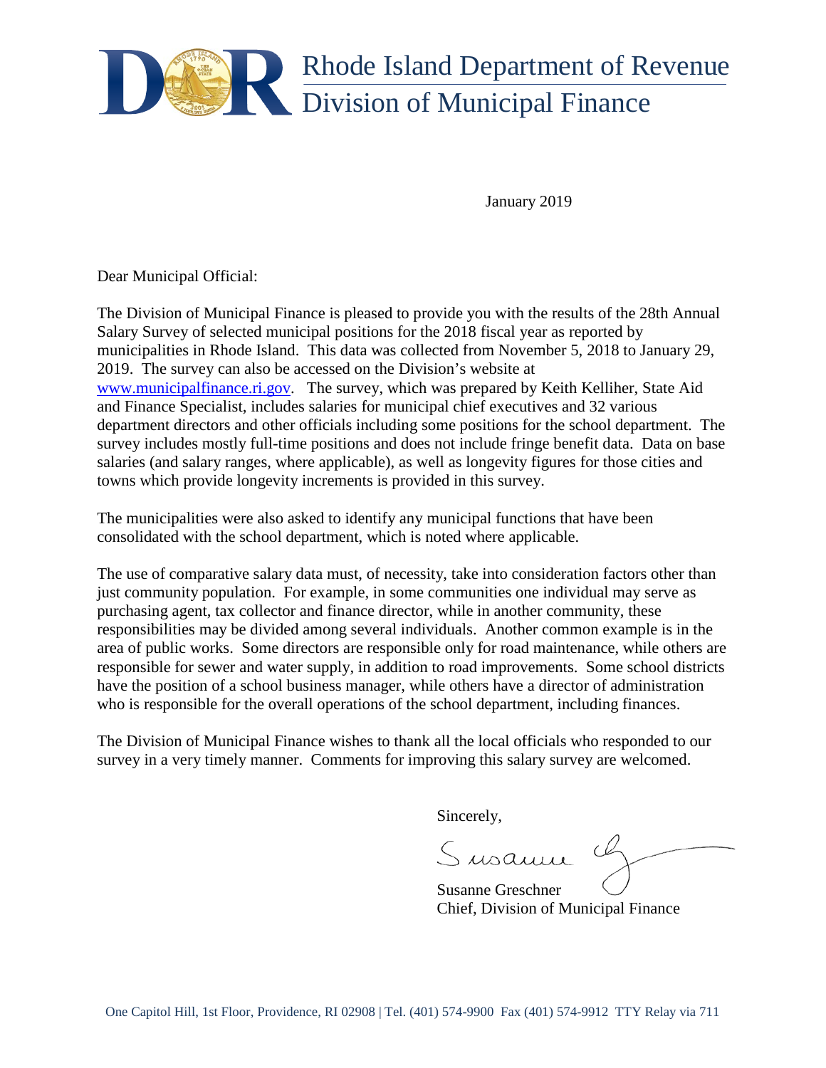# Rhode Island Department of Revenue
## Division of Municipal Finance

January 2019

Dear Municipal Official:

The Division of Municipal Finance is pleased to provide you with the results of the 28th Annual Salary Survey of selected municipal positions for the 2018 fiscal year as reported by municipalities in Rhode Island. This data was collected from November 5, 2018 to January 29, 2019. The survey can also be accessed on the Division's website at www.municipalfinance.ri.gov. The survey, which was prepared by Keith Kelliher, State Aid and Finance Specialist, includes salaries for municipal chief executives and 32 various department directors and other officials including some positions for the school department. The survey includes mostly full-time positions and does not include fringe benefit data. Data on base salaries (and salary ranges, where applicable), as well as longevity figures for those cities and towns which provide longevity increments is provided in this survey.

The municipalities were also asked to identify any municipal functions that have been consolidated with the school department, which is noted where applicable.

The use of comparative salary data must, of necessity, take into consideration factors other than just community population. For example, in some communities one individual may serve as purchasing agent, tax collector and finance director, while in another community, these responsibilities may be divided among several individuals. Another common example is in the area of public works. Some directors are responsible only for road maintenance, while others are responsible for sewer and water supply, in addition to road improvements. Some school districts have the position of a school business manager, while others have a director of administration who is responsible for the overall operations of the school department, including finances.

The Division of Municipal Finance wishes to thank all the local officials who responded to our survey in a very timely manner. Comments for improving this salary survey are welcomed.

Sincerely,

Susanne Greschner
Chief, Division of Municipal Finance

One Capitol Hill, 1st Floor, Providence, RI 02908 | Tel. (401) 574-9900 Fax (401) 574-9912 TTY Relay via 711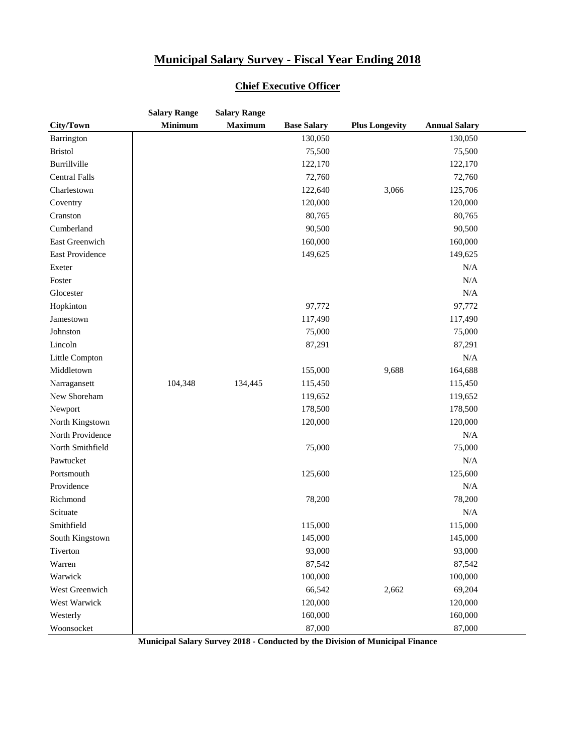# Municipal Salary Survey - Fiscal Year Ending 2018

## Chief Executive Officer

| City/Town | Salary Range Minimum | Salary Range Maximum | Base Salary | Plus Longevity | Annual Salary |
|---|---|---|---|---|---|
| Barrington | | | 130,050 | | 130,050 |
| Bristol | | | 75,500 | | 75,500 |
| Burrillville | | | 122,170 | | 122,170 |
| Central Falls | | | 72,760 | | 72,760 |
| Charlestown | | | 122,640 | 3,066 | 125,706 |
| Coventry | | | 120,000 | | 120,000 |
| Cranston | | | 80,765 | | 80,765 |
| Cumberland | | | 90,500 | | 90,500 |
| East Greenwich | | | 160,000 | | 160,000 |
| East Providence | | | 149,625 | | 149,625 |
| Exeter | | | | | N/A |
| Foster | | | | | N/A |
| Glocester | | | | | N/A |
| Hopkinton | | | 97,772 | | 97,772 |
| Jamestown | | | 117,490 | | 117,490 |
| Johnston | | | 75,000 | | 75,000 |
| Lincoln | | | 87,291 | | 87,291 |
| Little Compton | | | | | N/A |
| Middletown | | | 155,000 | 9,688 | 164,688 |
| Narragansett | 104,348 | 134,445 | 115,450 | | 115,450 |
| New Shoreham | | | 119,652 | | 119,652 |
| Newport | | | 178,500 | | 178,500 |
| North Kingstown | | | 120,000 | | 120,000 |
| North Providence | | | | | N/A |
| North Smithfield | | | 75,000 | | 75,000 |
| Pawtucket | | | | | N/A |
| Portsmouth | | | 125,600 | | 125,600 |
| Providence | | | | | N/A |
| Richmond | | | 78,200 | | 78,200 |
| Scituate | | | | | N/A |
| Smithfield | | | 115,000 | | 115,000 |
| South Kingstown | | | 145,000 | | 145,000 |
| Tiverton | | | 93,000 | | 93,000 |
| Warren | | | 87,542 | | 87,542 |
| Warwick | | | 100,000 | | 100,000 |
| West Greenwich | | | 66,542 | 2,662 | 69,204 |
| West Warwick | | | 120,000 | | 120,000 |
| Westerly | | | 160,000 | | 160,000 |
| Woonsocket | | | 87,000 | | 87,000 |

**Municipal Salary Survey 2018 - Conducted by the Division of Municipal Finance**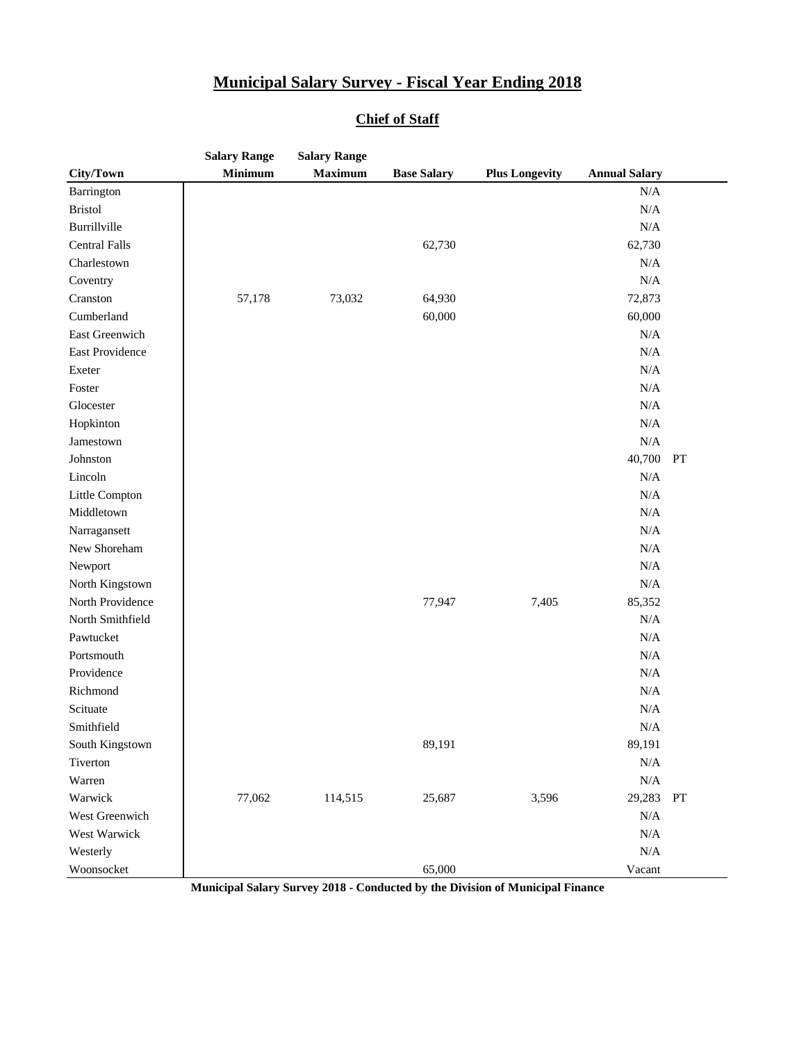# Municipal Salary Survey - Fiscal Year Ending 2018

## Chief of Staff

| City/Town | Salary Range Minimum | Salary Range Maximum | Base Salary | Plus Longevity | Annual Salary | |
|---|---|---|---|---|---|---|
| Barrington | | | | | N/A | |
| Bristol | | | | | N/A | |
| Burrillville | | | | | N/A | |
| Central Falls | | | 62,730 | | 62,730 | |
| Charlestown | | | | | N/A | |
| Coventry | | | | | N/A | |
| Cranston | 57,178 | 73,032 | 64,930 | | 72,873 | |
| Cumberland | | | 60,000 | | 60,000 | |
| East Greenwich | | | | | N/A | |
| East Providence | | | | | N/A | |
| Exeter | | | | | N/A | |
| Foster | | | | | N/A | |
| Glocester | | | | | N/A | |
| Hopkinton | | | | | N/A | |
| Jamestown | | | | | N/A | |
| Johnston | | | | | 40,700 | PT |
| Lincoln | | | | | N/A | |
| Little Compton | | | | | N/A | |
| Middletown | | | | | N/A | |
| Narragansett | | | | | N/A | |
| New Shoreham | | | | | N/A | |
| Newport | | | | | N/A | |
| North Kingstown | | | | | N/A | |
| North Providence | | | 77,947 | 7,405 | 85,352 | |
| North Smithfield | | | | | N/A | |
| Pawtucket | | | | | N/A | |
| Portsmouth | | | | | N/A | |
| Providence | | | | | N/A | |
| Richmond | | | | | N/A | |
| Scituate | | | | | N/A | |
| Smithfield | | | | | N/A | |
| South Kingstown | | | 89,191 | | 89,191 | |
| Tiverton | | | | | N/A | |
| Warren | | | | | N/A | |
| Warwick | 77,062 | 114,515 | 25,687 | 3,596 | 29,283 | PT |
| West Greenwich | | | | | N/A | |
| West Warwick | | | | | N/A | |
| Westerly | | | | | N/A | |
| Woonsocket | | | 65,000 | | Vacant | |

**Municipal Salary Survey 2018 - Conducted by the Division of Municipal Finance**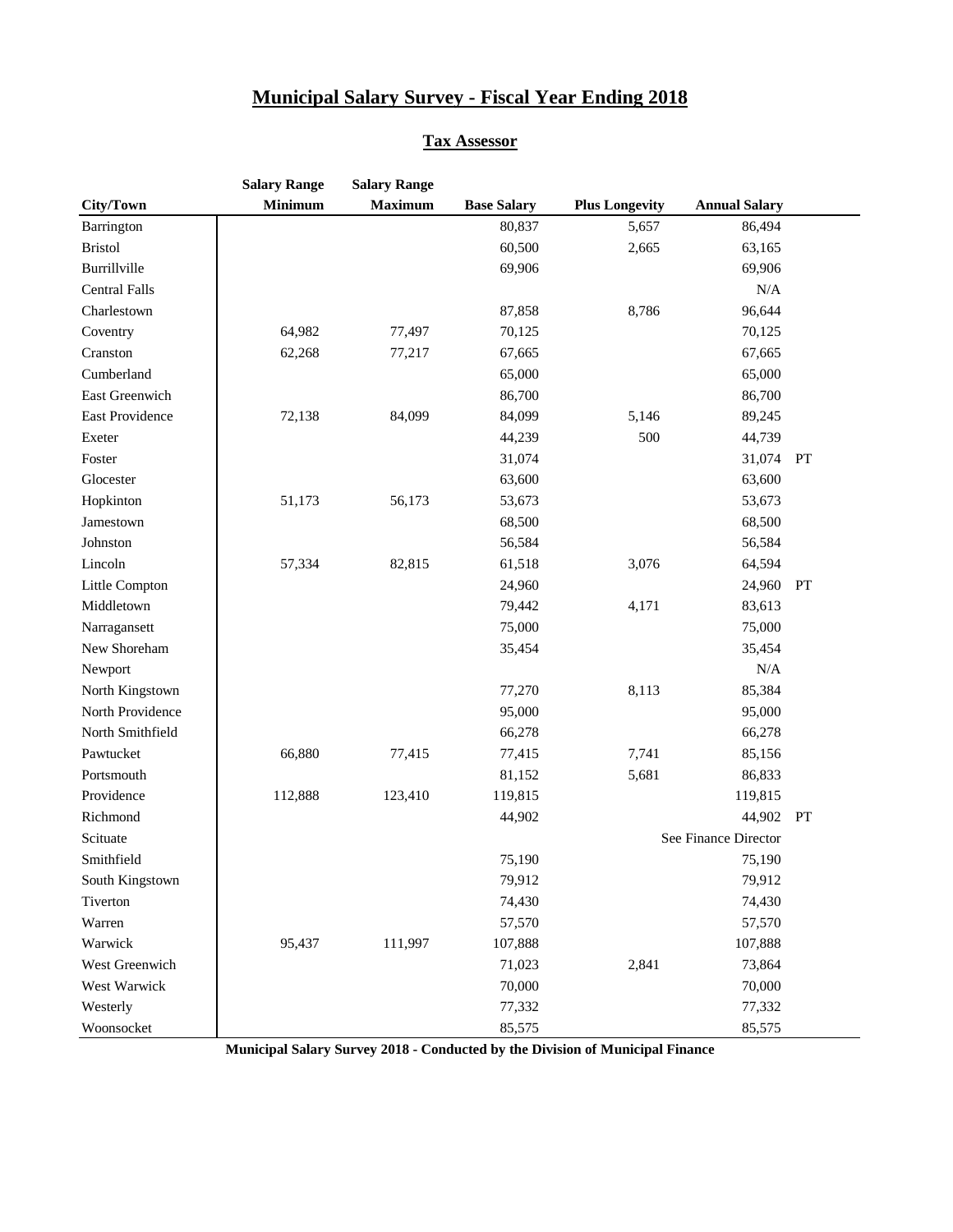# Municipal Salary Survey - Fiscal Year Ending 2018

## Tax Assessor

| City/Town | Salary Range Minimum | Salary Range Maximum | Base Salary | Plus Longevity | Annual Salary | |
|---|---|---|---|---|---|---|
| Barrington | | | 80,837 | 5,657 | 86,494 | |
| Bristol | | | 60,500 | 2,665 | 63,165 | |
| Burrillville | | | 69,906 | | 69,906 | |
| Central Falls | | | | | N/A | |
| Charlestown | | | 87,858 | 8,786 | 96,644 | |
| Coventry | 64,982 | 77,497 | 70,125 | | 70,125 | |
| Cranston | 62,268 | 77,217 | 67,665 | | 67,665 | |
| Cumberland | | | 65,000 | | 65,000 | |
| East Greenwich | | | 86,700 | | 86,700 | |
| East Providence | 72,138 | 84,099 | 84,099 | 5,146 | 89,245 | |
| Exeter | | | 44,239 | 500 | 44,739 | |
| Foster | | | 31,074 | | 31,074 | PT |
| Glocester | | | 63,600 | | 63,600 | |
| Hopkinton | 51,173 | 56,173 | 53,673 | | 53,673 | |
| Jamestown | | | 68,500 | | 68,500 | |
| Johnston | | | 56,584 | | 56,584 | |
| Lincoln | 57,334 | 82,815 | 61,518 | 3,076 | 64,594 | |
| Little Compton | | | 24,960 | | 24,960 | PT |
| Middletown | | | 79,442 | 4,171 | 83,613 | |
| Narragansett | | | 75,000 | | 75,000 | |
| New Shoreham | | | 35,454 | | 35,454 | |
| Newport | | | | | N/A | |
| North Kingstown | | | 77,270 | 8,113 | 85,384 | |
| North Providence | | | 95,000 | | 95,000 | |
| North Smithfield | | | 66,278 | | 66,278 | |
| Pawtucket | 66,880 | 77,415 | 77,415 | 7,741 | 85,156 | |
| Portsmouth | | | 81,152 | 5,681 | 86,833 | |
| Providence | 112,888 | 123,410 | 119,815 | | 119,815 | |
| Richmond | | | 44,902 | | 44,902 | PT |
| Scituate | | | | | See Finance Director | |
| Smithfield | | | 75,190 | | 75,190 | |
| South Kingstown | | | 79,912 | | 79,912 | |
| Tiverton | | | 74,430 | | 74,430 | |
| Warren | | | 57,570 | | 57,570 | |
| Warwick | 95,437 | 111,997 | 107,888 | | 107,888 | |
| West Greenwich | | | 71,023 | 2,841 | 73,864 | |
| West Warwick | | | 70,000 | | 70,000 | |
| Westerly | | | 77,332 | | 77,332 | |
| Woonsocket | | | 85,575 | | 85,575 | |

**Municipal Salary Survey 2018 - Conducted by the Division of Municipal Finance**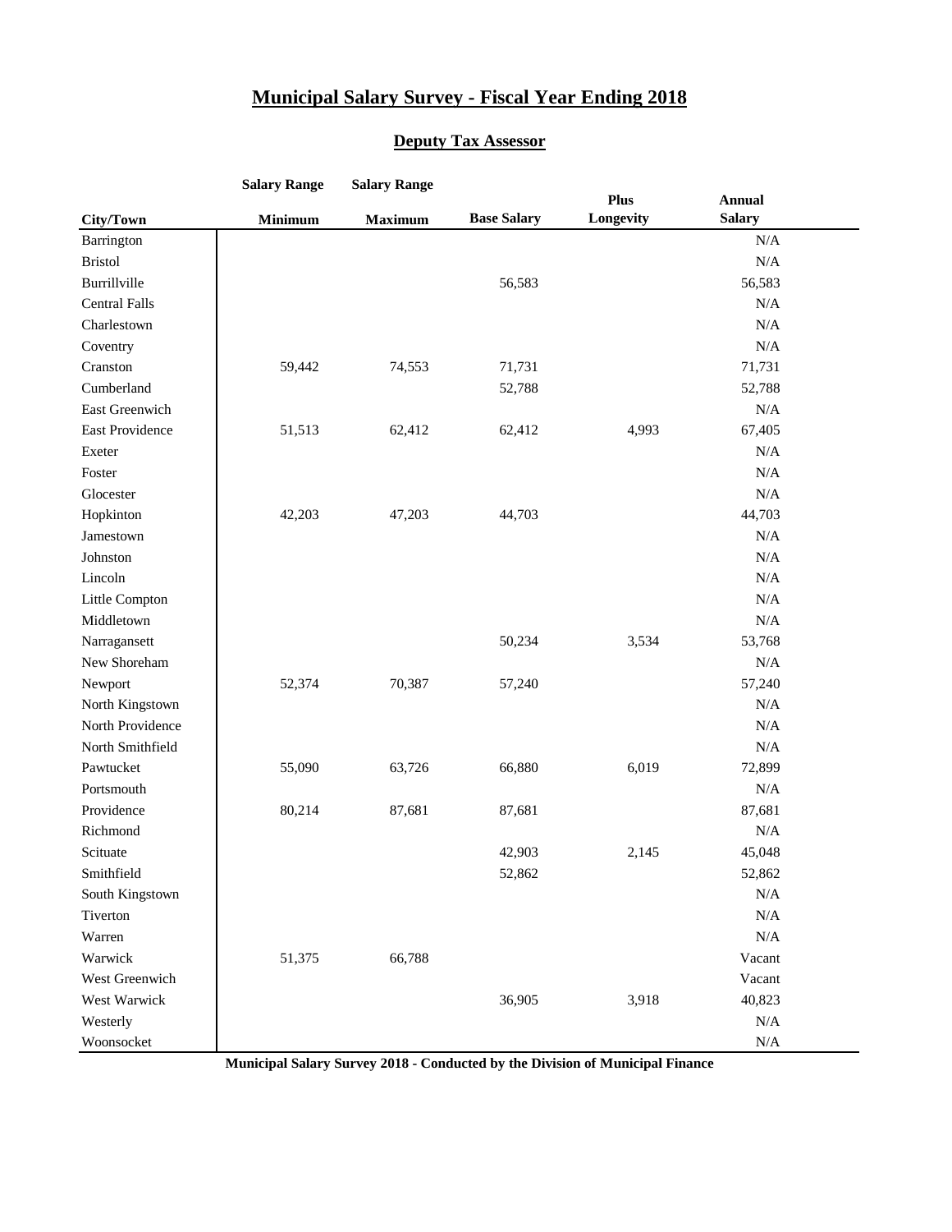# Municipal Salary Survey - Fiscal Year Ending 2018

## Deputy Tax Assessor

| City/Town | Salary Range Minimum | Salary Range Maximum | Base Salary | Plus Longevity | Annual Salary |
|---|---|---|---|---|---|
| Barrington | | | | | N/A |
| Bristol | | | | | N/A |
| Burrillville | | | 56,583 | | 56,583 |
| Central Falls | | | | | N/A |
| Charlestown | | | | | N/A |
| Coventry | | | | | N/A |
| Cranston | 59,442 | 74,553 | 71,731 | | 71,731 |
| Cumberland | | | 52,788 | | 52,788 |
| East Greenwich | | | | | N/A |
| East Providence | 51,513 | 62,412 | 62,412 | 4,993 | 67,405 |
| Exeter | | | | | N/A |
| Foster | | | | | N/A |
| Glocester | | | | | N/A |
| Hopkinton | 42,203 | 47,203 | 44,703 | | 44,703 |
| Jamestown | | | | | N/A |
| Johnston | | | | | N/A |
| Lincoln | | | | | N/A |
| Little Compton | | | | | N/A |
| Middletown | | | | | N/A |
| Narragansett | | | 50,234 | 3,534 | 53,768 |
| New Shoreham | | | | | N/A |
| Newport | 52,374 | 70,387 | 57,240 | | 57,240 |
| North Kingstown | | | | | N/A |
| North Providence | | | | | N/A |
| North Smithfield | | | | | N/A |
| Pawtucket | 55,090 | 63,726 | 66,880 | 6,019 | 72,899 |
| Portsmouth | | | | | N/A |
| Providence | 80,214 | 87,681 | 87,681 | | 87,681 |
| Richmond | | | | | N/A |
| Scituate | | | 42,903 | 2,145 | 45,048 |
| Smithfield | | | 52,862 | | 52,862 |
| South Kingstown | | | | | N/A |
| Tiverton | | | | | N/A |
| Warren | | | | | N/A |
| Warwick | 51,375 | 66,788 | | | Vacant |
| West Greenwich | | | | | Vacant |
| West Warwick | | | 36,905 | 3,918 | 40,823 |
| Westerly | | | | | N/A |
| Woonsocket | | | | | N/A |

**Municipal Salary Survey 2018 - Conducted by the Division of Municipal Finance**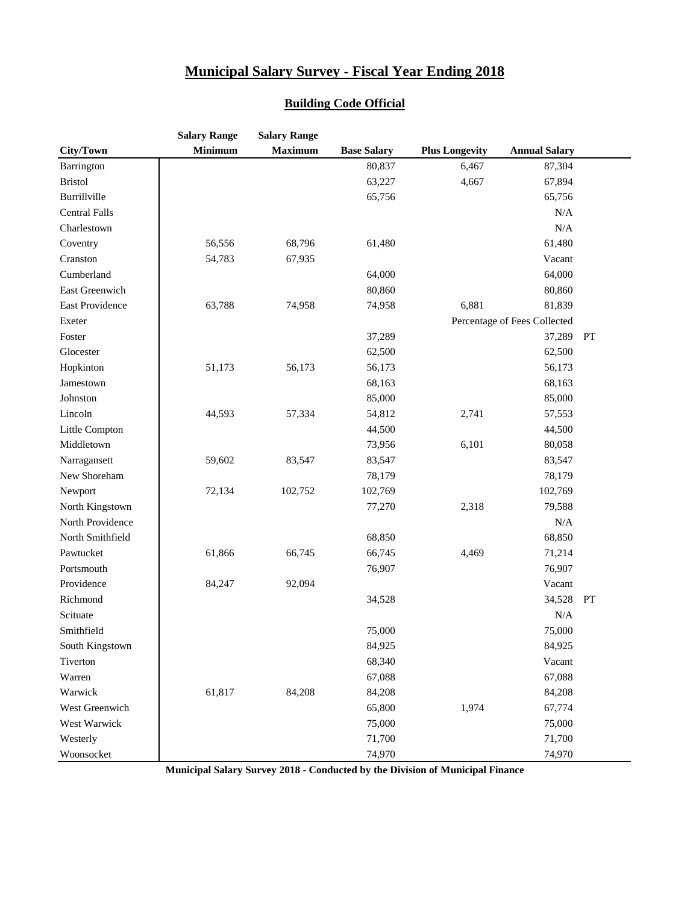# Municipal Salary Survey - Fiscal Year Ending 2018

## Building Code Official

| City/Town | Salary Range Minimum | Salary Range Maximum | Base Salary | Plus Longevity | Annual Salary | |
|---|---|---|---|---|---|---|
| Barrington | | | 80,837 | 6,467 | 87,304 | |
| Bristol | | | 63,227 | 4,667 | 67,894 | |
| Burrillville | | | 65,756 | | 65,756 | |
| Central Falls | | | | | N/A | |
| Charlestown | | | | | N/A | |
| Coventry | 56,556 | 68,796 | 61,480 | | 61,480 | |
| Cranston | 54,783 | 67,935 | | | Vacant | |
| Cumberland | | | 64,000 | | 64,000 | |
| East Greenwich | | | 80,860 | | 80,860 | |
| East Providence | 63,788 | 74,958 | 74,958 | 6,881 | 81,839 | |
| Exeter | | | | Percentage of Fees Collected | | |
| Foster | | | 37,289 | | 37,289 | PT |
| Glocester | | | 62,500 | | 62,500 | |
| Hopkinton | 51,173 | 56,173 | 56,173 | | 56,173 | |
| Jamestown | | | 68,163 | | 68,163 | |
| Johnston | | | 85,000 | | 85,000 | |
| Lincoln | 44,593 | 57,334 | 54,812 | 2,741 | 57,553 | |
| Little Compton | | | 44,500 | | 44,500 | |
| Middletown | | | 73,956 | 6,101 | 80,058 | |
| Narragansett | 59,602 | 83,547 | 83,547 | | 83,547 | |
| New Shoreham | | | 78,179 | | 78,179 | |
| Newport | 72,134 | 102,752 | 102,769 | | 102,769 | |
| North Kingstown | | | 77,270 | 2,318 | 79,588 | |
| North Providence | | | | | N/A | |
| North Smithfield | | | 68,850 | | 68,850 | |
| Pawtucket | 61,866 | 66,745 | 66,745 | 4,469 | 71,214 | |
| Portsmouth | | | 76,907 | | 76,907 | |
| Providence | 84,247 | 92,094 | | | Vacant | |
| Richmond | | | 34,528 | | 34,528 | PT |
| Scituate | | | | | N/A | |
| Smithfield | | | 75,000 | | 75,000 | |
| South Kingstown | | | 84,925 | | 84,925 | |
| Tiverton | | | 68,340 | | Vacant | |
| Warren | | | 67,088 | | 67,088 | |
| Warwick | 61,817 | 84,208 | 84,208 | | 84,208 | |
| West Greenwich | | | 65,800 | 1,974 | 67,774 | |
| West Warwick | | | 75,000 | | 75,000 | |
| Westerly | | | 71,700 | | 71,700 | |
| Woonsocket | | | 74,970 | | 74,970 | |

**Municipal Salary Survey 2018 - Conducted by the Division of Municipal Finance**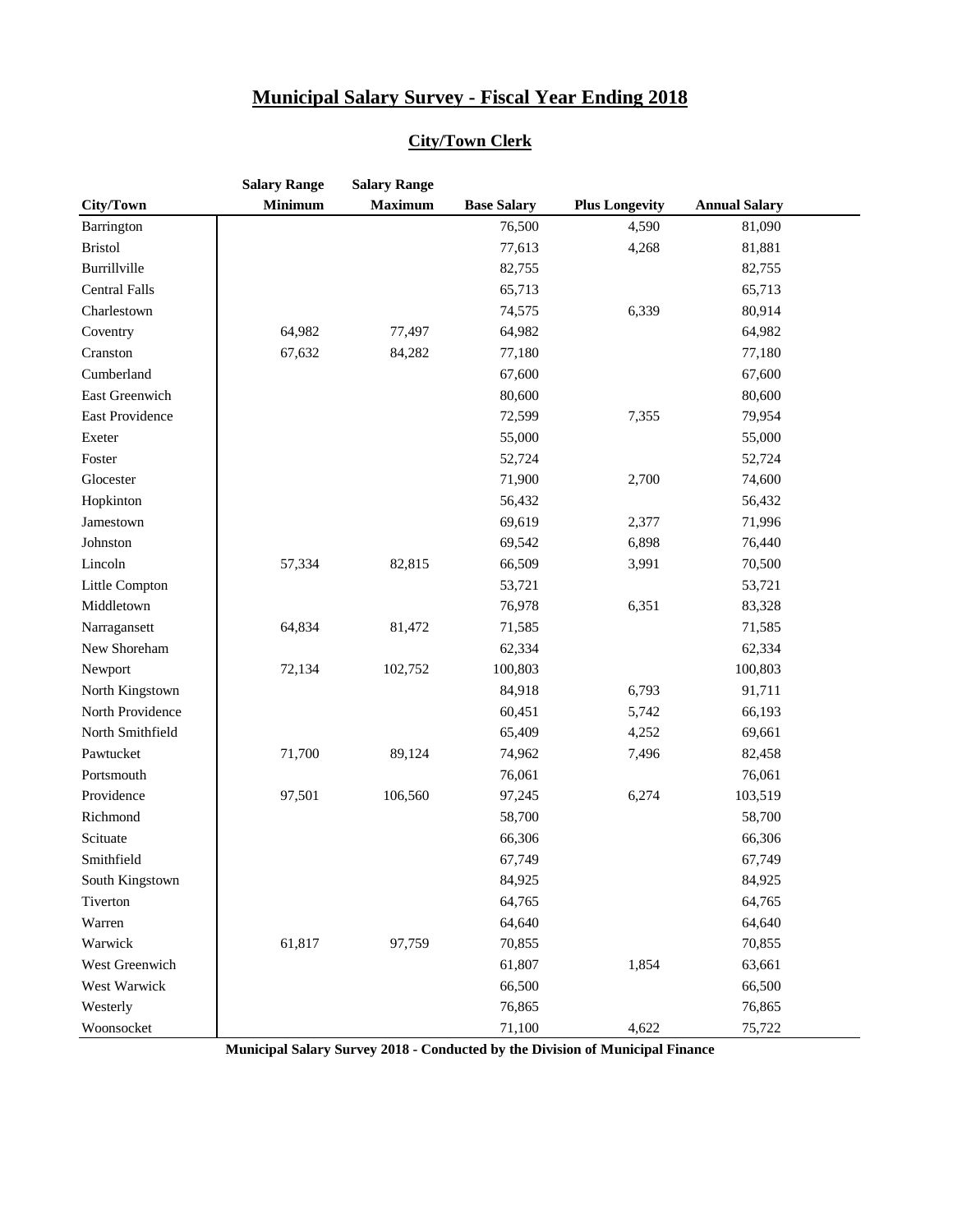# Municipal Salary Survey - Fiscal Year Ending 2018

## City/Town Clerk

| City/Town | Salary Range Minimum | Salary Range Maximum | Base Salary | Plus Longevity | Annual Salary |
|---|---|---|---|---|---|
| Barrington | | | 76,500 | 4,590 | 81,090 |
| Bristol | | | 77,613 | 4,268 | 81,881 |
| Burrillville | | | 82,755 | | 82,755 |
| Central Falls | | | 65,713 | | 65,713 |
| Charlestown | | | 74,575 | 6,339 | 80,914 |
| Coventry | 64,982 | 77,497 | 64,982 | | 64,982 |
| Cranston | 67,632 | 84,282 | 77,180 | | 77,180 |
| Cumberland | | | 67,600 | | 67,600 |
| East Greenwich | | | 80,600 | | 80,600 |
| East Providence | | | 72,599 | 7,355 | 79,954 |
| Exeter | | | 55,000 | | 55,000 |
| Foster | | | 52,724 | | 52,724 |
| Glocester | | | 71,900 | 2,700 | 74,600 |
| Hopkinton | | | 56,432 | | 56,432 |
| Jamestown | | | 69,619 | 2,377 | 71,996 |
| Johnston | | | 69,542 | 6,898 | 76,440 |
| Lincoln | 57,334 | 82,815 | 66,509 | 3,991 | 70,500 |
| Little Compton | | | 53,721 | | 53,721 |
| Middletown | | | 76,978 | 6,351 | 83,328 |
| Narragansett | 64,834 | 81,472 | 71,585 | | 71,585 |
| New Shoreham | | | 62,334 | | 62,334 |
| Newport | 72,134 | 102,752 | 100,803 | | 100,803 |
| North Kingstown | | | 84,918 | 6,793 | 91,711 |
| North Providence | | | 60,451 | 5,742 | 66,193 |
| North Smithfield | | | 65,409 | 4,252 | 69,661 |
| Pawtucket | 71,700 | 89,124 | 74,962 | 7,496 | 82,458 |
| Portsmouth | | | 76,061 | | 76,061 |
| Providence | 97,501 | 106,560 | 97,245 | 6,274 | 103,519 |
| Richmond | | | 58,700 | | 58,700 |
| Scituate | | | 66,306 | | 66,306 |
| Smithfield | | | 67,749 | | 67,749 |
| South Kingstown | | | 84,925 | | 84,925 |
| Tiverton | | | 64,765 | | 64,765 |
| Warren | | | 64,640 | | 64,640 |
| Warwick | 61,817 | 97,759 | 70,855 | | 70,855 |
| West Greenwich | | | 61,807 | 1,854 | 63,661 |
| West Warwick | | | 66,500 | | 66,500 |
| Westerly | | | 76,865 | | 76,865 |
| Woonsocket | | | 71,100 | 4,622 | 75,722 |

**Municipal Salary Survey 2018 - Conducted by the Division of Municipal Finance**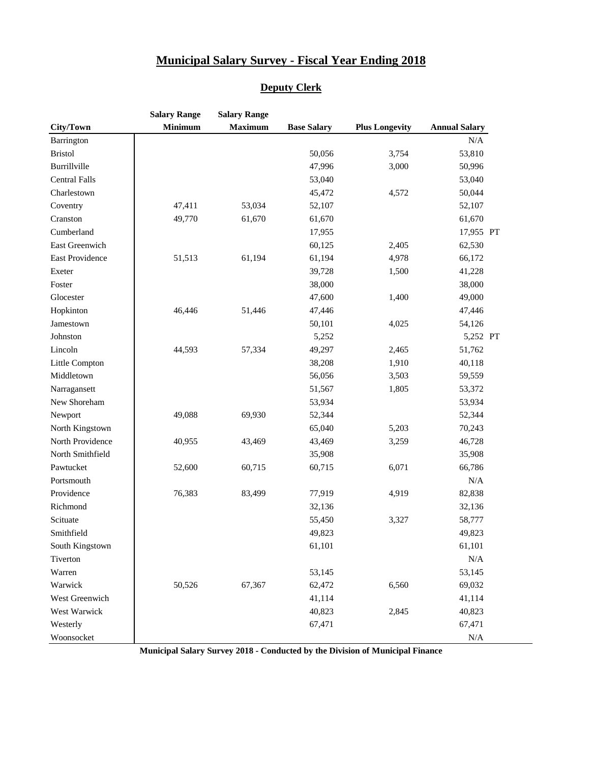# Municipal Salary Survey - Fiscal Year Ending 2018

## Deputy Clerk

| City/Town | Salary Range Minimum | Salary Range Maximum | Base Salary | Plus Longevity | Annual Salary | |
|---|---|---|---|---|---|---|
| Barrington | | | | | N/A | |
| Bristol | | | 50,056 | 3,754 | 53,810 | |
| Burrillville | | | 47,996 | 3,000 | 50,996 | |
| Central Falls | | | 53,040 | | 53,040 | |
| Charlestown | | | 45,472 | 4,572 | 50,044 | |
| Coventry | 47,411 | 53,034 | 52,107 | | 52,107 | |
| Cranston | 49,770 | 61,670 | 61,670 | | 61,670 | |
| Cumberland | | | 17,955 | | 17,955 | PT |
| East Greenwich | | | 60,125 | 2,405 | 62,530 | |
| East Providence | 51,513 | 61,194 | 61,194 | 4,978 | 66,172 | |
| Exeter | | | 39,728 | 1,500 | 41,228 | |
| Foster | | | 38,000 | | 38,000 | |
| Glocester | | | 47,600 | 1,400 | 49,000 | |
| Hopkinton | 46,446 | 51,446 | 47,446 | | 47,446 | |
| Jamestown | | | 50,101 | 4,025 | 54,126 | |
| Johnston | | | 5,252 | | 5,252 | PT |
| Lincoln | 44,593 | 57,334 | 49,297 | 2,465 | 51,762 | |
| Little Compton | | | 38,208 | 1,910 | 40,118 | |
| Middletown | | | 56,056 | 3,503 | 59,559 | |
| Narragansett | | | 51,567 | 1,805 | 53,372 | |
| New Shoreham | | | 53,934 | | 53,934 | |
| Newport | 49,088 | 69,930 | 52,344 | | 52,344 | |
| North Kingstown | | | 65,040 | 5,203 | 70,243 | |
| North Providence | 40,955 | 43,469 | 43,469 | 3,259 | 46,728 | |
| North Smithfield | | | 35,908 | | 35,908 | |
| Pawtucket | 52,600 | 60,715 | 60,715 | 6,071 | 66,786 | |
| Portsmouth | | | | | N/A | |
| Providence | 76,383 | 83,499 | 77,919 | 4,919 | 82,838 | |
| Richmond | | | 32,136 | | 32,136 | |
| Scituate | | | 55,450 | 3,327 | 58,777 | |
| Smithfield | | | 49,823 | | 49,823 | |
| South Kingstown | | | 61,101 | | 61,101 | |
| Tiverton | | | | | N/A | |
| Warren | | | 53,145 | | 53,145 | |
| Warwick | 50,526 | 67,367 | 62,472 | 6,560 | 69,032 | |
| West Greenwich | | | 41,114 | | 41,114 | |
| West Warwick | | | 40,823 | 2,845 | 40,823 | |
| Westerly | | | 67,471 | | 67,471 | |
| Woonsocket | | | | | N/A | |

**Municipal Salary Survey 2018 - Conducted by the Division of Municipal Finance**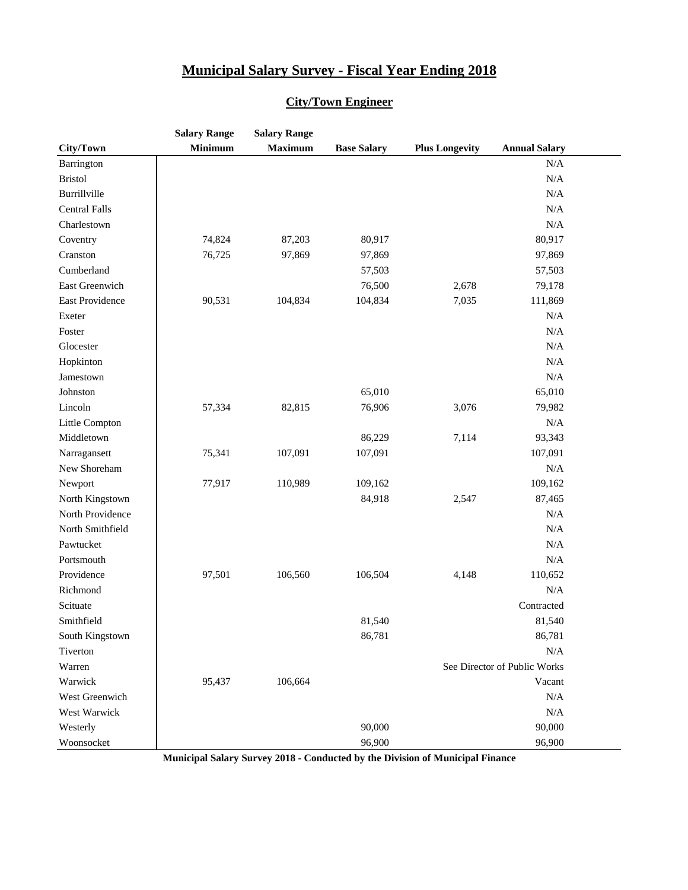# Municipal Salary Survey - Fiscal Year Ending 2018

## City/Town Engineer

| City/Town | Salary Range Minimum | Salary Range Maximum | Base Salary | Plus Longevity | Annual Salary |
|---|---|---|---|---|---|
| Barrington | | | | | N/A |
| Bristol | | | | | N/A |
| Burrillville | | | | | N/A |
| Central Falls | | | | | N/A |
| Charlestown | | | | | N/A |
| Coventry | 74,824 | 87,203 | 80,917 | | 80,917 |
| Cranston | 76,725 | 97,869 | 97,869 | | 97,869 |
| Cumberland | | | 57,503 | | 57,503 |
| East Greenwich | | | 76,500 | 2,678 | 79,178 |
| East Providence | 90,531 | 104,834 | 104,834 | 7,035 | 111,869 |
| Exeter | | | | | N/A |
| Foster | | | | | N/A |
| Glocester | | | | | N/A |
| Hopkinton | | | | | N/A |
| Jamestown | | | | | N/A |
| Johnston | | | 65,010 | | 65,010 |
| Lincoln | 57,334 | 82,815 | 76,906 | 3,076 | 79,982 |
| Little Compton | | | | | N/A |
| Middletown | | | 86,229 | 7,114 | 93,343 |
| Narragansett | 75,341 | 107,091 | 107,091 | | 107,091 |
| New Shoreham | | | | | N/A |
| Newport | 77,917 | 110,989 | 109,162 | | 109,162 |
| North Kingstown | | | 84,918 | 2,547 | 87,465 |
| North Providence | | | | | N/A |
| North Smithfield | | | | | N/A |
| Pawtucket | | | | | N/A |
| Portsmouth | | | | | N/A |
| Providence | 97,501 | 106,560 | 106,504 | 4,148 | 110,652 |
| Richmond | | | | | N/A |
| Scituate | | | | | Contracted |
| Smithfield | | | 81,540 | | 81,540 |
| South Kingstown | | | 86,781 | | 86,781 |
| Tiverton | | | | | N/A |
| Warren | | | | | See Director of Public Works |
| Warwick | 95,437 | 106,664 | | | Vacant |
| West Greenwich | | | | | N/A |
| West Warwick | | | | | N/A |
| Westerly | | | 90,000 | | 90,000 |
| Woonsocket | | | 96,900 | | 96,900 |

**Municipal Salary Survey 2018 - Conducted by the Division of Municipal Finance**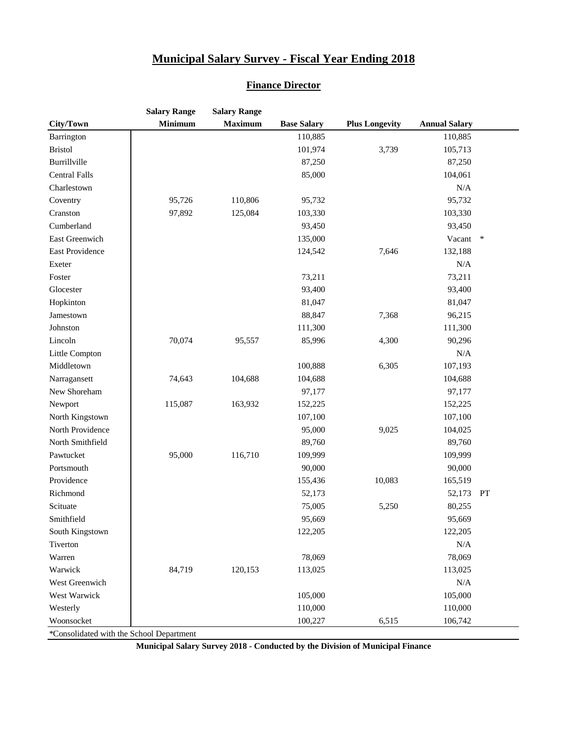# Municipal Salary Survey - Fiscal Year Ending 2018

## Finance Director

| City/Town | Salary Range Minimum | Salary Range Maximum | Base Salary | Plus Longevity | Annual Salary | |
|---|---|---|---|---|---|---|
| Barrington | | | 110,885 | | 110,885 | |
| Bristol | | | 101,974 | 3,739 | 105,713 | |
| Burrillville | | | 87,250 | | 87,250 | |
| Central Falls | | | 85,000 | | 104,061 | |
| Charlestown | | | | | N/A | |
| Coventry | 95,726 | 110,806 | 95,732 | | 95,732 | |
| Cranston | 97,892 | 125,084 | 103,330 | | 103,330 | |
| Cumberland | | | 93,450 | | 93,450 | |
| East Greenwich | | | 135,000 | | Vacant | * |
| East Providence | | | 124,542 | 7,646 | 132,188 | |
| Exeter | | | | | N/A | |
| Foster | | | 73,211 | | 73,211 | |
| Glocester | | | 93,400 | | 93,400 | |
| Hopkinton | | | 81,047 | | 81,047 | |
| Jamestown | | | 88,847 | 7,368 | 96,215 | |
| Johnston | | | 111,300 | | 111,300 | |
| Lincoln | 70,074 | 95,557 | 85,996 | 4,300 | 90,296 | |
| Little Compton | | | | | N/A | |
| Middletown | | | 100,888 | 6,305 | 107,193 | |
| Narragansett | 74,643 | 104,688 | 104,688 | | 104,688 | |
| New Shoreham | | | 97,177 | | 97,177 | |
| Newport | 115,087 | 163,932 | 152,225 | | 152,225 | |
| North Kingstown | | | 107,100 | | 107,100 | |
| North Providence | | | 95,000 | 9,025 | 104,025 | |
| North Smithfield | | | 89,760 | | 89,760 | |
| Pawtucket | 95,000 | 116,710 | 109,999 | | 109,999 | |
| Portsmouth | | | 90,000 | | 90,000 | |
| Providence | | | 155,436 | 10,083 | 165,519 | |
| Richmond | | | 52,173 | | 52,173 | PT |
| Scituate | | | 75,005 | 5,250 | 80,255 | |
| Smithfield | | | 95,669 | | 95,669 | |
| South Kingstown | | | 122,205 | | 122,205 | |
| Tiverton | | | | | N/A | |
| Warren | | | 78,069 | | 78,069 | |
| Warwick | 84,719 | 120,153 | 113,025 | | 113,025 | |
| West Greenwich | | | | | N/A | |
| West Warwick | | | 105,000 | | 105,000 | |
| Westerly | | | 110,000 | | 110,000 | |
| Woonsocket | | | 100,227 | 6,515 | 106,742 | |

*Consolidated with the School Department

**Municipal Salary Survey 2018 - Conducted by the Division of Municipal Finance**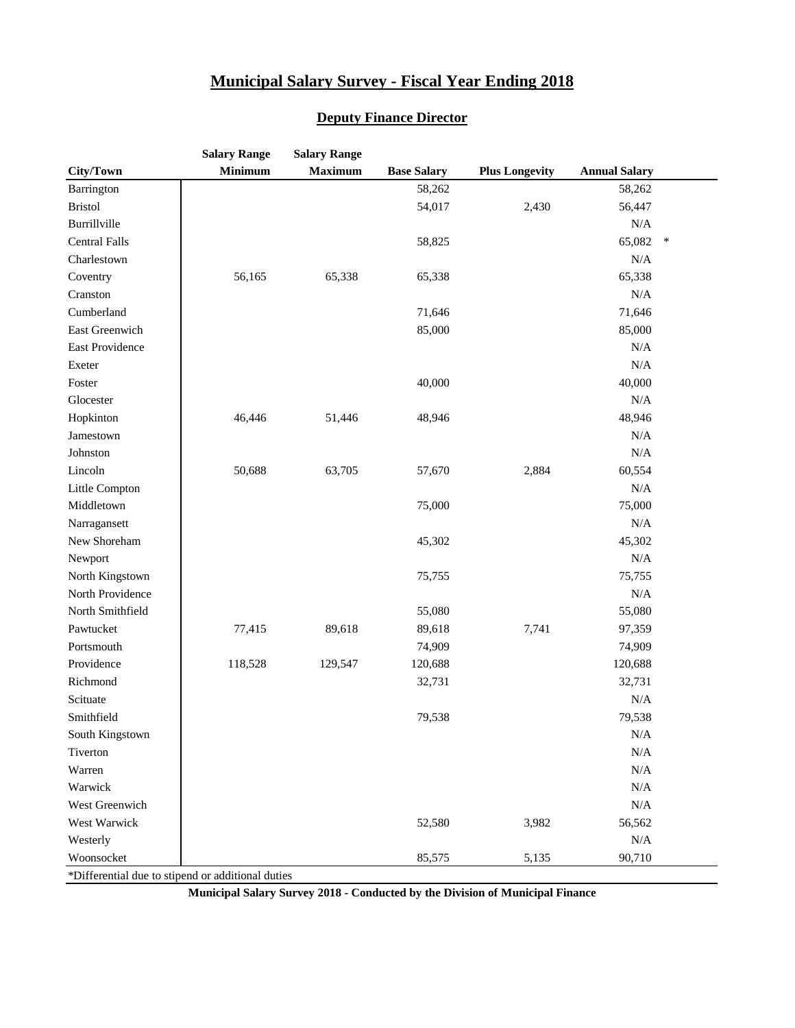# Municipal Salary Survey - Fiscal Year Ending 2018

## Deputy Finance Director

| City/Town | Salary Range Minimum | Salary Range Maximum | Base Salary | Plus Longevity | Annual Salary |
|---|---|---|---|---|---|
| Barrington | | | 58,262 | | 58,262 |
| Bristol | | | 54,017 | 2,430 | 56,447 |
| Burrillville | | | | | N/A |
| Central Falls | | | 58,825 | | 65,082 * |
| Charlestown | | | | | N/A |
| Coventry | 56,165 | 65,338 | 65,338 | | 65,338 |
| Cranston | | | | | N/A |
| Cumberland | | | 71,646 | | 71,646 |
| East Greenwich | | | 85,000 | | 85,000 |
| East Providence | | | | | N/A |
| Exeter | | | | | N/A |
| Foster | | | 40,000 | | 40,000 |
| Glocester | | | | | N/A |
| Hopkinton | 46,446 | 51,446 | 48,946 | | 48,946 |
| Jamestown | | | | | N/A |
| Johnston | | | | | N/A |
| Lincoln | 50,688 | 63,705 | 57,670 | 2,884 | 60,554 |
| Little Compton | | | | | N/A |
| Middletown | | | 75,000 | | 75,000 |
| Narragansett | | | | | N/A |
| New Shoreham | | | 45,302 | | 45,302 |
| Newport | | | | | N/A |
| North Kingstown | | | 75,755 | | 75,755 |
| North Providence | | | | | N/A |
| North Smithfield | | | 55,080 | | 55,080 |
| Pawtucket | 77,415 | 89,618 | 89,618 | 7,741 | 97,359 |
| Portsmouth | | | 74,909 | | 74,909 |
| Providence | 118,528 | 129,547 | 120,688 | | 120,688 |
| Richmond | | | 32,731 | | 32,731 |
| Scituate | | | | | N/A |
| Smithfield | | | 79,538 | | 79,538 |
| South Kingstown | | | | | N/A |
| Tiverton | | | | | N/A |
| Warren | | | | | N/A |
| Warwick | | | | | N/A |
| West Greenwich | | | | | N/A |
| West Warwick | | | 52,580 | 3,982 | 56,562 |
| Westerly | | | | | N/A |
| Woonsocket | | | 85,575 | 5,135 | 90,710 |

*Differential due to stipend or additional duties

**Municipal Salary Survey 2018 - Conducted by the Division of Municipal Finance**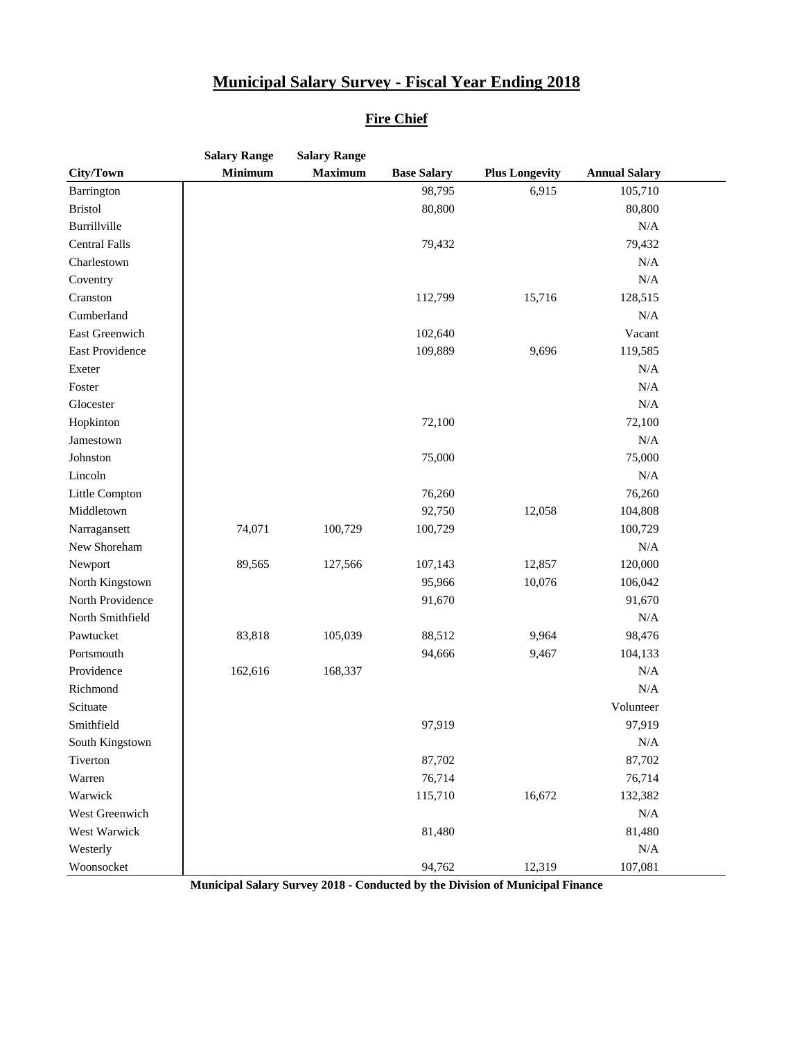# Municipal Salary Survey - Fiscal Year Ending 2018

## Fire Chief

| City/Town | Salary Range Minimum | Salary Range Maximum | Base Salary | Plus Longevity | Annual Salary |
|---|---|---|---|---|---|
| Barrington | | | 98,795 | 6,915 | 105,710 |
| Bristol | | | 80,800 | | 80,800 |
| Burrillville | | | | | N/A |
| Central Falls | | | 79,432 | | 79,432 |
| Charlestown | | | | | N/A |
| Coventry | | | | | N/A |
| Cranston | | | 112,799 | 15,716 | 128,515 |
| Cumberland | | | | | N/A |
| East Greenwich | | | 102,640 | | Vacant |
| East Providence | | | 109,889 | 9,696 | 119,585 |
| Exeter | | | | | N/A |
| Foster | | | | | N/A |
| Glocester | | | | | N/A |
| Hopkinton | | | 72,100 | | 72,100 |
| Jamestown | | | | | N/A |
| Johnston | | | 75,000 | | 75,000 |
| Lincoln | | | | | N/A |
| Little Compton | | | 76,260 | | 76,260 |
| Middletown | | | 92,750 | 12,058 | 104,808 |
| Narragansett | 74,071 | 100,729 | 100,729 | | 100,729 |
| New Shoreham | | | | | N/A |
| Newport | 89,565 | 127,566 | 107,143 | 12,857 | 120,000 |
| North Kingstown | | | 95,966 | 10,076 | 106,042 |
| North Providence | | | 91,670 | | 91,670 |
| North Smithfield | | | | | N/A |
| Pawtucket | 83,818 | 105,039 | 88,512 | 9,964 | 98,476 |
| Portsmouth | | | 94,666 | 9,467 | 104,133 |
| Providence | 162,616 | 168,337 | | | N/A |
| Richmond | | | | | N/A |
| Scituate | | | | | Volunteer |
| Smithfield | | | 97,919 | | 97,919 |
| South Kingstown | | | | | N/A |
| Tiverton | | | 87,702 | | 87,702 |
| Warren | | | 76,714 | | 76,714 |
| Warwick | | | 115,710 | 16,672 | 132,382 |
| West Greenwich | | | | | N/A |
| West Warwick | | | 81,480 | | 81,480 |
| Westerly | | | | | N/A |
| Woonsocket | | | 94,762 | 12,319 | 107,081 |

**Municipal Salary Survey 2018 - Conducted by the Division of Municipal Finance**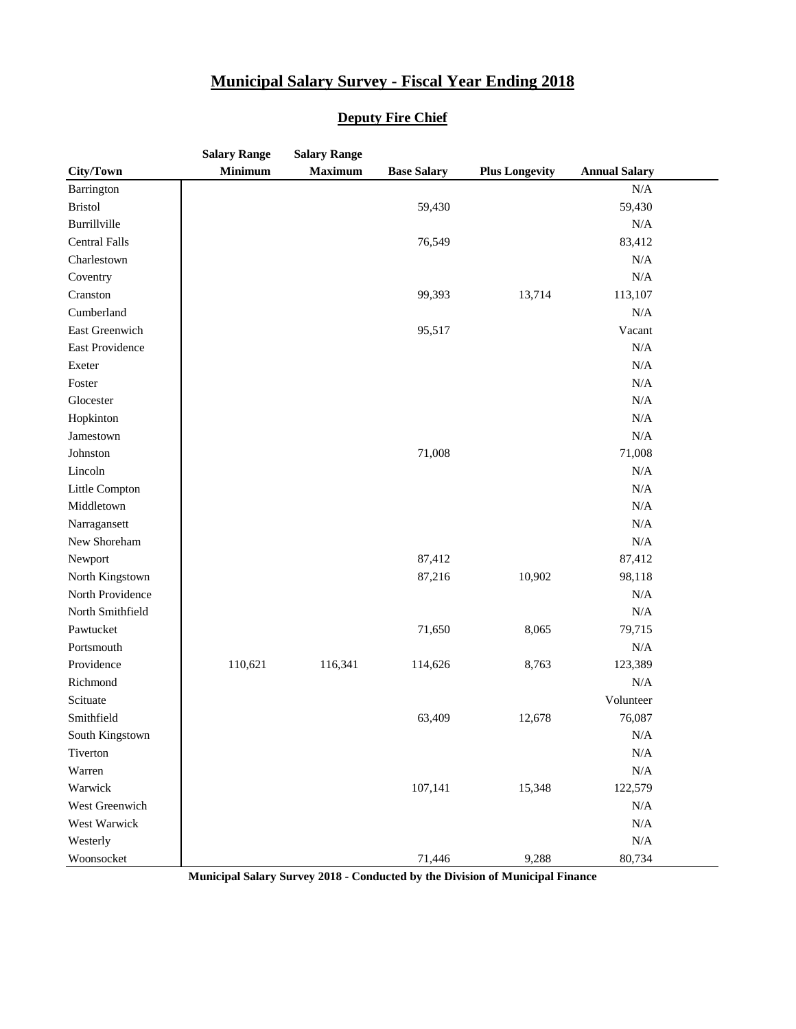# Municipal Salary Survey - Fiscal Year Ending 2018

## Deputy Fire Chief

| City/Town | Salary Range Minimum | Salary Range Maximum | Base Salary | Plus Longevity | Annual Salary |
|---|---|---|---|---|---|
| Barrington | | | | | N/A |
| Bristol | | | 59,430 | | 59,430 |
| Burrillville | | | | | N/A |
| Central Falls | | | 76,549 | | 83,412 |
| Charlestown | | | | | N/A |
| Coventry | | | | | N/A |
| Cranston | | | 99,393 | 13,714 | 113,107 |
| Cumberland | | | | | N/A |
| East Greenwich | | | 95,517 | | Vacant |
| East Providence | | | | | N/A |
| Exeter | | | | | N/A |
| Foster | | | | | N/A |
| Glocester | | | | | N/A |
| Hopkinton | | | | | N/A |
| Jamestown | | | | | N/A |
| Johnston | | | 71,008 | | 71,008 |
| Lincoln | | | | | N/A |
| Little Compton | | | | | N/A |
| Middletown | | | | | N/A |
| Narragansett | | | | | N/A |
| New Shoreham | | | | | N/A |
| Newport | | | 87,412 | | 87,412 |
| North Kingstown | | | 87,216 | 10,902 | 98,118 |
| North Providence | | | | | N/A |
| North Smithfield | | | | | N/A |
| Pawtucket | | | 71,650 | 8,065 | 79,715 |
| Portsmouth | | | | | N/A |
| Providence | 110,621 | 116,341 | 114,626 | 8,763 | 123,389 |
| Richmond | | | | | N/A |
| Scituate | | | | | Volunteer |
| Smithfield | | | 63,409 | 12,678 | 76,087 |
| South Kingstown | | | | | N/A |
| Tiverton | | | | | N/A |
| Warren | | | | | N/A |
| Warwick | | | 107,141 | 15,348 | 122,579 |
| West Greenwich | | | | | N/A |
| West Warwick | | | | | N/A |
| Westerly | | | | | N/A |
| Woonsocket | | | 71,446 | 9,288 | 80,734 |

**Municipal Salary Survey 2018 - Conducted by the Division of Municipal Finance**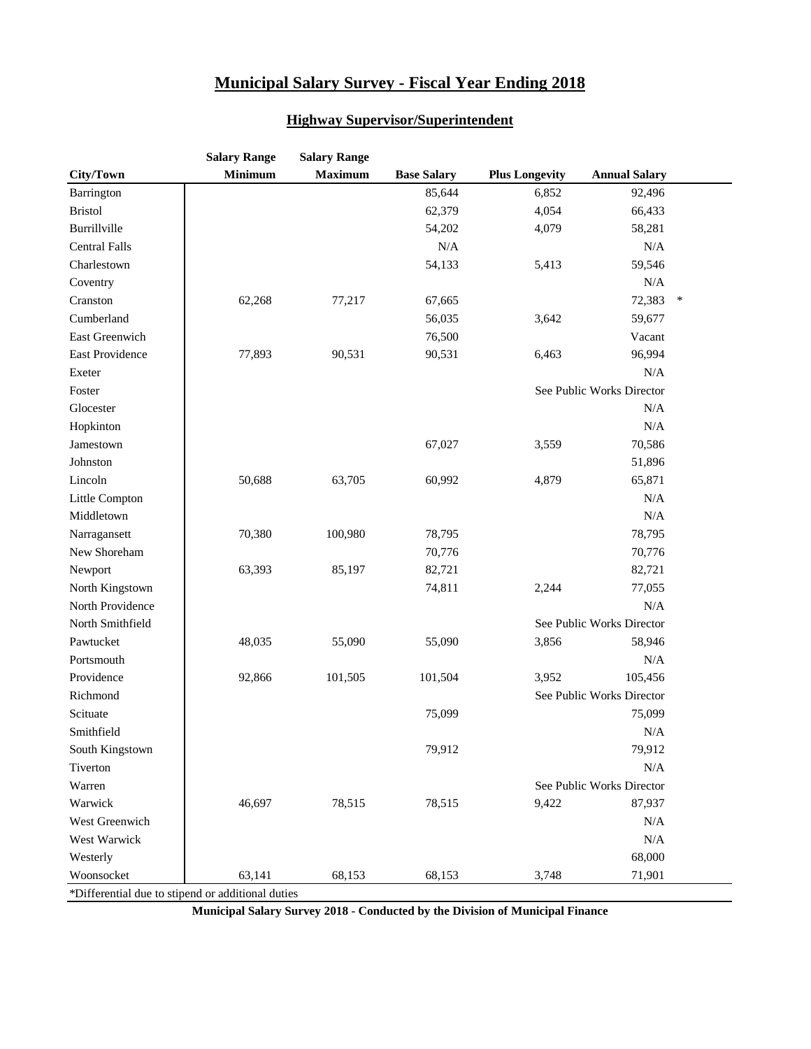# Municipal Salary Survey - Fiscal Year Ending 2018

## Highway Supervisor/Superintendent

| City/Town | Salary Range Minimum | Salary Range Maximum | Base Salary | Plus Longevity | Annual Salary | |
|---|---|---|---|---|---|---|
| Barrington | | | 85,644 | 6,852 | 92,496 | |
| Bristol | | | 62,379 | 4,054 | 66,433 | |
| Burrillville | | | 54,202 | 4,079 | 58,281 | |
| Central Falls | | | N/A | | N/A | |
| Charlestown | | | 54,133 | 5,413 | 59,546 | |
| Coventry | | | | | N/A | |
| Cranston | 62,268 | 77,217 | 67,665 | | 72,383 | * |
| Cumberland | | | 56,035 | 3,642 | 59,677 | |
| East Greenwich | | | 76,500 | | Vacant | |
| East Providence | 77,893 | 90,531 | 90,531 | 6,463 | 96,994 | |
| Exeter | | | | | N/A | |
| Foster | | | | | See Public Works Director | |
| Glocester | | | | | N/A | |
| Hopkinton | | | | | N/A | |
| Jamestown | | | 67,027 | 3,559 | 70,586 | |
| Johnston | | | | | 51,896 | |
| Lincoln | 50,688 | 63,705 | 60,992 | 4,879 | 65,871 | |
| Little Compton | | | | | N/A | |
| Middletown | | | | | N/A | |
| Narragansett | 70,380 | 100,980 | 78,795 | | 78,795 | |
| New Shoreham | | | 70,776 | | 70,776 | |
| Newport | 63,393 | 85,197 | 82,721 | | 82,721 | |
| North Kingstown | | | 74,811 | 2,244 | 77,055 | |
| North Providence | | | | | N/A | |
| North Smithfield | | | | | See Public Works Director | |
| Pawtucket | 48,035 | 55,090 | 55,090 | 3,856 | 58,946 | |
| Portsmouth | | | | | N/A | |
| Providence | 92,866 | 101,505 | 101,504 | 3,952 | 105,456 | |
| Richmond | | | | | See Public Works Director | |
| Scituate | | | 75,099 | | 75,099 | |
| Smithfield | | | | | N/A | |
| South Kingstown | | | 79,912 | | 79,912 | |
| Tiverton | | | | | N/A | |
| Warren | | | | | See Public Works Director | |
| Warwick | 46,697 | 78,515 | 78,515 | 9,422 | 87,937 | |
| West Greenwich | | | | | N/A | |
| West Warwick | | | | | N/A | |
| Westerly | | | | | 68,000 | |
| Woonsocket | 63,141 | 68,153 | 68,153 | 3,748 | 71,901 | |

*Differential due to stipend or additional duties

**Municipal Salary Survey 2018 - Conducted by the Division of Municipal Finance**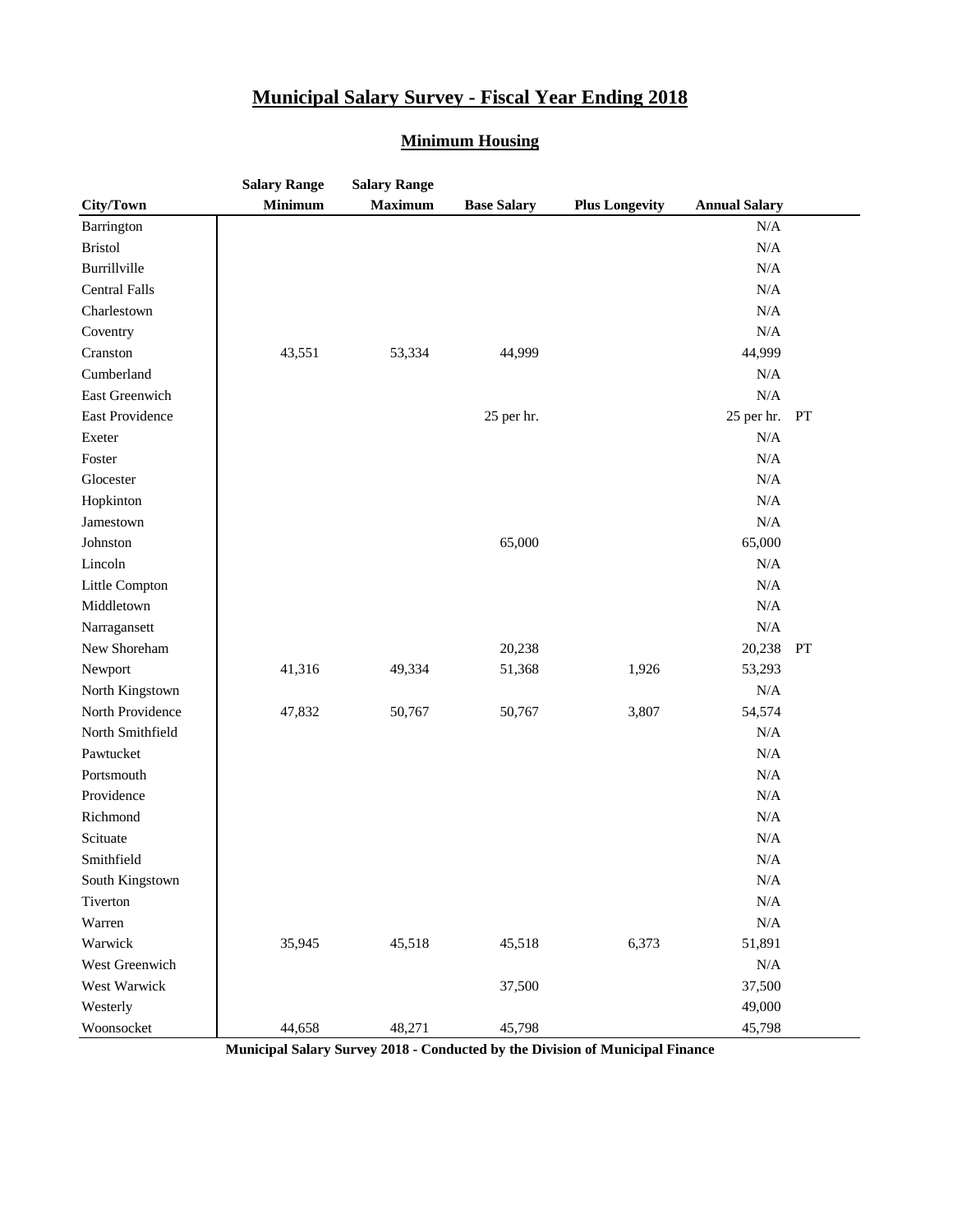# Municipal Salary Survey - Fiscal Year Ending 2018

## Minimum Housing

| City/Town | Salary Range Minimum | Salary Range Maximum | Base Salary | Plus Longevity | Annual Salary | |
|---|---|---|---|---|---|---|
| Barrington | | | | | N/A | |
| Bristol | | | | | N/A | |
| Burrillville | | | | | N/A | |
| Central Falls | | | | | N/A | |
| Charlestown | | | | | N/A | |
| Coventry | | | | | N/A | |
| Cranston | 43,551 | 53,334 | 44,999 | | 44,999 | |
| Cumberland | | | | | N/A | |
| East Greenwich | | | | | N/A | |
| East Providence | | | 25 per hr. | | 25 per hr. | PT |
| Exeter | | | | | N/A | |
| Foster | | | | | N/A | |
| Glocester | | | | | N/A | |
| Hopkinton | | | | | N/A | |
| Jamestown | | | | | N/A | |
| Johnston | | | 65,000 | | 65,000 | |
| Lincoln | | | | | N/A | |
| Little Compton | | | | | N/A | |
| Middletown | | | | | N/A | |
| Narragansett | | | | | N/A | |
| New Shoreham | | | 20,238 | | 20,238 | PT |
| Newport | 41,316 | 49,334 | 51,368 | 1,926 | 53,293 | |
| North Kingstown | | | | | N/A | |
| North Providence | 47,832 | 50,767 | 50,767 | 3,807 | 54,574 | |
| North Smithfield | | | | | N/A | |
| Pawtucket | | | | | N/A | |
| Portsmouth | | | | | N/A | |
| Providence | | | | | N/A | |
| Richmond | | | | | N/A | |
| Scituate | | | | | N/A | |
| Smithfield | | | | | N/A | |
| South Kingstown | | | | | N/A | |
| Tiverton | | | | | N/A | |
| Warren | | | | | N/A | |
| Warwick | 35,945 | 45,518 | 45,518 | 6,373 | 51,891 | |
| West Greenwich | | | | | N/A | |
| West Warwick | | | 37,500 | | 37,500 | |
| Westerly | | | | | 49,000 | |
| Woonsocket | 44,658 | 48,271 | 45,798 | | 45,798 | |

**Municipal Salary Survey 2018 - Conducted by the Division of Municipal Finance**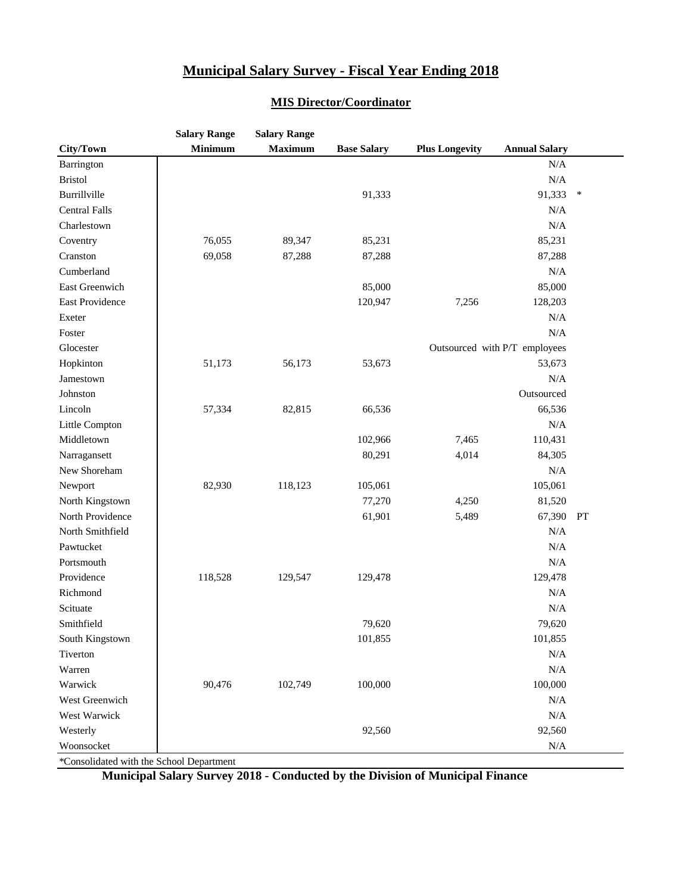# Municipal Salary Survey - Fiscal Year Ending 2018

## MIS Director/Coordinator

| City/Town | Salary Range Minimum | Salary Range Maximum | Base Salary | Plus Longevity | Annual Salary | |
|---|---|---|---|---|---|---|
| Barrington | | | | | N/A | |
| Bristol | | | | | N/A | |
| Burrillville | | | 91,333 | | 91,333 | * |
| Central Falls | | | | | N/A | |
| Charlestown | | | | | N/A | |
| Coventry | 76,055 | 89,347 | 85,231 | | 85,231 | |
| Cranston | 69,058 | 87,288 | 87,288 | | 87,288 | |
| Cumberland | | | | | N/A | |
| East Greenwich | | | 85,000 | | 85,000 | |
| East Providence | | | 120,947 | 7,256 | 128,203 | |
| Exeter | | | | | N/A | |
| Foster | | | | | N/A | |
| Glocester | | | | Outsourced with P/T employees | | |
| Hopkinton | 51,173 | 56,173 | 53,673 | | 53,673 | |
| Jamestown | | | | | N/A | |
| Johnston | | | | | Outsourced | |
| Lincoln | 57,334 | 82,815 | 66,536 | | 66,536 | |
| Little Compton | | | | | N/A | |
| Middletown | | | 102,966 | 7,465 | 110,431 | |
| Narragansett | | | 80,291 | 4,014 | 84,305 | |
| New Shoreham | | | | | N/A | |
| Newport | 82,930 | 118,123 | 105,061 | | 105,061 | |
| North Kingstown | | | 77,270 | 4,250 | 81,520 | |
| North Providence | | | 61,901 | 5,489 | 67,390 | PT |
| North Smithfield | | | | | N/A | |
| Pawtucket | | | | | N/A | |
| Portsmouth | | | | | N/A | |
| Providence | 118,528 | 129,547 | 129,478 | | 129,478 | |
| Richmond | | | | | N/A | |
| Scituate | | | | | N/A | |
| Smithfield | | | 79,620 | | 79,620 | |
| South Kingstown | | | 101,855 | | 101,855 | |
| Tiverton | | | | | N/A | |
| Warren | | | | | N/A | |
| Warwick | 90,476 | 102,749 | 100,000 | | 100,000 | |
| West Greenwich | | | | | N/A | |
| West Warwick | | | | | N/A | |
| Westerly | | | 92,560 | | 92,560 | |
| Woonsocket | | | | | N/A | |

*Consolidated with the School Department

**Municipal Salary Survey 2018 - Conducted by the Division of Municipal Finance**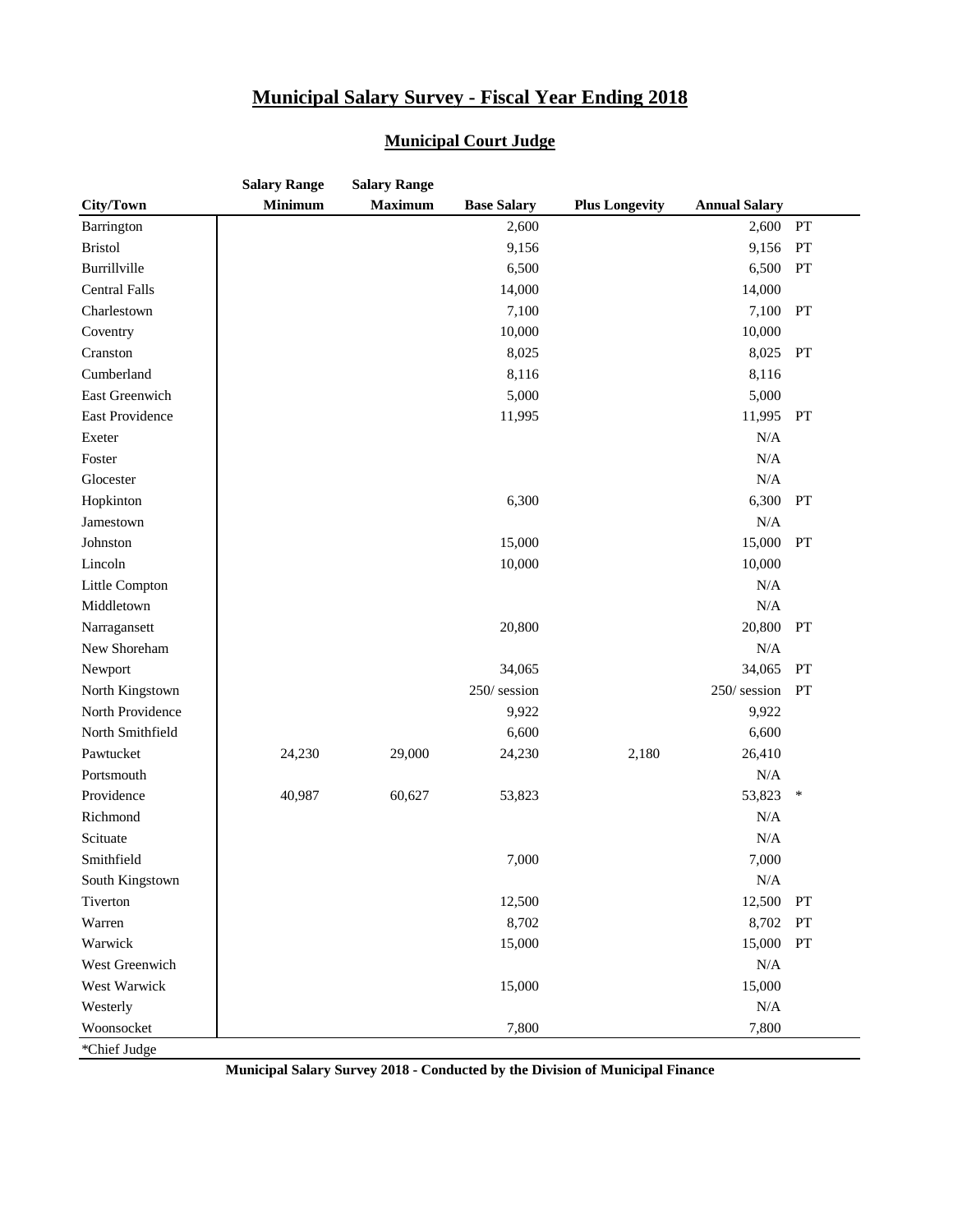# Municipal Salary Survey - Fiscal Year Ending 2018

## Municipal Court Judge

| City/Town | Salary Range Minimum | Salary Range Maximum | Base Salary | Plus Longevity | Annual Salary | |
|---|---|---|---|---|---|---|
| Barrington | | | 2,600 | | 2,600 | PT |
| Bristol | | | 9,156 | | 9,156 | PT |
| Burrillville | | | 6,500 | | 6,500 | PT |
| Central Falls | | | 14,000 | | 14,000 | |
| Charlestown | | | 7,100 | | 7,100 | PT |
| Coventry | | | 10,000 | | 10,000 | |
| Cranston | | | 8,025 | | 8,025 | PT |
| Cumberland | | | 8,116 | | 8,116 | |
| East Greenwich | | | 5,000 | | 5,000 | |
| East Providence | | | 11,995 | | 11,995 | PT |
| Exeter | | | | | N/A | |
| Foster | | | | | N/A | |
| Glocester | | | | | N/A | |
| Hopkinton | | | 6,300 | | 6,300 | PT |
| Jamestown | | | | | N/A | |
| Johnston | | | 15,000 | | 15,000 | PT |
| Lincoln | | | 10,000 | | 10,000 | |
| Little Compton | | | | | N/A | |
| Middletown | | | | | N/A | |
| Narragansett | | | 20,800 | | 20,800 | PT |
| New Shoreham | | | | | N/A | |
| Newport | | | 34,065 | | 34,065 | PT |
| North Kingstown | | | 250/ session | | 250/ session | PT |
| North Providence | | | 9,922 | | 9,922 | |
| North Smithfield | | | 6,600 | | 6,600 | |
| Pawtucket | 24,230 | 29,000 | 24,230 | 2,180 | 26,410 | |
| Portsmouth | | | | | N/A | |
| Providence | 40,987 | 60,627 | 53,823 | | 53,823 | * |
| Richmond | | | | | N/A | |
| Scituate | | | | | N/A | |
| Smithfield | | | 7,000 | | 7,000 | |
| South Kingstown | | | | | N/A | |
| Tiverton | | | 12,500 | | 12,500 | PT |
| Warren | | | 8,702 | | 8,702 | PT |
| Warwick | | | 15,000 | | 15,000 | PT |
| West Greenwich | | | | | N/A | |
| West Warwick | | | 15,000 | | 15,000 | |
| Westerly | | | | | N/A | |
| Woonsocket | | | 7,800 | | 7,800 | |

*Chief Judge

**Municipal Salary Survey 2018 - Conducted by the Division of Municipal Finance**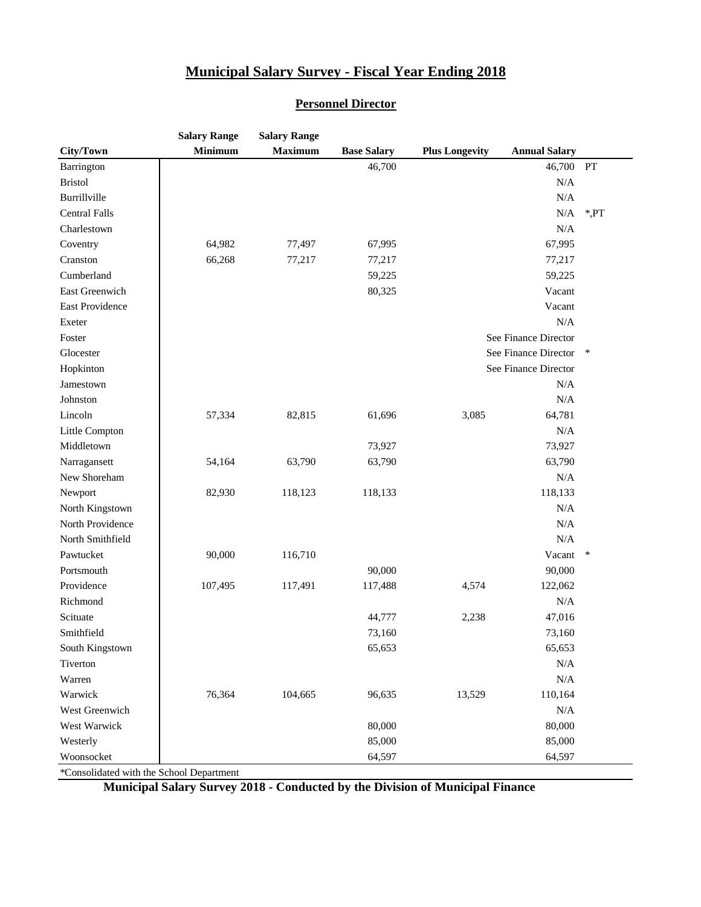# Municipal Salary Survey - Fiscal Year Ending 2018

## Personnel Director

| City/Town | Salary Range Minimum | Salary Range Maximum | Base Salary | Plus Longevity | Annual Salary | |
|---|---|---|---|---|---|---|
| Barrington | | | 46,700 | | 46,700 | PT |
| Bristol | | | | | N/A | |
| Burrillville | | | | | N/A | |
| Central Falls | | | | | N/A | *,PT |
| Charlestown | | | | | N/A | |
| Coventry | 64,982 | 77,497 | 67,995 | | 67,995 | |
| Cranston | 66,268 | 77,217 | 77,217 | | 77,217 | |
| Cumberland | | | 59,225 | | 59,225 | |
| East Greenwich | | | 80,325 | | Vacant | |
| East Providence | | | | | Vacant | |
| Exeter | | | | | N/A | |
| Foster | | | | | See Finance Director | |
| Glocester | | | | | See Finance Director | * |
| Hopkinton | | | | | See Finance Director | |
| Jamestown | | | | | N/A | |
| Johnston | | | | | N/A | |
| Lincoln | 57,334 | 82,815 | 61,696 | 3,085 | 64,781 | |
| Little Compton | | | | | N/A | |
| Middletown | | | 73,927 | | 73,927 | |
| Narragansett | 54,164 | 63,790 | 63,790 | | 63,790 | |
| New Shoreham | | | | | N/A | |
| Newport | 82,930 | 118,123 | 118,133 | | 118,133 | |
| North Kingstown | | | | | N/A | |
| North Providence | | | | | N/A | |
| North Smithfield | | | | | N/A | |
| Pawtucket | 90,000 | 116,710 | | | Vacant | * |
| Portsmouth | | | 90,000 | | 90,000 | |
| Providence | 107,495 | 117,491 | 117,488 | 4,574 | 122,062 | |
| Richmond | | | | | N/A | |
| Scituate | | | 44,777 | 2,238 | 47,016 | |
| Smithfield | | | 73,160 | | 73,160 | |
| South Kingstown | | | 65,653 | | 65,653 | |
| Tiverton | | | | | N/A | |
| Warren | | | | | N/A | |
| Warwick | 76,364 | 104,665 | 96,635 | 13,529 | 110,164 | |
| West Greenwich | | | | | N/A | |
| West Warwick | | | 80,000 | | 80,000 | |
| Westerly | | | 85,000 | | 85,000 | |
| Woonsocket | | | 64,597 | | 64,597 | |

*Consolidated with the School Department

**Municipal Salary Survey 2018 - Conducted by the Division of Municipal Finance**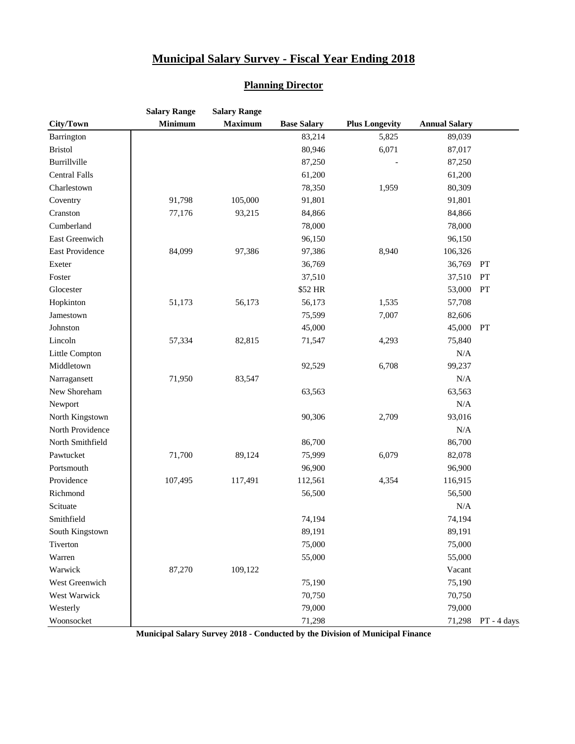# Municipal Salary Survey - Fiscal Year Ending 2018

## Planning Director

| City/Town | Salary Range Minimum | Salary Range Maximum | Base Salary | Plus Longevity | Annual Salary | |
|---|---|---|---|---|---|---|
| Barrington | | | 83,214 | 5,825 | 89,039 | |
| Bristol | | | 80,946 | 6,071 | 87,017 | |
| Burrillville | | | 87,250 | - | 87,250 | |
| Central Falls | | | 61,200 | | 61,200 | |
| Charlestown | | | 78,350 | 1,959 | 80,309 | |
| Coventry | 91,798 | 105,000 | 91,801 | | 91,801 | |
| Cranston | 77,176 | 93,215 | 84,866 | | 84,866 | |
| Cumberland | | | 78,000 | | 78,000 | |
| East Greenwich | | | 96,150 | | 96,150 | |
| East Providence | 84,099 | 97,386 | 97,386 | 8,940 | 106,326 | |
| Exeter | | | 36,769 | | 36,769 | PT |
| Foster | | | 37,510 | | 37,510 | PT |
| Glocester | | | $52 HR | | 53,000 | PT |
| Hopkinton | 51,173 | 56,173 | 56,173 | 1,535 | 57,708 | |
| Jamestown | | | 75,599 | 7,007 | 82,606 | |
| Johnston | | | 45,000 | | 45,000 | PT |
| Lincoln | 57,334 | 82,815 | 71,547 | 4,293 | 75,840 | |
| Little Compton | | | | | N/A | |
| Middletown | | | 92,529 | 6,708 | 99,237 | |
| Narragansett | 71,950 | 83,547 | | | N/A | |
| New Shoreham | | | 63,563 | | 63,563 | |
| Newport | | | | | N/A | |
| North Kingstown | | | 90,306 | 2,709 | 93,016 | |
| North Providence | | | | | N/A | |
| North Smithfield | | | 86,700 | | 86,700 | |
| Pawtucket | 71,700 | 89,124 | 75,999 | 6,079 | 82,078 | |
| Portsmouth | | | 96,900 | | 96,900 | |
| Providence | 107,495 | 117,491 | 112,561 | 4,354 | 116,915 | |
| Richmond | | | 56,500 | | 56,500 | |
| Scituate | | | | | N/A | |
| Smithfield | | | 74,194 | | 74,194 | |
| South Kingstown | | | 89,191 | | 89,191 | |
| Tiverton | | | 75,000 | | 75,000 | |
| Warren | | | 55,000 | | 55,000 | |
| Warwick | 87,270 | 109,122 | | | Vacant | |
| West Greenwich | | | 75,190 | | 75,190 | |
| West Warwick | | | 70,750 | | 70,750 | |
| Westerly | | | 79,000 | | 79,000 | |
| Woonsocket | | | 71,298 | | 71,298 | PT - 4 days |

**Municipal Salary Survey 2018 - Conducted by the Division of Municipal Finance**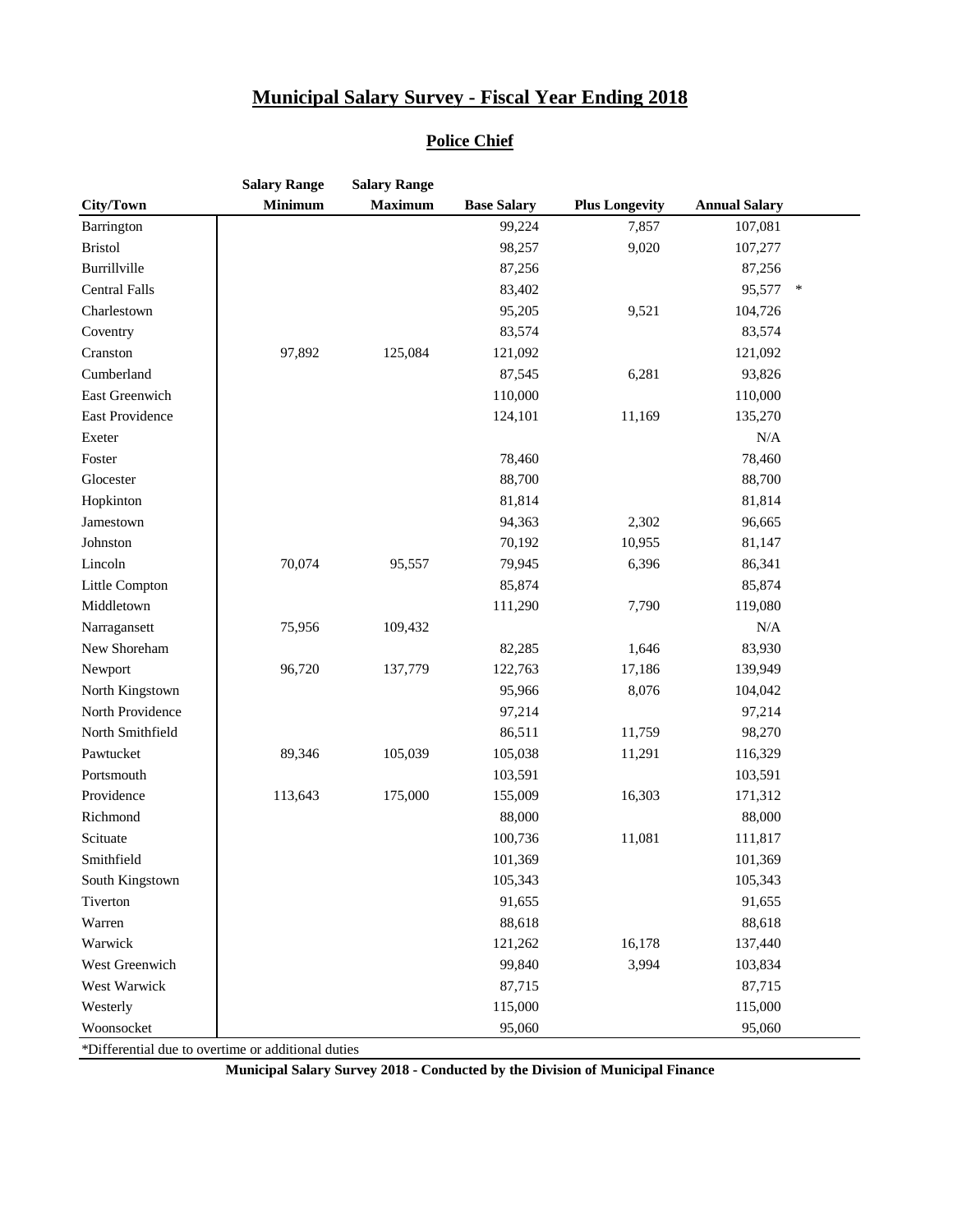# Municipal Salary Survey - Fiscal Year Ending 2018

## Police Chief

| City/Town | Salary Range Minimum | Salary Range Maximum | Base Salary | Plus Longevity | Annual Salary |
|---|---|---|---|---|---|
| Barrington | | | 99,224 | 7,857 | 107,081 |
| Bristol | | | 98,257 | 9,020 | 107,277 |
| Burrillville | | | 87,256 | | 87,256 |
| Central Falls | | | 83,402 | | 95,577 * |
| Charlestown | | | 95,205 | 9,521 | 104,726 |
| Coventry | | | 83,574 | | 83,574 |
| Cranston | 97,892 | 125,084 | 121,092 | | 121,092 |
| Cumberland | | | 87,545 | 6,281 | 93,826 |
| East Greenwich | | | 110,000 | | 110,000 |
| East Providence | | | 124,101 | 11,169 | 135,270 |
| Exeter | | | | | N/A |
| Foster | | | 78,460 | | 78,460 |
| Glocester | | | 88,700 | | 88,700 |
| Hopkinton | | | 81,814 | | 81,814 |
| Jamestown | | | 94,363 | 2,302 | 96,665 |
| Johnston | | | 70,192 | 10,955 | 81,147 |
| Lincoln | 70,074 | 95,557 | 79,945 | 6,396 | 86,341 |
| Little Compton | | | 85,874 | | 85,874 |
| Middletown | | | 111,290 | 7,790 | 119,080 |
| Narragansett | 75,956 | 109,432 | | | N/A |
| New Shoreham | | | 82,285 | 1,646 | 83,930 |
| Newport | 96,720 | 137,779 | 122,763 | 17,186 | 139,949 |
| North Kingstown | | | 95,966 | 8,076 | 104,042 |
| North Providence | | | 97,214 | | 97,214 |
| North Smithfield | | | 86,511 | 11,759 | 98,270 |
| Pawtucket | 89,346 | 105,039 | 105,038 | 11,291 | 116,329 |
| Portsmouth | | | 103,591 | | 103,591 |
| Providence | 113,643 | 175,000 | 155,009 | 16,303 | 171,312 |
| Richmond | | | 88,000 | | 88,000 |
| Scituate | | | 100,736 | 11,081 | 111,817 |
| Smithfield | | | 101,369 | | 101,369 |
| South Kingstown | | | 105,343 | | 105,343 |
| Tiverton | | | 91,655 | | 91,655 |
| Warren | | | 88,618 | | 88,618 |
| Warwick | | | 121,262 | 16,178 | 137,440 |
| West Greenwich | | | 99,840 | 3,994 | 103,834 |
| West Warwick | | | 87,715 | | 87,715 |
| Westerly | | | 115,000 | | 115,000 |
| Woonsocket | | | 95,060 | | 95,060 |

*Differential due to overtime or additional duties

**Municipal Salary Survey 2018 - Conducted by the Division of Municipal Finance**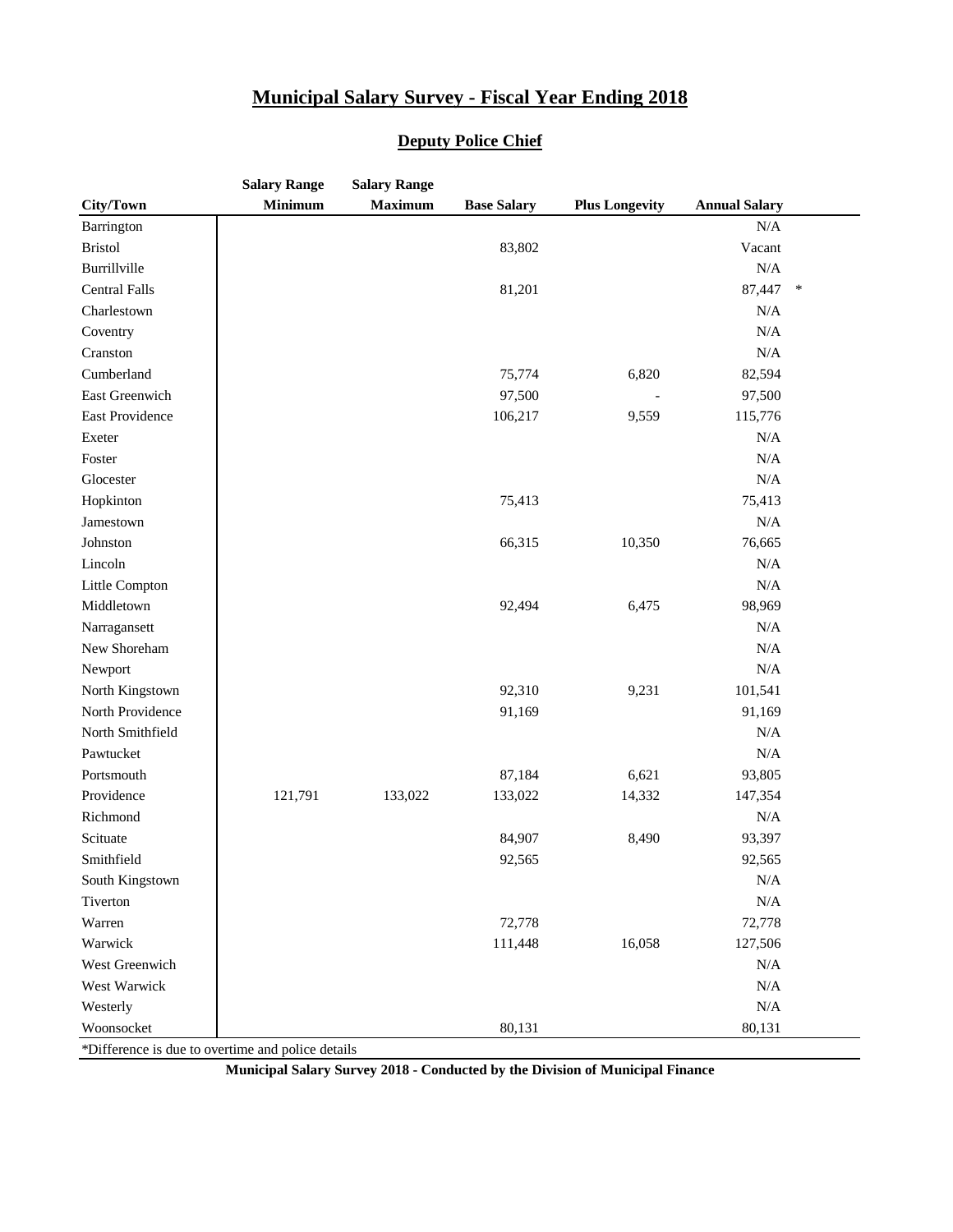# Municipal Salary Survey - Fiscal Year Ending 2018

## Deputy Police Chief

| City/Town | Salary Range Minimum | Salary Range Maximum | Base Salary | Plus Longevity | Annual Salary | |
|---|---|---|---|---|---|---|
| Barrington | | | | | N/A | |
| Bristol | | | 83,802 | | Vacant | |
| Burrillville | | | | | N/A | |
| Central Falls | | | 81,201 | | 87,447 | * |
| Charlestown | | | | | N/A | |
| Coventry | | | | | N/A | |
| Cranston | | | | | N/A | |
| Cumberland | | | 75,774 | 6,820 | 82,594 | |
| East Greenwich | | | 97,500 | - | 97,500 | |
| East Providence | | | 106,217 | 9,559 | 115,776 | |
| Exeter | | | | | N/A | |
| Foster | | | | | N/A | |
| Glocester | | | | | N/A | |
| Hopkinton | | | 75,413 | | 75,413 | |
| Jamestown | | | | | N/A | |
| Johnston | | | 66,315 | 10,350 | 76,665 | |
| Lincoln | | | | | N/A | |
| Little Compton | | | | | N/A | |
| Middletown | | | 92,494 | 6,475 | 98,969 | |
| Narragansett | | | | | N/A | |
| New Shoreham | | | | | N/A | |
| Newport | | | | | N/A | |
| North Kingstown | | | 92,310 | 9,231 | 101,541 | |
| North Providence | | | 91,169 | | 91,169 | |
| North Smithfield | | | | | N/A | |
| Pawtucket | | | | | N/A | |
| Portsmouth | | | 87,184 | 6,621 | 93,805 | |
| Providence | 121,791 | 133,022 | 133,022 | 14,332 | 147,354 | |
| Richmond | | | | | N/A | |
| Scituate | | | 84,907 | 8,490 | 93,397 | |
| Smithfield | | | 92,565 | | 92,565 | |
| South Kingstown | | | | | N/A | |
| Tiverton | | | | | N/A | |
| Warren | | | 72,778 | | 72,778 | |
| Warwick | | | 111,448 | 16,058 | 127,506 | |
| West Greenwich | | | | | N/A | |
| West Warwick | | | | | N/A | |
| Westerly | | | | | N/A | |
| Woonsocket | | | 80,131 | | 80,131 | |

*Difference is due to overtime and police details

**Municipal Salary Survey 2018 - Conducted by the Division of Municipal Finance**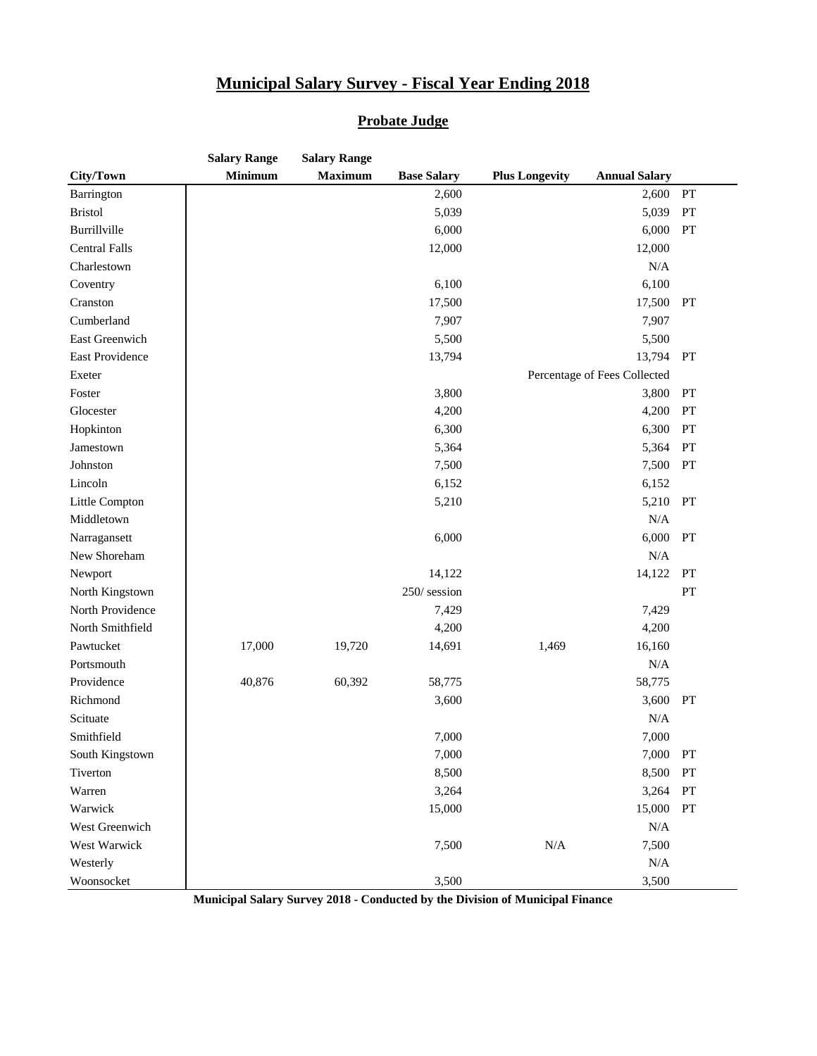# Municipal Salary Survey - Fiscal Year Ending 2018

## Probate Judge

| City/Town | Salary Range Minimum | Salary Range Maximum | Base Salary | Plus Longevity | Annual Salary | |
|---|---|---|---|---|---|---|
| Barrington | | | 2,600 | | 2,600 | PT |
| Bristol | | | 5,039 | | 5,039 | PT |
| Burrillville | | | 6,000 | | 6,000 | PT |
| Central Falls | | | 12,000 | | 12,000 | |
| Charlestown | | | | | N/A | |
| Coventry | | | 6,100 | | 6,100 | |
| Cranston | | | 17,500 | | 17,500 | PT |
| Cumberland | | | 7,907 | | 7,907 | |
| East Greenwich | | | 5,500 | | 5,500 | |
| East Providence | | | 13,794 | | 13,794 | PT |
| Exeter | | | | | Percentage of Fees Collected | |
| Foster | | | 3,800 | | 3,800 | PT |
| Glocester | | | 4,200 | | 4,200 | PT |
| Hopkinton | | | 6,300 | | 6,300 | PT |
| Jamestown | | | 5,364 | | 5,364 | PT |
| Johnston | | | 7,500 | | 7,500 | PT |
| Lincoln | | | 6,152 | | 6,152 | |
| Little Compton | | | 5,210 | | 5,210 | PT |
| Middletown | | | | | N/A | |
| Narragansett | | | 6,000 | | 6,000 | PT |
| New Shoreham | | | | | N/A | |
| Newport | | | 14,122 | | 14,122 | PT |
| North Kingstown | | | 250/ session | | | PT |
| North Providence | | | 7,429 | | 7,429 | |
| North Smithfield | | | 4,200 | | 4,200 | |
| Pawtucket | 17,000 | 19,720 | 14,691 | 1,469 | 16,160 | |
| Portsmouth | | | | | N/A | |
| Providence | 40,876 | 60,392 | 58,775 | | 58,775 | |
| Richmond | | | 3,600 | | 3,600 | PT |
| Scituate | | | | | N/A | |
| Smithfield | | | 7,000 | | 7,000 | |
| South Kingstown | | | 7,000 | | 7,000 | PT |
| Tiverton | | | 8,500 | | 8,500 | PT |
| Warren | | | 3,264 | | 3,264 | PT |
| Warwick | | | 15,000 | | 15,000 | PT |
| West Greenwich | | | | | N/A | |
| West Warwick | | | 7,500 | N/A | 7,500 | |
| Westerly | | | | | N/A | |
| Woonsocket | | | 3,500 | | 3,500 | |

**Municipal Salary Survey 2018 - Conducted by the Division of Municipal Finance**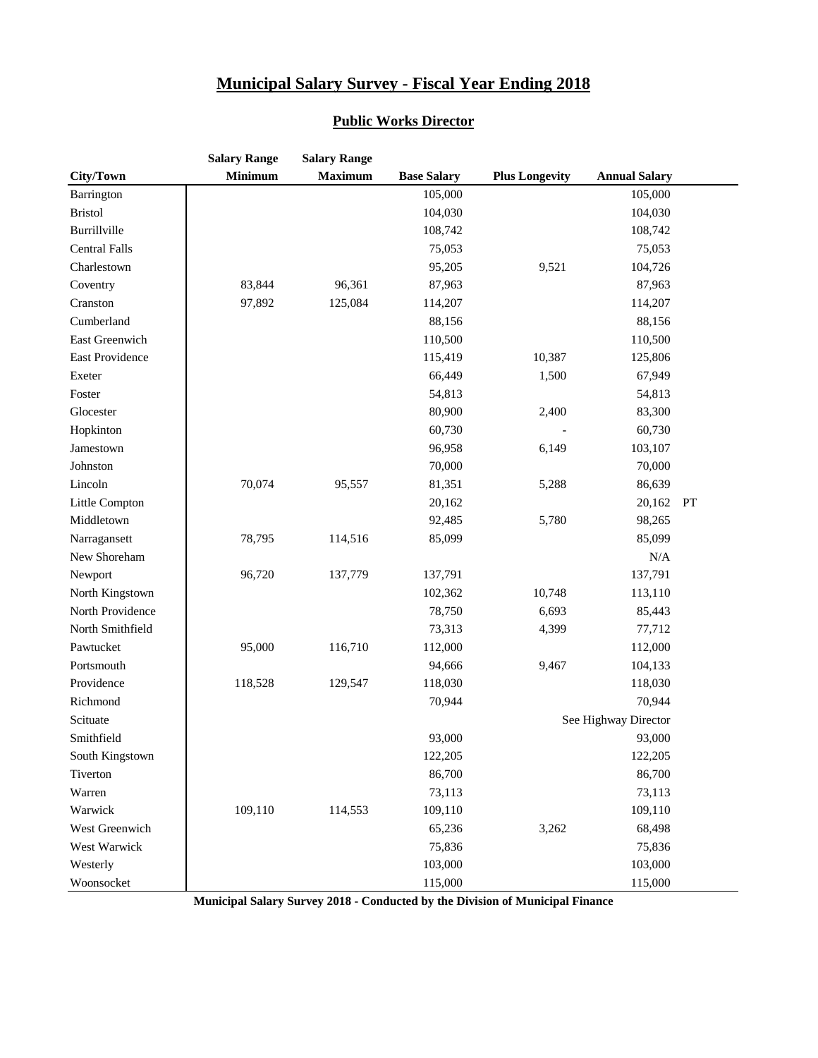# Municipal Salary Survey - Fiscal Year Ending 2018

## Public Works Director

| City/Town | Salary Range Minimum | Salary Range Maximum | Base Salary | Plus Longevity | Annual Salary | |
|---|---|---|---|---|---|---|
| Barrington | | | 105,000 | | 105,000 | |
| Bristol | | | 104,030 | | 104,030 | |
| Burrillville | | | 108,742 | | 108,742 | |
| Central Falls | | | 75,053 | | 75,053 | |
| Charlestown | | | 95,205 | 9,521 | 104,726 | |
| Coventry | 83,844 | 96,361 | 87,963 | | 87,963 | |
| Cranston | 97,892 | 125,084 | 114,207 | | 114,207 | |
| Cumberland | | | 88,156 | | 88,156 | |
| East Greenwich | | | 110,500 | | 110,500 | |
| East Providence | | | 115,419 | 10,387 | 125,806 | |
| Exeter | | | 66,449 | 1,500 | 67,949 | |
| Foster | | | 54,813 | | 54,813 | |
| Glocester | | | 80,900 | 2,400 | 83,300 | |
| Hopkinton | | | 60,730 | - | 60,730 | |
| Jamestown | | | 96,958 | 6,149 | 103,107 | |
| Johnston | | | 70,000 | | 70,000 | |
| Lincoln | 70,074 | 95,557 | 81,351 | 5,288 | 86,639 | |
| Little Compton | | | 20,162 | | 20,162 | PT |
| Middletown | | | 92,485 | 5,780 | 98,265 | |
| Narragansett | 78,795 | 114,516 | 85,099 | | 85,099 | |
| New Shoreham | | | | | N/A | |
| Newport | 96,720 | 137,779 | 137,791 | | 137,791 | |
| North Kingstown | | | 102,362 | 10,748 | 113,110 | |
| North Providence | | | 78,750 | 6,693 | 85,443 | |
| North Smithfield | | | 73,313 | 4,399 | 77,712 | |
| Pawtucket | 95,000 | 116,710 | 112,000 | | 112,000 | |
| Portsmouth | | | 94,666 | 9,467 | 104,133 | |
| Providence | 118,528 | 129,547 | 118,030 | | 118,030 | |
| Richmond | | | 70,944 | | 70,944 | |
| Scituate | | | | | See Highway Director | |
| Smithfield | | | 93,000 | | 93,000 | |
| South Kingstown | | | 122,205 | | 122,205 | |
| Tiverton | | | 86,700 | | 86,700 | |
| Warren | | | 73,113 | | 73,113 | |
| Warwick | 109,110 | 114,553 | 109,110 | | 109,110 | |
| West Greenwich | | | 65,236 | 3,262 | 68,498 | |
| West Warwick | | | 75,836 | | 75,836 | |
| Westerly | | | 103,000 | | 103,000 | |
| Woonsocket | | | 115,000 | | 115,000 | |

**Municipal Salary Survey 2018 - Conducted by the Division of Municipal Finance**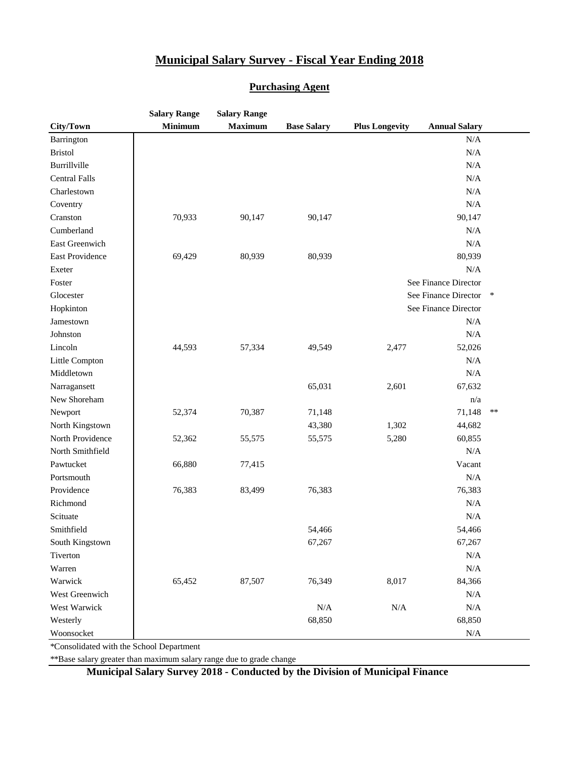# Municipal Salary Survey - Fiscal Year Ending 2018

## Purchasing Agent

| City/Town | Salary Range Minimum | Salary Range Maximum | Base Salary | Plus Longevity | Annual Salary | |
|---|---|---|---|---|---|---|
| Barrington | | | | | N/A | |
| Bristol | | | | | N/A | |
| Burrillville | | | | | N/A | |
| Central Falls | | | | | N/A | |
| Charlestown | | | | | N/A | |
| Coventry | | | | | N/A | |
| Cranston | 70,933 | 90,147 | 90,147 | | 90,147 | |
| Cumberland | | | | | N/A | |
| East Greenwich | | | | | N/A | |
| East Providence | 69,429 | 80,939 | 80,939 | | 80,939 | |
| Exeter | | | | | N/A | |
| Foster | | | | | See Finance Director | |
| Glocester | | | | | See Finance Director | * |
| Hopkinton | | | | | See Finance Director | |
| Jamestown | | | | | N/A | |
| Johnston | | | | | N/A | |
| Lincoln | 44,593 | 57,334 | 49,549 | 2,477 | 52,026 | |
| Little Compton | | | | | N/A | |
| Middletown | | | | | N/A | |
| Narragansett | | | 65,031 | 2,601 | 67,632 | |
| New Shoreham | | | | | n/a | |
| Newport | 52,374 | 70,387 | 71,148 | | 71,148 | ** |
| North Kingstown | | | 43,380 | 1,302 | 44,682 | |
| North Providence | 52,362 | 55,575 | 55,575 | 5,280 | 60,855 | |
| North Smithfield | | | | | N/A | |
| Pawtucket | 66,880 | 77,415 | | | Vacant | |
| Portsmouth | | | | | N/A | |
| Providence | 76,383 | 83,499 | 76,383 | | 76,383 | |
| Richmond | | | | | N/A | |
| Scituate | | | | | N/A | |
| Smithfield | | | 54,466 | | 54,466 | |
| South Kingstown | | | 67,267 | | 67,267 | |
| Tiverton | | | | | N/A | |
| Warren | | | | | N/A | |
| Warwick | 65,452 | 87,507 | 76,349 | 8,017 | 84,366 | |
| West Greenwich | | | | | N/A | |
| West Warwick | | | N/A | N/A | N/A | |
| Westerly | | | 68,850 | | 68,850 | |
| Woonsocket | | | | | N/A | |

*Consolidated with the School Department

**Base salary greater than maximum salary range due to grade change

**Municipal Salary Survey 2018 - Conducted by the Division of Municipal Finance**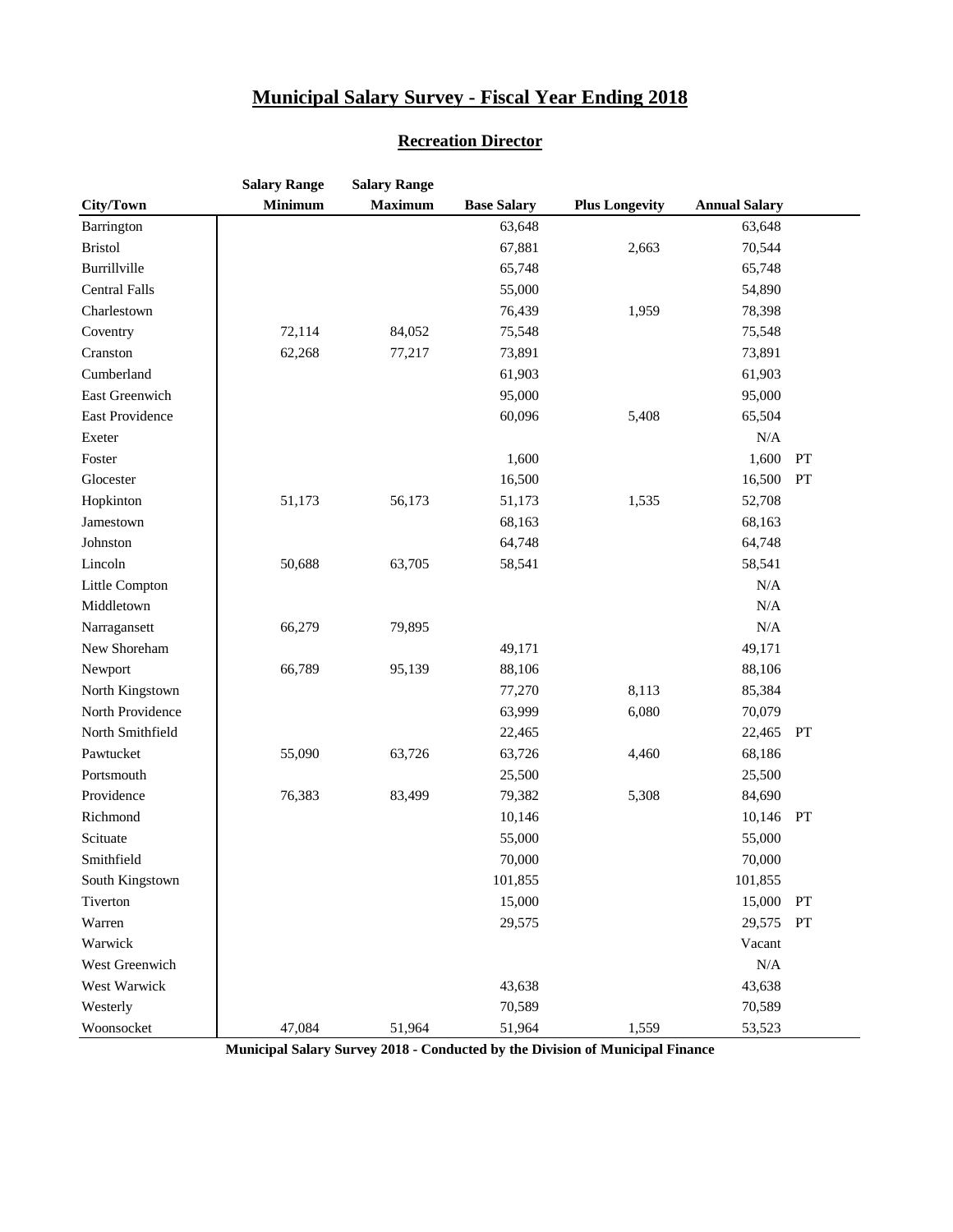# Municipal Salary Survey - Fiscal Year Ending 2018

## Recreation Director

| City/Town | Salary Range Minimum | Salary Range Maximum | Base Salary | Plus Longevity | Annual Salary | |
|---|---|---|---|---|---|---|
| Barrington | | | 63,648 | | 63,648 | |
| Bristol | | | 67,881 | 2,663 | 70,544 | |
| Burrillville | | | 65,748 | | 65,748 | |
| Central Falls | | | 55,000 | | 54,890 | |
| Charlestown | | | 76,439 | 1,959 | 78,398 | |
| Coventry | 72,114 | 84,052 | 75,548 | | 75,548 | |
| Cranston | 62,268 | 77,217 | 73,891 | | 73,891 | |
| Cumberland | | | 61,903 | | 61,903 | |
| East Greenwich | | | 95,000 | | 95,000 | |
| East Providence | | | 60,096 | 5,408 | 65,504 | |
| Exeter | | | | | N/A | |
| Foster | | | 1,600 | | 1,600 | PT |
| Glocester | | | 16,500 | | 16,500 | PT |
| Hopkinton | 51,173 | 56,173 | 51,173 | 1,535 | 52,708 | |
| Jamestown | | | 68,163 | | 68,163 | |
| Johnston | | | 64,748 | | 64,748 | |
| Lincoln | 50,688 | 63,705 | 58,541 | | 58,541 | |
| Little Compton | | | | | N/A | |
| Middletown | | | | | N/A | |
| Narragansett | 66,279 | 79,895 | | | N/A | |
| New Shoreham | | | 49,171 | | 49,171 | |
| Newport | 66,789 | 95,139 | 88,106 | | 88,106 | |
| North Kingstown | | | 77,270 | 8,113 | 85,384 | |
| North Providence | | | 63,999 | 6,080 | 70,079 | |
| North Smithfield | | | 22,465 | | 22,465 | PT |
| Pawtucket | 55,090 | 63,726 | 63,726 | 4,460 | 68,186 | |
| Portsmouth | | | 25,500 | | 25,500 | |
| Providence | 76,383 | 83,499 | 79,382 | 5,308 | 84,690 | |
| Richmond | | | 10,146 | | 10,146 | PT |
| Scituate | | | 55,000 | | 55,000 | |
| Smithfield | | | 70,000 | | 70,000 | |
| South Kingstown | | | 101,855 | | 101,855 | |
| Tiverton | | | 15,000 | | 15,000 | PT |
| Warren | | | 29,575 | | 29,575 | PT |
| Warwick | | | | | Vacant | |
| West Greenwich | | | | | N/A | |
| West Warwick | | | 43,638 | | 43,638 | |
| Westerly | | | 70,589 | | 70,589 | |
| Woonsocket | 47,084 | 51,964 | 51,964 | 1,559 | 53,523 | |

**Municipal Salary Survey 2018 - Conducted by the Division of Municipal Finance**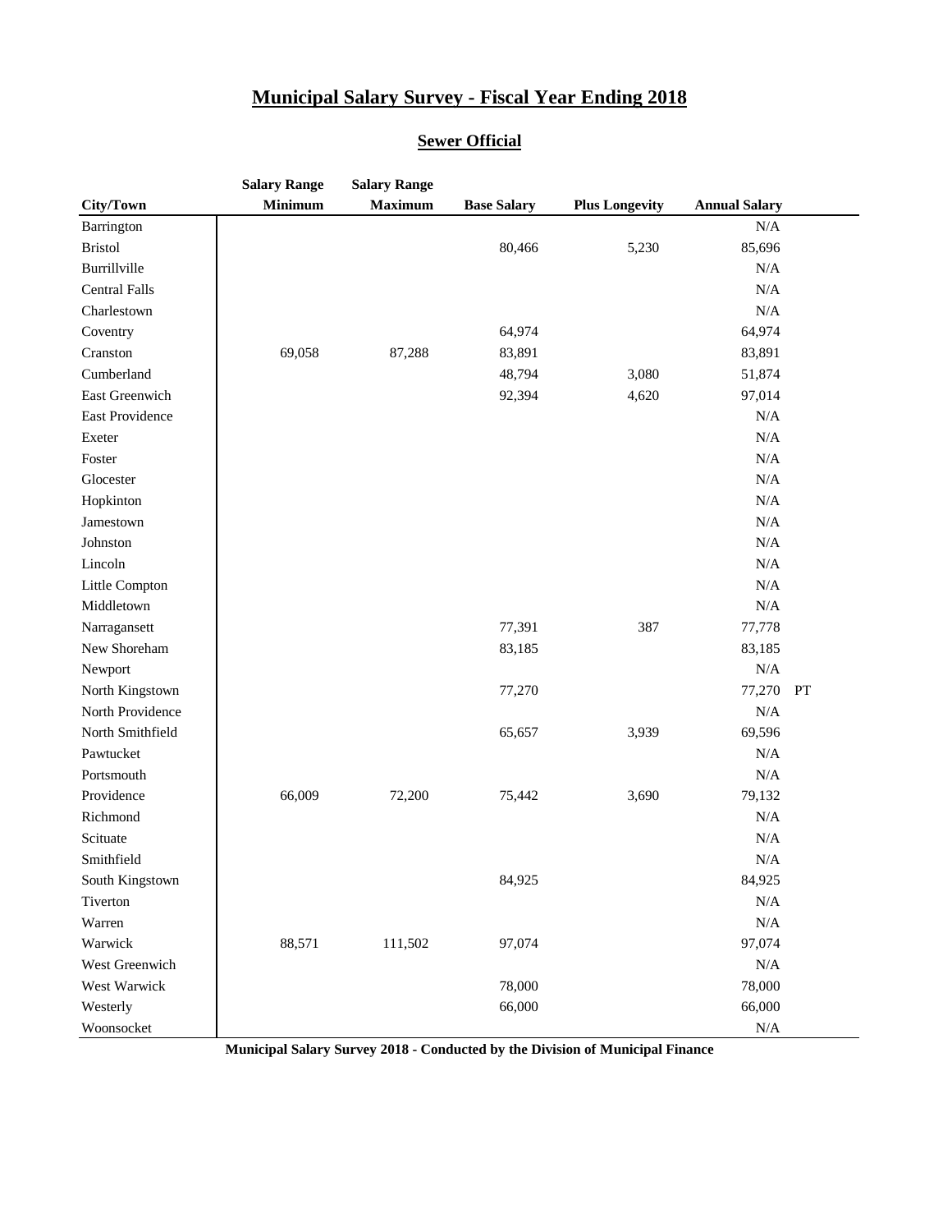# Municipal Salary Survey - Fiscal Year Ending 2018

## Sewer Official

| City/Town | Salary Range Minimum | Salary Range Maximum | Base Salary | Plus Longevity | Annual Salary | |
|---|---|---|---|---|---|---|
| Barrington | | | | | N/A | |
| Bristol | | | 80,466 | 5,230 | 85,696 | |
| Burrillville | | | | | N/A | |
| Central Falls | | | | | N/A | |
| Charlestown | | | | | N/A | |
| Coventry | | | 64,974 | | 64,974 | |
| Cranston | 69,058 | 87,288 | 83,891 | | 83,891 | |
| Cumberland | | | 48,794 | 3,080 | 51,874 | |
| East Greenwich | | | 92,394 | 4,620 | 97,014 | |
| East Providence | | | | | N/A | |
| Exeter | | | | | N/A | |
| Foster | | | | | N/A | |
| Glocester | | | | | N/A | |
| Hopkinton | | | | | N/A | |
| Jamestown | | | | | N/A | |
| Johnston | | | | | N/A | |
| Lincoln | | | | | N/A | |
| Little Compton | | | | | N/A | |
| Middletown | | | | | N/A | |
| Narragansett | | | 77,391 | 387 | 77,778 | |
| New Shoreham | | | 83,185 | | 83,185 | |
| Newport | | | | | N/A | |
| North Kingstown | | | 77,270 | | 77,270 | PT |
| North Providence | | | | | N/A | |
| North Smithfield | | | 65,657 | 3,939 | 69,596 | |
| Pawtucket | | | | | N/A | |
| Portsmouth | | | | | N/A | |
| Providence | 66,009 | 72,200 | 75,442 | 3,690 | 79,132 | |
| Richmond | | | | | N/A | |
| Scituate | | | | | N/A | |
| Smithfield | | | | | N/A | |
| South Kingstown | | | 84,925 | | 84,925 | |
| Tiverton | | | | | N/A | |
| Warren | | | | | N/A | |
| Warwick | 88,571 | 111,502 | 97,074 | | 97,074 | |
| West Greenwich | | | | | N/A | |
| West Warwick | | | 78,000 | | 78,000 | |
| Westerly | | | 66,000 | | 66,000 | |
| Woonsocket | | | | | N/A | |

**Municipal Salary Survey 2018 - Conducted by the Division of Municipal Finance**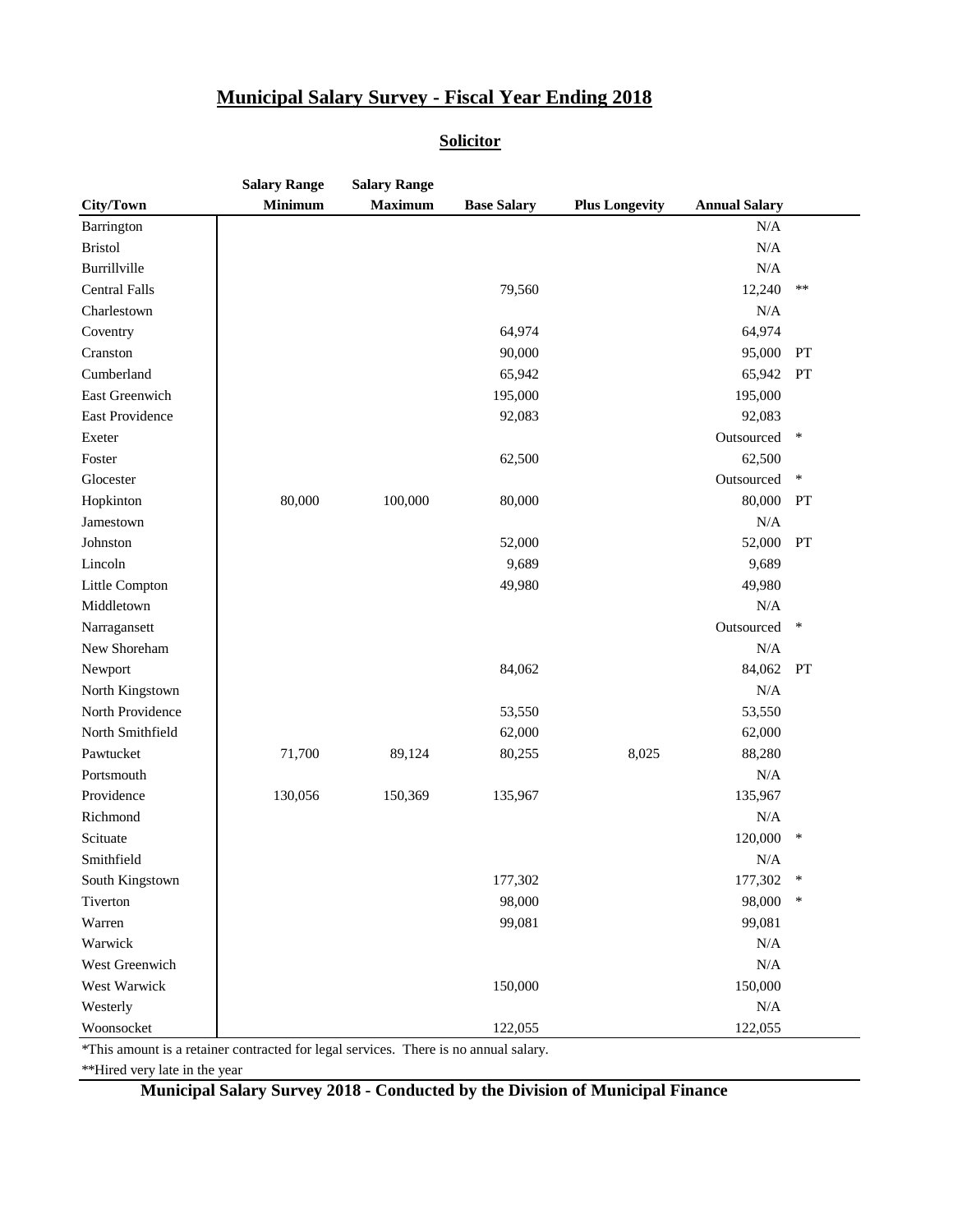# Municipal Salary Survey - Fiscal Year Ending 2018

## Solicitor

| City/Town | Salary Range Minimum | Salary Range Maximum | Base Salary | Plus Longevity | Annual Salary | |
|---|---|---|---|---|---|---|
| Barrington | | | | | N/A | |
| Bristol | | | | | N/A | |
| Burrillville | | | | | N/A | |
| Central Falls | | | 79,560 | | 12,240 | ** |
| Charlestown | | | | | N/A | |
| Coventry | | | 64,974 | | 64,974 | |
| Cranston | | | 90,000 | | 95,000 | PT |
| Cumberland | | | 65,942 | | 65,942 | PT |
| East Greenwich | | | 195,000 | | 195,000 | |
| East Providence | | | 92,083 | | 92,083 | |
| Exeter | | | | | Outsourced | * |
| Foster | | | 62,500 | | 62,500 | |
| Glocester | | | | | Outsourced | * |
| Hopkinton | 80,000 | 100,000 | 80,000 | | 80,000 | PT |
| Jamestown | | | | | N/A | |
| Johnston | | | 52,000 | | 52,000 | PT |
| Lincoln | | | 9,689 | | 9,689 | |
| Little Compton | | | 49,980 | | 49,980 | |
| Middletown | | | | | N/A | |
| Narragansett | | | | | Outsourced | * |
| New Shoreham | | | | | N/A | |
| Newport | | | 84,062 | | 84,062 | PT |
| North Kingstown | | | | | N/A | |
| North Providence | | | 53,550 | | 53,550 | |
| North Smithfield | | | 62,000 | | 62,000 | |
| Pawtucket | 71,700 | 89,124 | 80,255 | 8,025 | 88,280 | |
| Portsmouth | | | | | N/A | |
| Providence | 130,056 | 150,369 | 135,967 | | 135,967 | |
| Richmond | | | | | N/A | |
| Scituate | | | | | 120,000 | * |
| Smithfield | | | | | N/A | |
| South Kingstown | | | 177,302 | | 177,302 | * |
| Tiverton | | | 98,000 | | 98,000 | * |
| Warren | | | 99,081 | | 99,081 | |
| Warwick | | | | | N/A | |
| West Greenwich | | | | | N/A | |
| West Warwick | | | 150,000 | | 150,000 | |
| Westerly | | | | | N/A | |
| Woonsocket | | | 122,055 | | 122,055 | |

*This amount is a retainer contracted for legal services. There is no annual salary.

**Hired very late in the year

**Municipal Salary Survey 2018 - Conducted by the Division of Municipal Finance**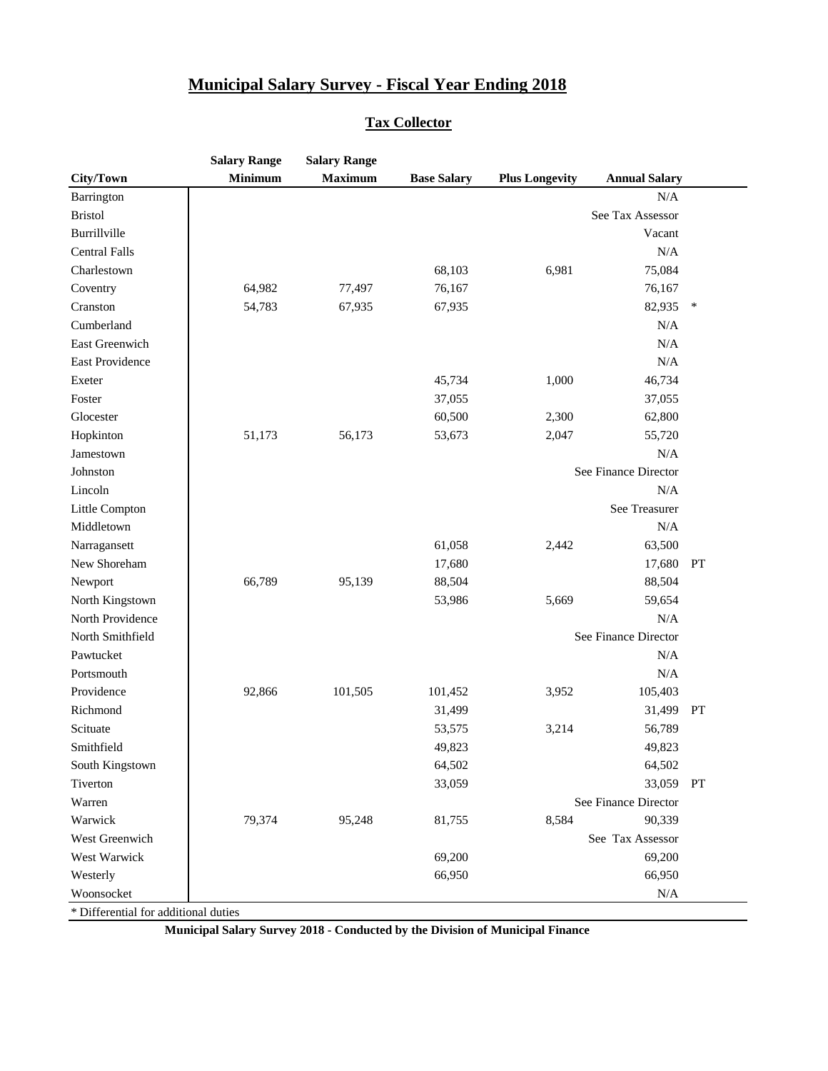# Municipal Salary Survey - Fiscal Year Ending 2018

## Tax Collector

| City/Town | Salary Range Minimum | Salary Range Maximum | Base Salary | Plus Longevity | Annual Salary | |
|---|---|---|---|---|---|---|
| Barrington | | | | | N/A | |
| Bristol | | | | | See Tax Assessor | |
| Burrillville | | | | | Vacant | |
| Central Falls | | | | | N/A | |
| Charlestown | | | 68,103 | 6,981 | 75,084 | |
| Coventry | 64,982 | 77,497 | 76,167 | | 76,167 | |
| Cranston | 54,783 | 67,935 | 67,935 | | 82,935 | * |
| Cumberland | | | | | N/A | |
| East Greenwich | | | | | N/A | |
| East Providence | | | | | N/A | |
| Exeter | | | 45,734 | 1,000 | 46,734 | |
| Foster | | | 37,055 | | 37,055 | |
| Glocester | | | 60,500 | 2,300 | 62,800 | |
| Hopkinton | 51,173 | 56,173 | 53,673 | 2,047 | 55,720 | |
| Jamestown | | | | | N/A | |
| Johnston | | | | | See Finance Director | |
| Lincoln | | | | | N/A | |
| Little Compton | | | | | See Treasurer | |
| Middletown | | | | | N/A | |
| Narragansett | | | 61,058 | 2,442 | 63,500 | |
| New Shoreham | | | 17,680 | | 17,680 | PT |
| Newport | 66,789 | 95,139 | 88,504 | | 88,504 | |
| North Kingstown | | | 53,986 | 5,669 | 59,654 | |
| North Providence | | | | | N/A | |
| North Smithfield | | | | | See Finance Director | |
| Pawtucket | | | | | N/A | |
| Portsmouth | | | | | N/A | |
| Providence | 92,866 | 101,505 | 101,452 | 3,952 | 105,403 | |
| Richmond | | | 31,499 | | 31,499 | PT |
| Scituate | | | 53,575 | 3,214 | 56,789 | |
| Smithfield | | | 49,823 | | 49,823 | |
| South Kingstown | | | 64,502 | | 64,502 | |
| Tiverton | | | 33,059 | | 33,059 | PT |
| Warren | | | | | See Finance Director | |
| Warwick | 79,374 | 95,248 | 81,755 | 8,584 | 90,339 | |
| West Greenwich | | | | | See Tax Assessor | |
| West Warwick | | | 69,200 | | 69,200 | |
| Westerly | | | 66,950 | | 66,950 | |
| Woonsocket | | | | | N/A | |

* Differential for additional duties

**Municipal Salary Survey 2018 - Conducted by the Division of Municipal Finance**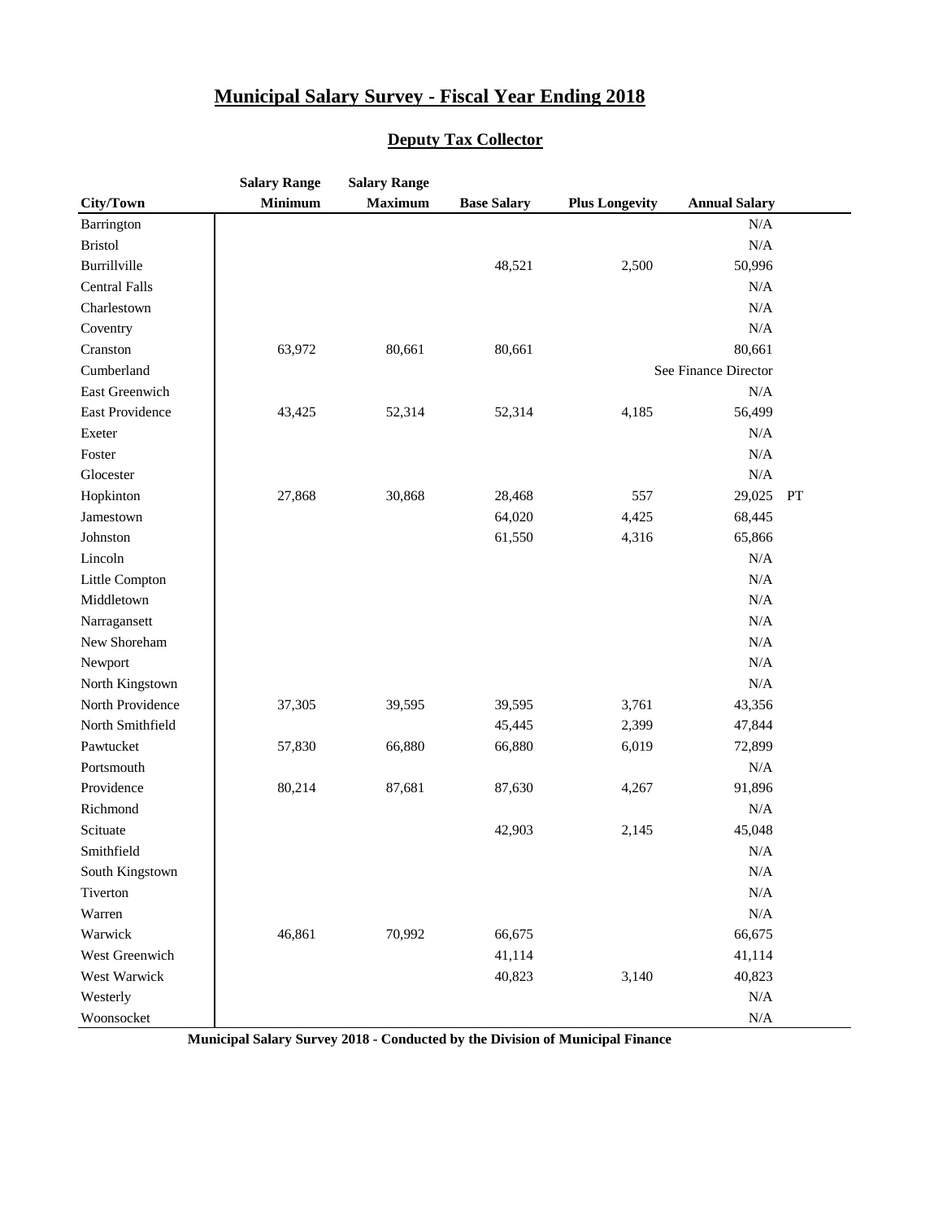# Municipal Salary Survey - Fiscal Year Ending 2018

## Deputy Tax Collector

| City/Town | Salary Range Minimum | Salary Range Maximum | Base Salary | Plus Longevity | Annual Salary | |
|---|---|---|---|---|---|---|
| Barrington | | | | | N/A | |
| Bristol | | | | | N/A | |
| Burrillville | | | 48,521 | 2,500 | 50,996 | |
| Central Falls | | | | | N/A | |
| Charlestown | | | | | N/A | |
| Coventry | | | | | N/A | |
| Cranston | 63,972 | 80,661 | 80,661 | | 80,661 | |
| Cumberland | | | | | See Finance Director | |
| East Greenwich | | | | | N/A | |
| East Providence | 43,425 | 52,314 | 52,314 | 4,185 | 56,499 | |
| Exeter | | | | | N/A | |
| Foster | | | | | N/A | |
| Glocester | | | | | N/A | |
| Hopkinton | 27,868 | 30,868 | 28,468 | 557 | 29,025 | PT |
| Jamestown | | | 64,020 | 4,425 | 68,445 | |
| Johnston | | | 61,550 | 4,316 | 65,866 | |
| Lincoln | | | | | N/A | |
| Little Compton | | | | | N/A | |
| Middletown | | | | | N/A | |
| Narragansett | | | | | N/A | |
| New Shoreham | | | | | N/A | |
| Newport | | | | | N/A | |
| North Kingstown | | | | | N/A | |
| North Providence | 37,305 | 39,595 | 39,595 | 3,761 | 43,356 | |
| North Smithfield | | | 45,445 | 2,399 | 47,844 | |
| Pawtucket | 57,830 | 66,880 | 66,880 | 6,019 | 72,899 | |
| Portsmouth | | | | | N/A | |
| Providence | 80,214 | 87,681 | 87,630 | 4,267 | 91,896 | |
| Richmond | | | | | N/A | |
| Scituate | | | 42,903 | 2,145 | 45,048 | |
| Smithfield | | | | | N/A | |
| South Kingstown | | | | | N/A | |
| Tiverton | | | | | N/A | |
| Warren | | | | | N/A | |
| Warwick | 46,861 | 70,992 | 66,675 | | 66,675 | |
| West Greenwich | | | 41,114 | | 41,114 | |
| West Warwick | | | 40,823 | 3,140 | 40,823 | |
| Westerly | | | | | N/A | |
| Woonsocket | | | | | N/A | |

**Municipal Salary Survey 2018 - Conducted by the Division of Municipal Finance**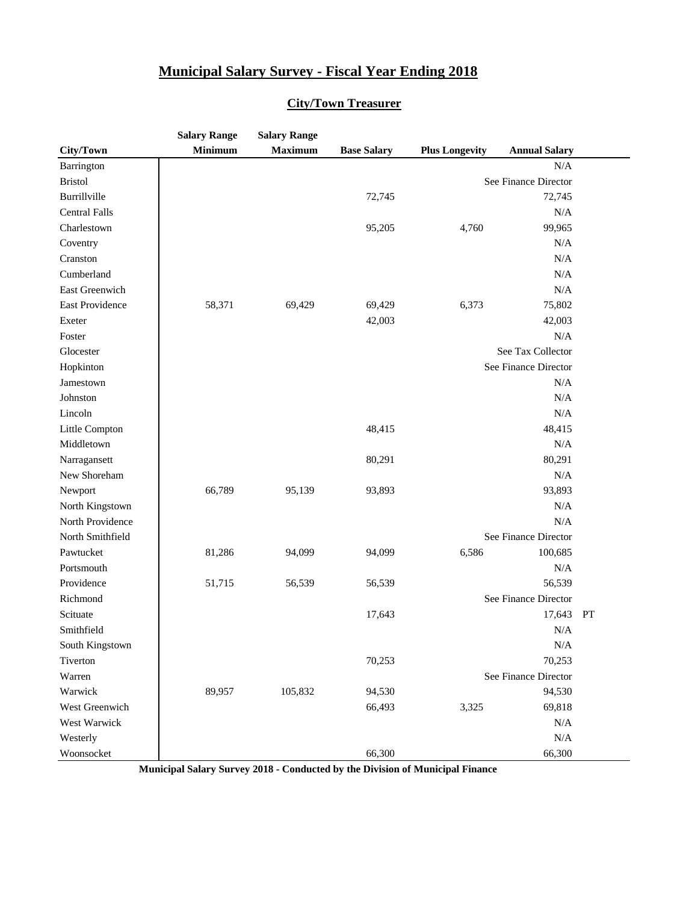# Municipal Salary Survey - Fiscal Year Ending 2018

## City/Town Treasurer

| City/Town | Salary Range Minimum | Salary Range Maximum | Base Salary | Plus Longevity | Annual Salary | |
|---|---|---|---|---|---|---|
| Barrington | | | | | N/A | |
| Bristol | | | | | See Finance Director | |
| Burrillville | | | 72,745 | | 72,745 | |
| Central Falls | | | | | N/A | |
| Charlestown | | | 95,205 | 4,760 | 99,965 | |
| Coventry | | | | | N/A | |
| Cranston | | | | | N/A | |
| Cumberland | | | | | N/A | |
| East Greenwich | | | | | N/A | |
| East Providence | 58,371 | 69,429 | 69,429 | 6,373 | 75,802 | |
| Exeter | | | 42,003 | | 42,003 | |
| Foster | | | | | N/A | |
| Glocester | | | | | See Tax Collector | |
| Hopkinton | | | | | See Finance Director | |
| Jamestown | | | | | N/A | |
| Johnston | | | | | N/A | |
| Lincoln | | | | | N/A | |
| Little Compton | | | 48,415 | | 48,415 | |
| Middletown | | | | | N/A | |
| Narragansett | | | 80,291 | | 80,291 | |
| New Shoreham | | | | | N/A | |
| Newport | 66,789 | 95,139 | 93,893 | | 93,893 | |
| North Kingstown | | | | | N/A | |
| North Providence | | | | | N/A | |
| North Smithfield | | | | | See Finance Director | |
| Pawtucket | 81,286 | 94,099 | 94,099 | 6,586 | 100,685 | |
| Portsmouth | | | | | N/A | |
| Providence | 51,715 | 56,539 | 56,539 | | 56,539 | |
| Richmond | | | | | See Finance Director | |
| Scituate | | | 17,643 | | 17,643 | PT |
| Smithfield | | | | | N/A | |
| South Kingstown | | | | | N/A | |
| Tiverton | | | 70,253 | | 70,253 | |
| Warren | | | | | See Finance Director | |
| Warwick | 89,957 | 105,832 | 94,530 | | 94,530 | |
| West Greenwich | | | 66,493 | 3,325 | 69,818 | |
| West Warwick | | | | | N/A | |
| Westerly | | | | | N/A | |
| Woonsocket | | | 66,300 | | 66,300 | |

**Municipal Salary Survey 2018 - Conducted by the Division of Municipal Finance**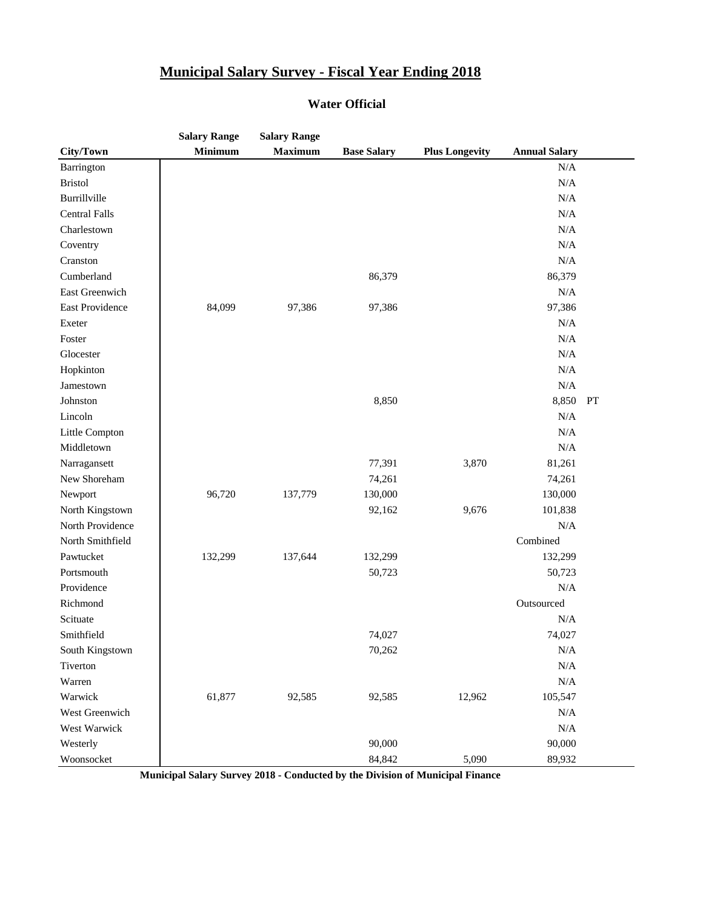# Municipal Salary Survey - Fiscal Year Ending 2018

## Water Official

| City/Town | Salary Range Minimum | Salary Range Maximum | Base Salary | Plus Longevity | Annual Salary | |
|---|---|---|---|---|---|---|
| Barrington | | | | | N/A | |
| Bristol | | | | | N/A | |
| Burrillville | | | | | N/A | |
| Central Falls | | | | | N/A | |
| Charlestown | | | | | N/A | |
| Coventry | | | | | N/A | |
| Cranston | | | | | N/A | |
| Cumberland | | | 86,379 | | 86,379 | |
| East Greenwich | | | | | N/A | |
| East Providence | 84,099 | 97,386 | 97,386 | | 97,386 | |
| Exeter | | | | | N/A | |
| Foster | | | | | N/A | |
| Glocester | | | | | N/A | |
| Hopkinton | | | | | N/A | |
| Jamestown | | | | | N/A | |
| Johnston | | | 8,850 | | 8,850 | PT |
| Lincoln | | | | | N/A | |
| Little Compton | | | | | N/A | |
| Middletown | | | | | N/A | |
| Narragansett | | | 77,391 | 3,870 | 81,261 | |
| New Shoreham | | | 74,261 | | 74,261 | |
| Newport | 96,720 | 137,779 | 130,000 | | 130,000 | |
| North Kingstown | | | 92,162 | 9,676 | 101,838 | |
| North Providence | | | | | N/A | |
| North Smithfield | | | | | Combined | |
| Pawtucket | 132,299 | 137,644 | 132,299 | | 132,299 | |
| Portsmouth | | | 50,723 | | 50,723 | |
| Providence | | | | | N/A | |
| Richmond | | | | | Outsourced | |
| Scituate | | | | | N/A | |
| Smithfield | | | 74,027 | | 74,027 | |
| South Kingstown | | | 70,262 | | N/A | |
| Tiverton | | | | | N/A | |
| Warren | | | | | N/A | |
| Warwick | 61,877 | 92,585 | 92,585 | 12,962 | 105,547 | |
| West Greenwich | | | | | N/A | |
| West Warwick | | | | | N/A | |
| Westerly | | | 90,000 | | 90,000 | |
| Woonsocket | | | 84,842 | 5,090 | 89,932 | |

**Municipal Salary Survey 2018 - Conducted by the Division of Municipal Finance**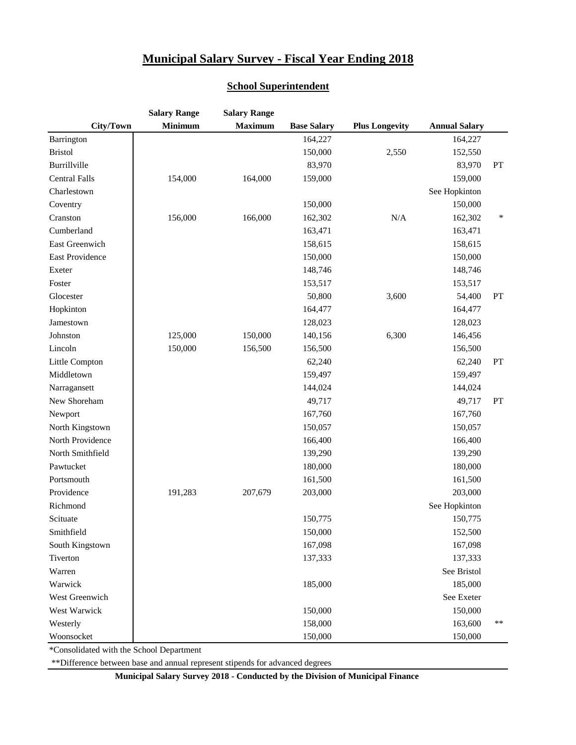# Municipal Salary Survey - Fiscal Year Ending 2018

## School Superintendent

| City/Town | Salary Range Minimum | Salary Range Maximum | Base Salary | Plus Longevity | Annual Salary | |
|---|---|---|---|---|---|---|
| Barrington | | | 164,227 | | 164,227 | |
| Bristol | | | 150,000 | 2,550 | 152,550 | |
| Burrillville | | | 83,970 | | 83,970 | PT |
| Central Falls | 154,000 | 164,000 | 159,000 | | 159,000 | |
| Charlestown | | | | | See Hopkinton | |
| Coventry | | | 150,000 | | 150,000 | |
| Cranston | 156,000 | 166,000 | 162,302 | N/A | 162,302 | * |
| Cumberland | | | 163,471 | | 163,471 | |
| East Greenwich | | | 158,615 | | 158,615 | |
| East Providence | | | 150,000 | | 150,000 | |
| Exeter | | | 148,746 | | 148,746 | |
| Foster | | | 153,517 | | 153,517 | |
| Glocester | | | 50,800 | 3,600 | 54,400 | PT |
| Hopkinton | | | 164,477 | | 164,477 | |
| Jamestown | | | 128,023 | | 128,023 | |
| Johnston | 125,000 | 150,000 | 140,156 | 6,300 | 146,456 | |
| Lincoln | 150,000 | 156,500 | 156,500 | | 156,500 | |
| Little Compton | | | 62,240 | | 62,240 | PT |
| Middletown | | | 159,497 | | 159,497 | |
| Narragansett | | | 144,024 | | 144,024 | |
| New Shoreham | | | 49,717 | | 49,717 | PT |
| Newport | | | 167,760 | | 167,760 | |
| North Kingstown | | | 150,057 | | 150,057 | |
| North Providence | | | 166,400 | | 166,400 | |
| North Smithfield | | | 139,290 | | 139,290 | |
| Pawtucket | | | 180,000 | | 180,000 | |
| Portsmouth | | | 161,500 | | 161,500 | |
| Providence | 191,283 | 207,679 | 203,000 | | 203,000 | |
| Richmond | | | | | See Hopkinton | |
| Scituate | | | 150,775 | | 150,775 | |
| Smithfield | | | 150,000 | | 152,500 | |
| South Kingstown | | | 167,098 | | 167,098 | |
| Tiverton | | | 137,333 | | 137,333 | |
| Warren | | | | | See Bristol | |
| Warwick | | | 185,000 | | 185,000 | |
| West Greenwich | | | | | See Exeter | |
| West Warwick | | | 150,000 | | 150,000 | |
| Westerly | | | 158,000 | | 163,600 | ** |
| Woonsocket | | | 150,000 | | 150,000 | |

*Consolidated with the School Department

**Difference between base and annual represent stipends for advanced degrees

**Municipal Salary Survey 2018 - Conducted by the Division of Municipal Finance**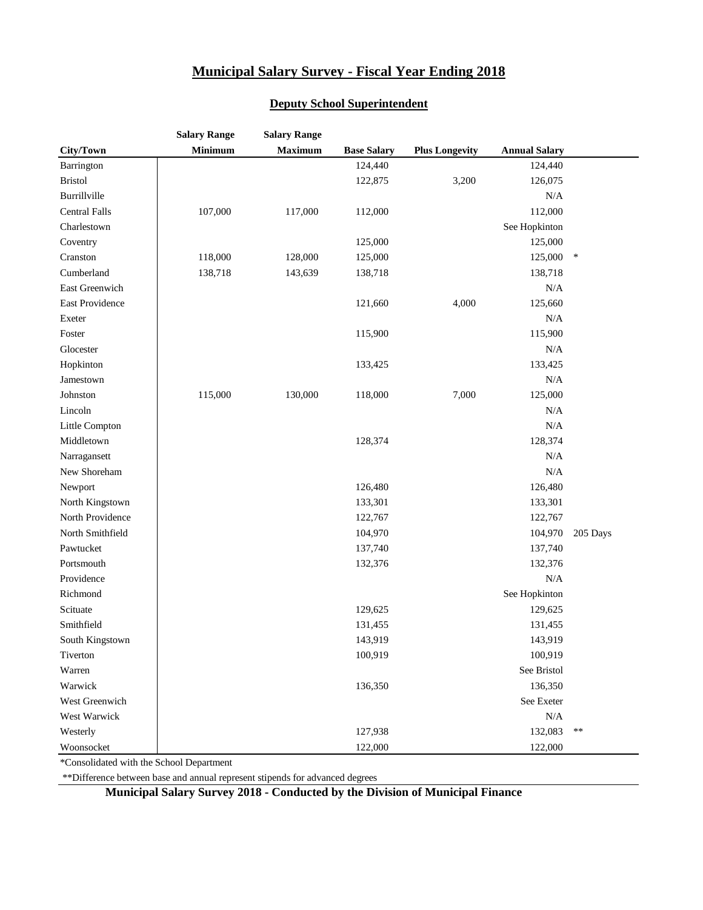# Municipal Salary Survey - Fiscal Year Ending 2018

## Deputy School Superintendent

| City/Town | Salary Range Minimum | Salary Range Maximum | Base Salary | Plus Longevity | Annual Salary | |
|---|---|---|---|---|---|---|
| Barrington | | | 124,440 | | 124,440 | |
| Bristol | | | 122,875 | 3,200 | 126,075 | |
| Burrillville | | | | | N/A | |
| Central Falls | 107,000 | 117,000 | 112,000 | | 112,000 | |
| Charlestown | | | | | See Hopkinton | |
| Coventry | | | 125,000 | | 125,000 | |
| Cranston | 118,000 | 128,000 | 125,000 | | 125,000 | * |
| Cumberland | 138,718 | 143,639 | 138,718 | | 138,718 | |
| East Greenwich | | | | | N/A | |
| East Providence | | | 121,660 | 4,000 | 125,660 | |
| Exeter | | | | | N/A | |
| Foster | | | 115,900 | | 115,900 | |
| Glocester | | | | | N/A | |
| Hopkinton | | | 133,425 | | 133,425 | |
| Jamestown | | | | | N/A | |
| Johnston | 115,000 | 130,000 | 118,000 | 7,000 | 125,000 | |
| Lincoln | | | | | N/A | |
| Little Compton | | | | | N/A | |
| Middletown | | | 128,374 | | 128,374 | |
| Narragansett | | | | | N/A | |
| New Shoreham | | | | | N/A | |
| Newport | | | 126,480 | | 126,480 | |
| North Kingstown | | | 133,301 | | 133,301 | |
| North Providence | | | 122,767 | | 122,767 | |
| North Smithfield | | | 104,970 | | 104,970 | 205 Days |
| Pawtucket | | | 137,740 | | 137,740 | |
| Portsmouth | | | 132,376 | | 132,376 | |
| Providence | | | | | N/A | |
| Richmond | | | | | See Hopkinton | |
| Scituate | | | 129,625 | | 129,625 | |
| Smithfield | | | 131,455 | | 131,455 | |
| South Kingstown | | | 143,919 | | 143,919 | |
| Tiverton | | | 100,919 | | 100,919 | |
| Warren | | | | | See Bristol | |
| Warwick | | | 136,350 | | 136,350 | |
| West Greenwich | | | | | See Exeter | |
| West Warwick | | | | | N/A | |
| Westerly | | | 127,938 | | 132,083 | ** |
| Woonsocket | | | 122,000 | | 122,000 | |

*Consolidated with the School Department

**Difference between base and annual represent stipends for advanced degrees

**Municipal Salary Survey 2018 - Conducted by the Division of Municipal Finance**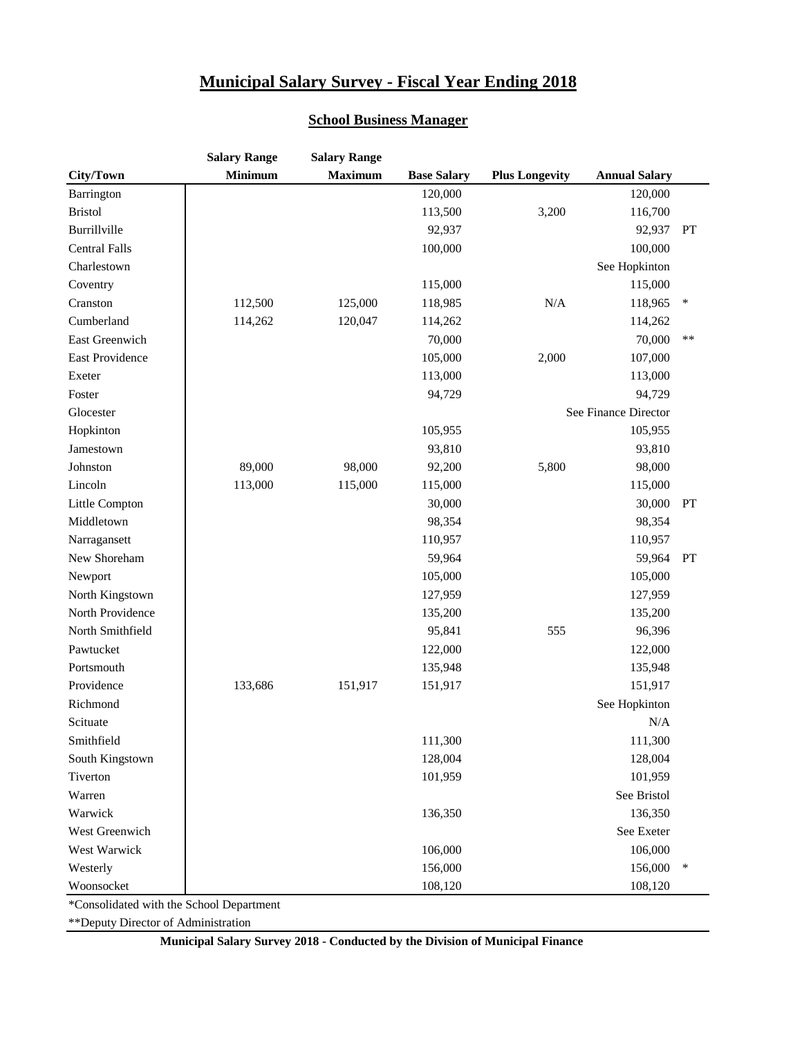# Municipal Salary Survey - Fiscal Year Ending 2018

## School Business Manager

| City/Town | Salary Range Minimum | Salary Range Maximum | Base Salary | Plus Longevity | Annual Salary | |
|---|---|---|---|---|---|---|
| Barrington | | | 120,000 | | 120,000 | |
| Bristol | | | 113,500 | 3,200 | 116,700 | |
| Burrillville | | | 92,937 | | 92,937 | PT |
| Central Falls | | | 100,000 | | 100,000 | |
| Charlestown | | | | | See Hopkinton | |
| Coventry | | | 115,000 | | 115,000 | |
| Cranston | 112,500 | 125,000 | 118,985 | N/A | 118,965 | * |
| Cumberland | 114,262 | 120,047 | 114,262 | | 114,262 | |
| East Greenwich | | | 70,000 | | 70,000 | ** |
| East Providence | | | 105,000 | 2,000 | 107,000 | |
| Exeter | | | 113,000 | | 113,000 | |
| Foster | | | 94,729 | | 94,729 | |
| Glocester | | | | | See Finance Director | |
| Hopkinton | | | 105,955 | | 105,955 | |
| Jamestown | | | 93,810 | | 93,810 | |
| Johnston | 89,000 | 98,000 | 92,200 | 5,800 | 98,000 | |
| Lincoln | 113,000 | 115,000 | 115,000 | | 115,000 | |
| Little Compton | | | 30,000 | | 30,000 | PT |
| Middletown | | | 98,354 | | 98,354 | |
| Narragansett | | | 110,957 | | 110,957 | |
| New Shoreham | | | 59,964 | | 59,964 | PT |
| Newport | | | 105,000 | | 105,000 | |
| North Kingstown | | | 127,959 | | 127,959 | |
| North Providence | | | 135,200 | | 135,200 | |
| North Smithfield | | | 95,841 | 555 | 96,396 | |
| Pawtucket | | | 122,000 | | 122,000 | |
| Portsmouth | | | 135,948 | | 135,948 | |
| Providence | 133,686 | 151,917 | 151,917 | | 151,917 | |
| Richmond | | | | | See Hopkinton | |
| Scituate | | | | | N/A | |
| Smithfield | | | 111,300 | | 111,300 | |
| South Kingstown | | | 128,004 | | 128,004 | |
| Tiverton | | | 101,959 | | 101,959 | |
| Warren | | | | | See Bristol | |
| Warwick | | | 136,350 | | 136,350 | |
| West Greenwich | | | | | See Exeter | |
| West Warwick | | | 106,000 | | 106,000 | |
| Westerly | | | 156,000 | | 156,000 | * |
| Woonsocket | | | 108,120 | | 108,120 | |

*Consolidated with the School Department

**Deputy Director of Administration

**Municipal Salary Survey 2018 - Conducted by the Division of Municipal Finance**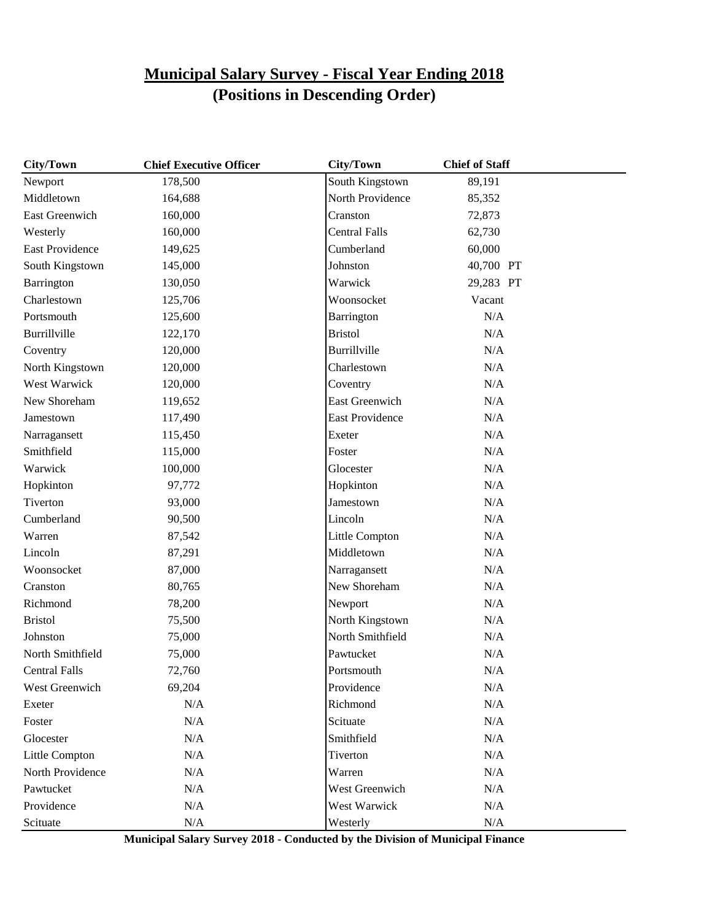# Municipal Salary Survey - Fiscal Year Ending 2018
## (Positions in Descending Order)

| City/Town | Chief Executive Officer | City/Town | Chief of Staff |
|---|---|---|---|
| Newport | 178,500 | South Kingstown | 89,191 |
| Middletown | 164,688 | North Providence | 85,352 |
| East Greenwich | 160,000 | Cranston | 72,873 |
| Westerly | 160,000 | Central Falls | 62,730 |
| East Providence | 149,625 | Cumberland | 60,000 |
| South Kingstown | 145,000 | Johnston | 40,700 PT |
| Barrington | 130,050 | Warwick | 29,283 PT |
| Charlestown | 125,706 | Woonsocket | Vacant |
| Portsmouth | 125,600 | Barrington | N/A |
| Burrillville | 122,170 | Bristol | N/A |
| Coventry | 120,000 | Burrillville | N/A |
| North Kingstown | 120,000 | Charlestown | N/A |
| West Warwick | 120,000 | Coventry | N/A |
| New Shoreham | 119,652 | East Greenwich | N/A |
| Jamestown | 117,490 | East Providence | N/A |
| Narragansett | 115,450 | Exeter | N/A |
| Smithfield | 115,000 | Foster | N/A |
| Warwick | 100,000 | Glocester | N/A |
| Hopkinton | 97,772 | Hopkinton | N/A |
| Tiverton | 93,000 | Jamestown | N/A |
| Cumberland | 90,500 | Lincoln | N/A |
| Warren | 87,542 | Little Compton | N/A |
| Lincoln | 87,291 | Middletown | N/A |
| Woonsocket | 87,000 | Narragansett | N/A |
| Cranston | 80,765 | New Shoreham | N/A |
| Richmond | 78,200 | Newport | N/A |
| Bristol | 75,500 | North Kingstown | N/A |
| Johnston | 75,000 | North Smithfield | N/A |
| North Smithfield | 75,000 | Pawtucket | N/A |
| Central Falls | 72,760 | Portsmouth | N/A |
| West Greenwich | 69,204 | Providence | N/A |
| Exeter | N/A | Richmond | N/A |
| Foster | N/A | Scituate | N/A |
| Glocester | N/A | Smithfield | N/A |
| Little Compton | N/A | Tiverton | N/A |
| North Providence | N/A | Warren | N/A |
| Pawtucket | N/A | West Greenwich | N/A |
| Providence | N/A | West Warwick | N/A |
| Scituate | N/A | Westerly | N/A |

**Municipal Salary Survey 2018 - Conducted by the Division of Municipal Finance**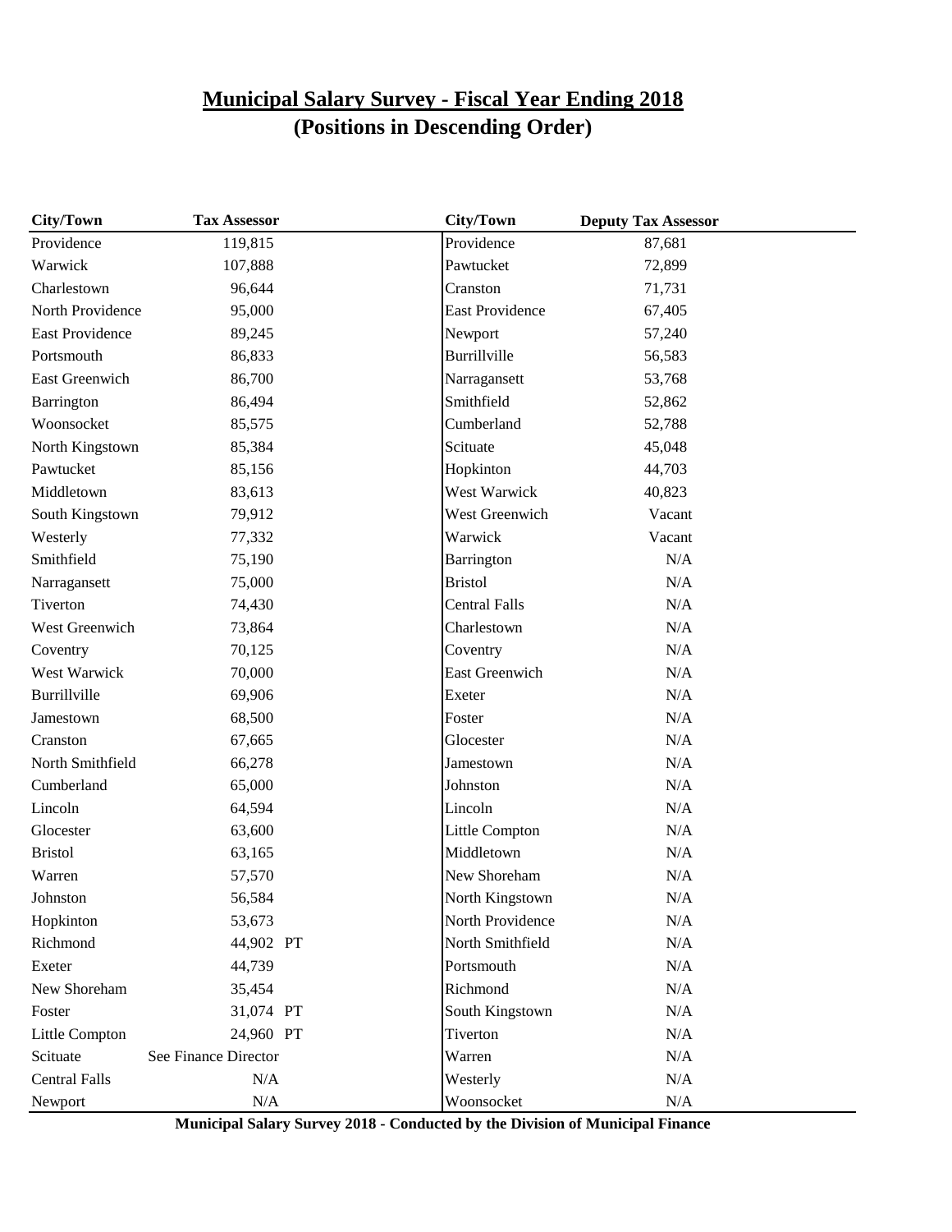# Municipal Salary Survey - Fiscal Year Ending 2018
## (Positions in Descending Order)

| City/Town | Tax Assessor | City/Town | Deputy Tax Assessor |
|---|---|---|---|
| Providence | 119,815 | Providence | 87,681 |
| Warwick | 107,888 | Pawtucket | 72,899 |
| Charlestown | 96,644 | Cranston | 71,731 |
| North Providence | 95,000 | East Providence | 67,405 |
| East Providence | 89,245 | Newport | 57,240 |
| Portsmouth | 86,833 | Burrillville | 56,583 |
| East Greenwich | 86,700 | Narragansett | 53,768 |
| Barrington | 86,494 | Smithfield | 52,862 |
| Woonsocket | 85,575 | Cumberland | 52,788 |
| North Kingstown | 85,384 | Scituate | 45,048 |
| Pawtucket | 85,156 | Hopkinton | 44,703 |
| Middletown | 83,613 | West Warwick | 40,823 |
| South Kingstown | 79,912 | West Greenwich | Vacant |
| Westerly | 77,332 | Warwick | Vacant |
| Smithfield | 75,190 | Barrington | N/A |
| Narragansett | 75,000 | Bristol | N/A |
| Tiverton | 74,430 | Central Falls | N/A |
| West Greenwich | 73,864 | Charlestown | N/A |
| Coventry | 70,125 | Coventry | N/A |
| West Warwick | 70,000 | East Greenwich | N/A |
| Burrillville | 69,906 | Exeter | N/A |
| Jamestown | 68,500 | Foster | N/A |
| Cranston | 67,665 | Glocester | N/A |
| North Smithfield | 66,278 | Jamestown | N/A |
| Cumberland | 65,000 | Johnston | N/A |
| Lincoln | 64,594 | Lincoln | N/A |
| Glocester | 63,600 | Little Compton | N/A |
| Bristol | 63,165 | Middletown | N/A |
| Warren | 57,570 | New Shoreham | N/A |
| Johnston | 56,584 | North Kingstown | N/A |
| Hopkinton | 53,673 | North Providence | N/A |
| Richmond | 44,902 PT | North Smithfield | N/A |
| Exeter | 44,739 | Portsmouth | N/A |
| New Shoreham | 35,454 | Richmond | N/A |
| Foster | 31,074 PT | South Kingstown | N/A |
| Little Compton | 24,960 PT | Tiverton | N/A |
| Scituate | See Finance Director | Warren | N/A |
| Central Falls | N/A | Westerly | N/A |
| Newport | N/A | Woonsocket | N/A |

**Municipal Salary Survey 2018 - Conducted by the Division of Municipal Finance**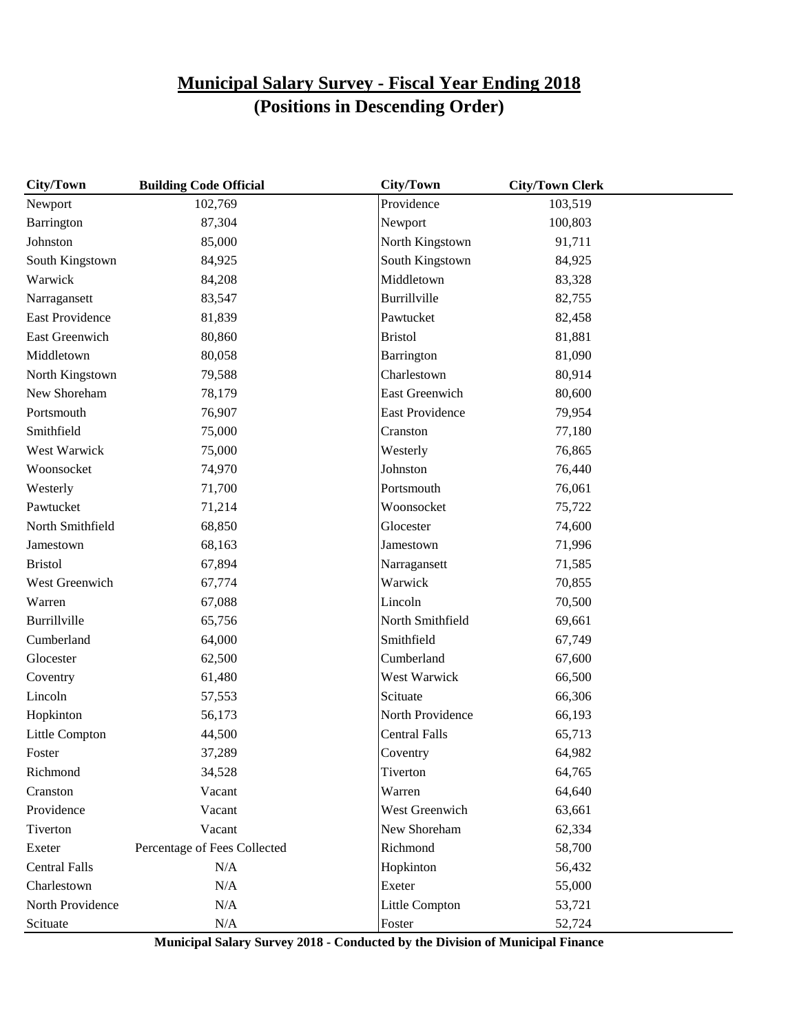# Municipal Salary Survey - Fiscal Year Ending 2018
## (Positions in Descending Order)

| City/Town | Building Code Official | City/Town | City/Town Clerk |
|---|---|---|---|
| Newport | 102,769 | Providence | 103,519 |
| Barrington | 87,304 | Newport | 100,803 |
| Johnston | 85,000 | North Kingstown | 91,711 |
| South Kingstown | 84,925 | South Kingstown | 84,925 |
| Warwick | 84,208 | Middletown | 83,328 |
| Narragansett | 83,547 | Burrillville | 82,755 |
| East Providence | 81,839 | Pawtucket | 82,458 |
| East Greenwich | 80,860 | Bristol | 81,881 |
| Middletown | 80,058 | Barrington | 81,090 |
| North Kingstown | 79,588 | Charlestown | 80,914 |
| New Shoreham | 78,179 | East Greenwich | 80,600 |
| Portsmouth | 76,907 | East Providence | 79,954 |
| Smithfield | 75,000 | Cranston | 77,180 |
| West Warwick | 75,000 | Westerly | 76,865 |
| Woonsocket | 74,970 | Johnston | 76,440 |
| Westerly | 71,700 | Portsmouth | 76,061 |
| Pawtucket | 71,214 | Woonsocket | 75,722 |
| North Smithfield | 68,850 | Glocester | 74,600 |
| Jamestown | 68,163 | Jamestown | 71,996 |
| Bristol | 67,894 | Narragansett | 71,585 |
| West Greenwich | 67,774 | Warwick | 70,855 |
| Warren | 67,088 | Lincoln | 70,500 |
| Burrillville | 65,756 | North Smithfield | 69,661 |
| Cumberland | 64,000 | Smithfield | 67,749 |
| Glocester | 62,500 | Cumberland | 67,600 |
| Coventry | 61,480 | West Warwick | 66,500 |
| Lincoln | 57,553 | Scituate | 66,306 |
| Hopkinton | 56,173 | North Providence | 66,193 |
| Little Compton | 44,500 | Central Falls | 65,713 |
| Foster | 37,289 | Coventry | 64,982 |
| Richmond | 34,528 | Tiverton | 64,765 |
| Cranston | Vacant | Warren | 64,640 |
| Providence | Vacant | West Greenwich | 63,661 |
| Tiverton | Vacant | New Shoreham | 62,334 |
| Exeter | Percentage of Fees Collected | Richmond | 58,700 |
| Central Falls | N/A | Hopkinton | 56,432 |
| Charlestown | N/A | Exeter | 55,000 |
| North Providence | N/A | Little Compton | 53,721 |
| Scituate | N/A | Foster | 52,724 |

**Municipal Salary Survey 2018 - Conducted by the Division of Municipal Finance**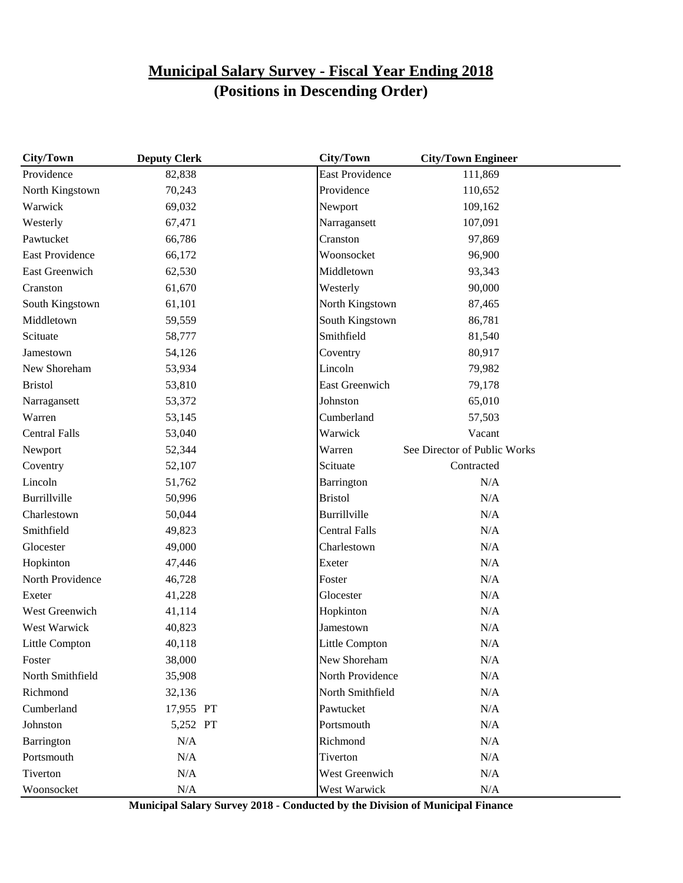# Municipal Salary Survey - Fiscal Year Ending 2018
## (Positions in Descending Order)

| City/Town | Deputy Clerk | City/Town | City/Town Engineer |
|---|---|---|---|
| Providence | 82,838 | East Providence | 111,869 |
| North Kingstown | 70,243 | Providence | 110,652 |
| Warwick | 69,032 | Newport | 109,162 |
| Westerly | 67,471 | Narragansett | 107,091 |
| Pawtucket | 66,786 | Cranston | 97,869 |
| East Providence | 66,172 | Woonsocket | 96,900 |
| East Greenwich | 62,530 | Middletown | 93,343 |
| Cranston | 61,670 | Westerly | 90,000 |
| South Kingstown | 61,101 | North Kingstown | 87,465 |
| Middletown | 59,559 | South Kingstown | 86,781 |
| Scituate | 58,777 | Smithfield | 81,540 |
| Jamestown | 54,126 | Coventry | 80,917 |
| New Shoreham | 53,934 | Lincoln | 79,982 |
| Bristol | 53,810 | East Greenwich | 79,178 |
| Narragansett | 53,372 | Johnston | 65,010 |
| Warren | 53,145 | Cumberland | 57,503 |
| Central Falls | 53,040 | Warwick | Vacant |
| Newport | 52,344 | Warren | See Director of Public Works |
| Coventry | 52,107 | Scituate | Contracted |
| Lincoln | 51,762 | Barrington | N/A |
| Burrillville | 50,996 | Bristol | N/A |
| Charlestown | 50,044 | Burrillville | N/A |
| Smithfield | 49,823 | Central Falls | N/A |
| Glocester | 49,000 | Charlestown | N/A |
| Hopkinton | 47,446 | Exeter | N/A |
| North Providence | 46,728 | Foster | N/A |
| Exeter | 41,228 | Glocester | N/A |
| West Greenwich | 41,114 | Hopkinton | N/A |
| West Warwick | 40,823 | Jamestown | N/A |
| Little Compton | 40,118 | Little Compton | N/A |
| Foster | 38,000 | New Shoreham | N/A |
| North Smithfield | 35,908 | North Providence | N/A |
| Richmond | 32,136 | North Smithfield | N/A |
| Cumberland | 17,955 PT | Pawtucket | N/A |
| Johnston | 5,252 PT | Portsmouth | N/A |
| Barrington | N/A | Richmond | N/A |
| Portsmouth | N/A | Tiverton | N/A |
| Tiverton | N/A | West Greenwich | N/A |
| Woonsocket | N/A | West Warwick | N/A |

**Municipal Salary Survey 2018 - Conducted by the Division of Municipal Finance**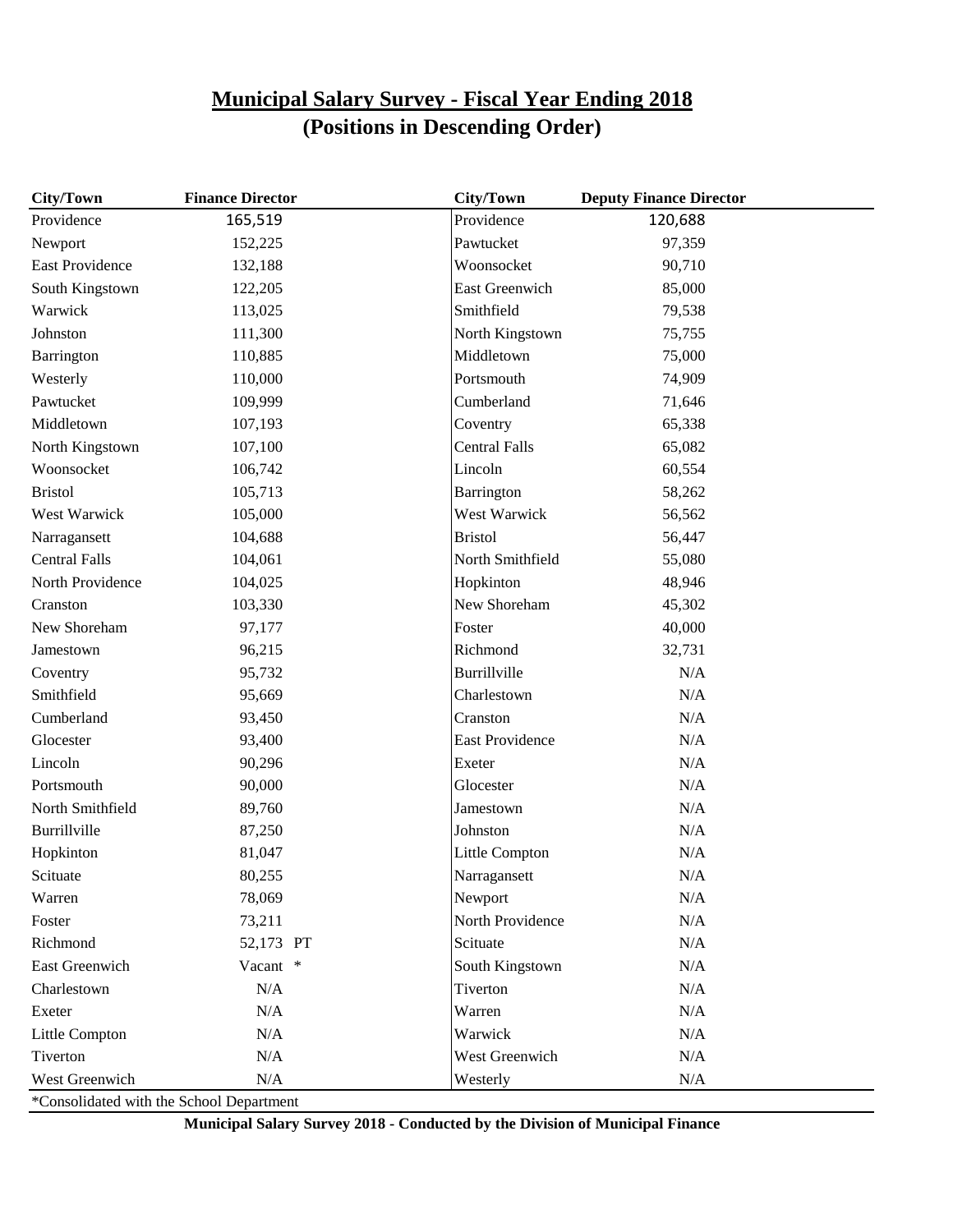# Municipal Salary Survey - Fiscal Year Ending 2018
## (Positions in Descending Order)

| City/Town | Finance Director | City/Town | Deputy Finance Director |
|---|---|---|---|
| Providence | 165,519 | Providence | 120,688 |
| Newport | 152,225 | Pawtucket | 97,359 |
| East Providence | 132,188 | Woonsocket | 90,710 |
| South Kingstown | 122,205 | East Greenwich | 85,000 |
| Warwick | 113,025 | Smithfield | 79,538 |
| Johnston | 111,300 | North Kingstown | 75,755 |
| Barrington | 110,885 | Middletown | 75,000 |
| Westerly | 110,000 | Portsmouth | 74,909 |
| Pawtucket | 109,999 | Cumberland | 71,646 |
| Middletown | 107,193 | Coventry | 65,338 |
| North Kingstown | 107,100 | Central Falls | 65,082 |
| Woonsocket | 106,742 | Lincoln | 60,554 |
| Bristol | 105,713 | Barrington | 58,262 |
| West Warwick | 105,000 | West Warwick | 56,562 |
| Narragansett | 104,688 | Bristol | 56,447 |
| Central Falls | 104,061 | North Smithfield | 55,080 |
| North Providence | 104,025 | Hopkinton | 48,946 |
| Cranston | 103,330 | New Shoreham | 45,302 |
| New Shoreham | 97,177 | Foster | 40,000 |
| Jamestown | 96,215 | Richmond | 32,731 |
| Coventry | 95,732 | Burrillville | N/A |
| Smithfield | 95,669 | Charlestown | N/A |
| Cumberland | 93,450 | Cranston | N/A |
| Glocester | 93,400 | East Providence | N/A |
| Lincoln | 90,296 | Exeter | N/A |
| Portsmouth | 90,000 | Glocester | N/A |
| North Smithfield | 89,760 | Jamestown | N/A |
| Burrillville | 87,250 | Johnston | N/A |
| Hopkinton | 81,047 | Little Compton | N/A |
| Scituate | 80,255 | Narragansett | N/A |
| Warren | 78,069 | Newport | N/A |
| Foster | 73,211 | North Providence | N/A |
| Richmond | 52,173 PT | Scituate | N/A |
| East Greenwich | Vacant * | South Kingstown | N/A |
| Charlestown | N/A | Tiverton | N/A |
| Exeter | N/A | Warren | N/A |
| Little Compton | N/A | Warwick | N/A |
| Tiverton | N/A | West Greenwich | N/A |
| West Greenwich | N/A | Westerly | N/A |

*Consolidated with the School Department

**Municipal Salary Survey 2018 - Conducted by the Division of Municipal Finance**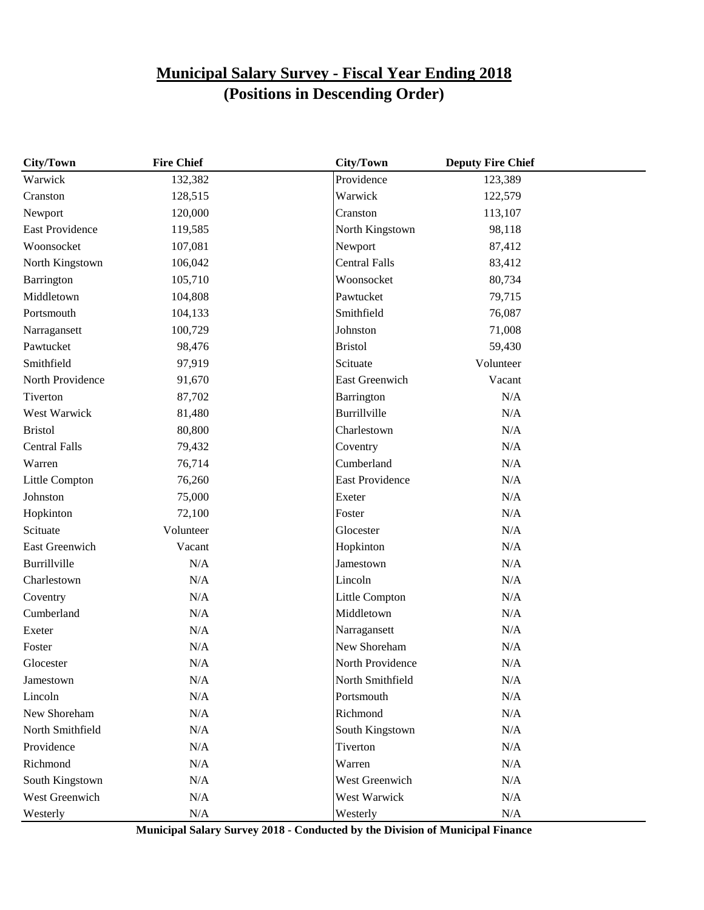# Municipal Salary Survey - Fiscal Year Ending 2018
## (Positions in Descending Order)

| City/Town | Fire Chief | City/Town | Deputy Fire Chief |
|---|---|---|---|
| Warwick | 132,382 | Providence | 123,389 |
| Cranston | 128,515 | Warwick | 122,579 |
| Newport | 120,000 | Cranston | 113,107 |
| East Providence | 119,585 | North Kingstown | 98,118 |
| Woonsocket | 107,081 | Newport | 87,412 |
| North Kingstown | 106,042 | Central Falls | 83,412 |
| Barrington | 105,710 | Woonsocket | 80,734 |
| Middletown | 104,808 | Pawtucket | 79,715 |
| Portsmouth | 104,133 | Smithfield | 76,087 |
| Narragansett | 100,729 | Johnston | 71,008 |
| Pawtucket | 98,476 | Bristol | 59,430 |
| Smithfield | 97,919 | Scituate | Volunteer |
| North Providence | 91,670 | East Greenwich | Vacant |
| Tiverton | 87,702 | Barrington | N/A |
| West Warwick | 81,480 | Burrillville | N/A |
| Bristol | 80,800 | Charlestown | N/A |
| Central Falls | 79,432 | Coventry | N/A |
| Warren | 76,714 | Cumberland | N/A |
| Little Compton | 76,260 | East Providence | N/A |
| Johnston | 75,000 | Exeter | N/A |
| Hopkinton | 72,100 | Foster | N/A |
| Scituate | Volunteer | Glocester | N/A |
| East Greenwich | Vacant | Hopkinton | N/A |
| Burrillville | N/A | Jamestown | N/A |
| Charlestown | N/A | Lincoln | N/A |
| Coventry | N/A | Little Compton | N/A |
| Cumberland | N/A | Middletown | N/A |
| Exeter | N/A | Narragansett | N/A |
| Foster | N/A | New Shoreham | N/A |
| Glocester | N/A | North Providence | N/A |
| Jamestown | N/A | North Smithfield | N/A |
| Lincoln | N/A | Portsmouth | N/A |
| New Shoreham | N/A | Richmond | N/A |
| North Smithfield | N/A | South Kingstown | N/A |
| Providence | N/A | Tiverton | N/A |
| Richmond | N/A | Warren | N/A |
| South Kingstown | N/A | West Greenwich | N/A |
| West Greenwich | N/A | West Warwick | N/A |
| Westerly | N/A | Westerly | N/A |

**Municipal Salary Survey 2018 - Conducted by the Division of Municipal Finance**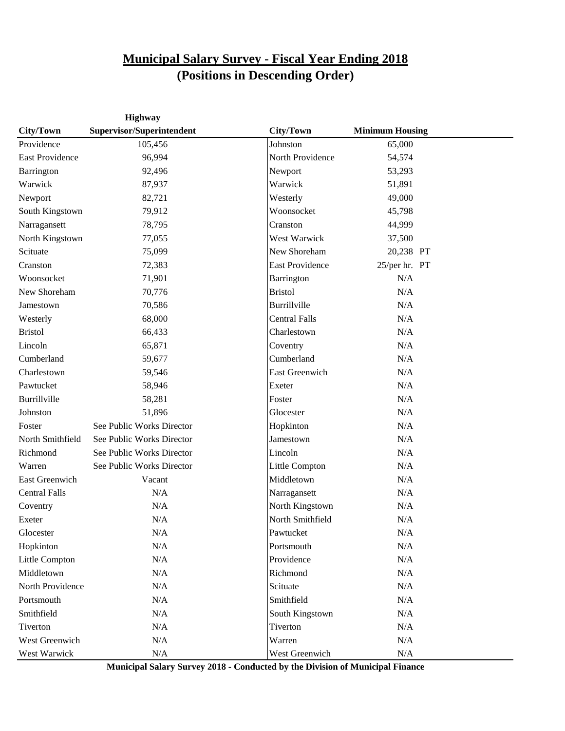# Municipal Salary Survey - Fiscal Year Ending 2018
## (Positions in Descending Order)

| City/Town | Highway Supervisor/Superintendent | City/Town | Minimum Housing |
|---|---|---|---|
| Providence | 105,456 | Johnston | 65,000 |
| East Providence | 96,994 | North Providence | 54,574 |
| Barrington | 92,496 | Newport | 53,293 |
| Warwick | 87,937 | Warwick | 51,891 |
| Newport | 82,721 | Westerly | 49,000 |
| South Kingstown | 79,912 | Woonsocket | 45,798 |
| Narragansett | 78,795 | Cranston | 44,999 |
| North Kingstown | 77,055 | West Warwick | 37,500 |
| Scituate | 75,099 | New Shoreham | 20,238 PT |
| Cranston | 72,383 | East Providence | 25/per hr. PT |
| Woonsocket | 71,901 | Barrington | N/A |
| New Shoreham | 70,776 | Bristol | N/A |
| Jamestown | 70,586 | Burrillville | N/A |
| Westerly | 68,000 | Central Falls | N/A |
| Bristol | 66,433 | Charlestown | N/A |
| Lincoln | 65,871 | Coventry | N/A |
| Cumberland | 59,677 | Cumberland | N/A |
| Charlestown | 59,546 | East Greenwich | N/A |
| Pawtucket | 58,946 | Exeter | N/A |
| Burrillville | 58,281 | Foster | N/A |
| Johnston | 51,896 | Glocester | N/A |
| Foster | See Public Works Director | Hopkinton | N/A |
| North Smithfield | See Public Works Director | Jamestown | N/A |
| Richmond | See Public Works Director | Lincoln | N/A |
| Warren | See Public Works Director | Little Compton | N/A |
| East Greenwich | Vacant | Middletown | N/A |
| Central Falls | N/A | Narragansett | N/A |
| Coventry | N/A | North Kingstown | N/A |
| Exeter | N/A | North Smithfield | N/A |
| Glocester | N/A | Pawtucket | N/A |
| Hopkinton | N/A | Portsmouth | N/A |
| Little Compton | N/A | Providence | N/A |
| Middletown | N/A | Richmond | N/A |
| North Providence | N/A | Scituate | N/A |
| Portsmouth | N/A | Smithfield | N/A |
| Smithfield | N/A | South Kingstown | N/A |
| Tiverton | N/A | Tiverton | N/A |
| West Greenwich | N/A | Warren | N/A |
| West Warwick | N/A | West Greenwich | N/A |

**Municipal Salary Survey 2018 - Conducted by the Division of Municipal Finance**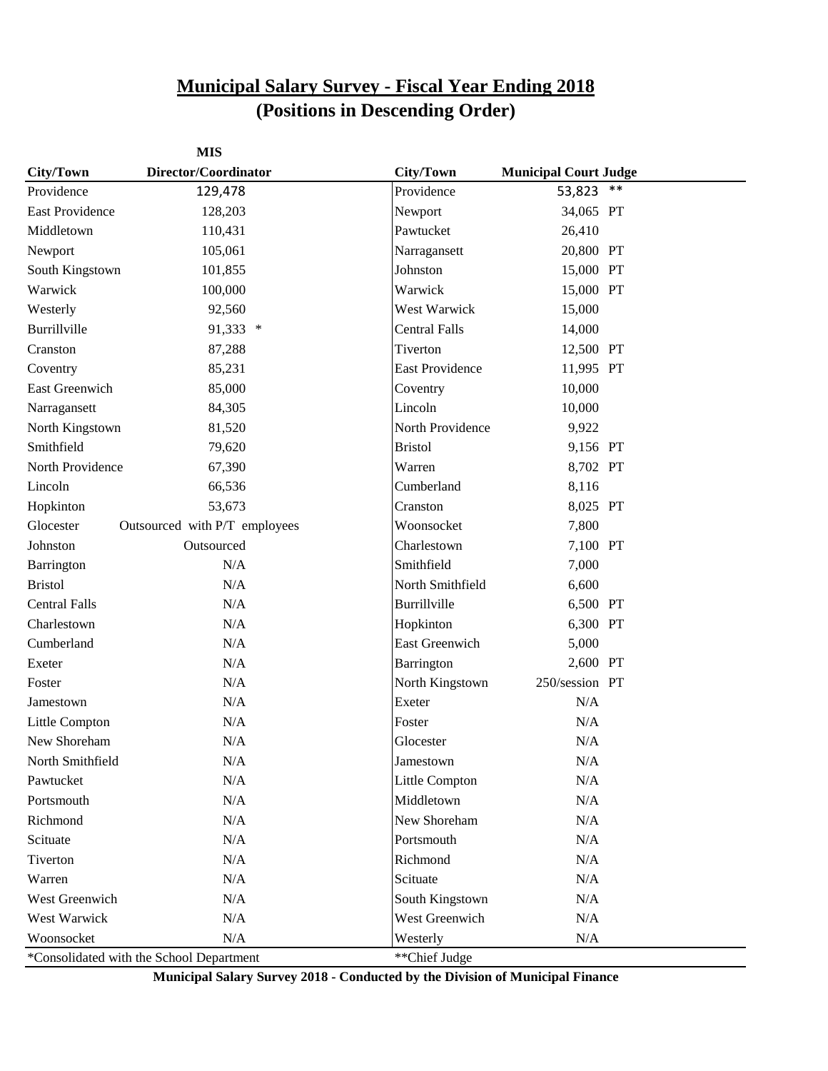# Municipal Salary Survey - Fiscal Year Ending 2018
## (Positions in Descending Order)

| City/Town | MIS Director/Coordinator |
|---|---|
| Providence | 129,478 |
| East Providence | 128,203 |
| Middletown | 110,431 |
| Newport | 105,061 |
| South Kingstown | 101,855 |
| Warwick | 100,000 |
| Westerly | 92,560 |
| Burrillville | 91,333 * |
| Cranston | 87,288 |
| Coventry | 85,231 |
| East Greenwich | 85,000 |
| Narragansett | 84,305 |
| North Kingstown | 81,520 |
| Smithfield | 79,620 |
| North Providence | 67,390 |
| Lincoln | 66,536 |
| Hopkinton | 53,673 |
| Glocester | Outsourced with P/T employees |
| Johnston | Outsourced |
| Barrington | N/A |
| Bristol | N/A |
| Central Falls | N/A |
| Charlestown | N/A |
| Cumberland | N/A |
| Exeter | N/A |
| Foster | N/A |
| Jamestown | N/A |
| Little Compton | N/A |
| New Shoreham | N/A |
| North Smithfield | N/A |
| Pawtucket | N/A |
| Portsmouth | N/A |
| Richmond | N/A |
| Scituate | N/A |
| Tiverton | N/A |
| Warren | N/A |
| West Greenwich | N/A |
| West Warwick | N/A |
| Woonsocket | N/A |

*Consolidated with the School Department

| City/Town | Municipal Court Judge | |
|---|---|---|
| Providence | 53,823 | ** |
| Newport | 34,065 | PT |
| Pawtucket | 26,410 | |
| Narragansett | 20,800 | PT |
| Johnston | 15,000 | PT |
| Warwick | 15,000 | PT |
| West Warwick | 15,000 | |
| Central Falls | 14,000 | |
| Tiverton | 12,500 | PT |
| East Providence | 11,995 | PT |
| Coventry | 10,000 | |
| Lincoln | 10,000 | |
| North Providence | 9,922 | |
| Bristol | 9,156 | PT |
| Warren | 8,702 | PT |
| Cumberland | 8,116 | |
| Cranston | 8,025 | PT |
| Woonsocket | 7,800 | |
| Charlestown | 7,100 | PT |
| Smithfield | 7,000 | |
| North Smithfield | 6,600 | |
| Burrillville | 6,500 | PT |
| Hopkinton | 6,300 | PT |
| East Greenwich | 5,000 | |
| Barrington | 2,600 | PT |
| North Kingstown | 250/session | PT |
| Exeter | N/A | |
| Foster | N/A | |
| Glocester | N/A | |
| Jamestown | N/A | |
| Little Compton | N/A | |
| Middletown | N/A | |
| New Shoreham | N/A | |
| Portsmouth | N/A | |
| Richmond | N/A | |
| Scituate | N/A | |
| South Kingstown | N/A | |
| West Greenwich | N/A | |
| Westerly | N/A | |

**Chief Judge

**Municipal Salary Survey 2018 - Conducted by the Division of Municipal Finance**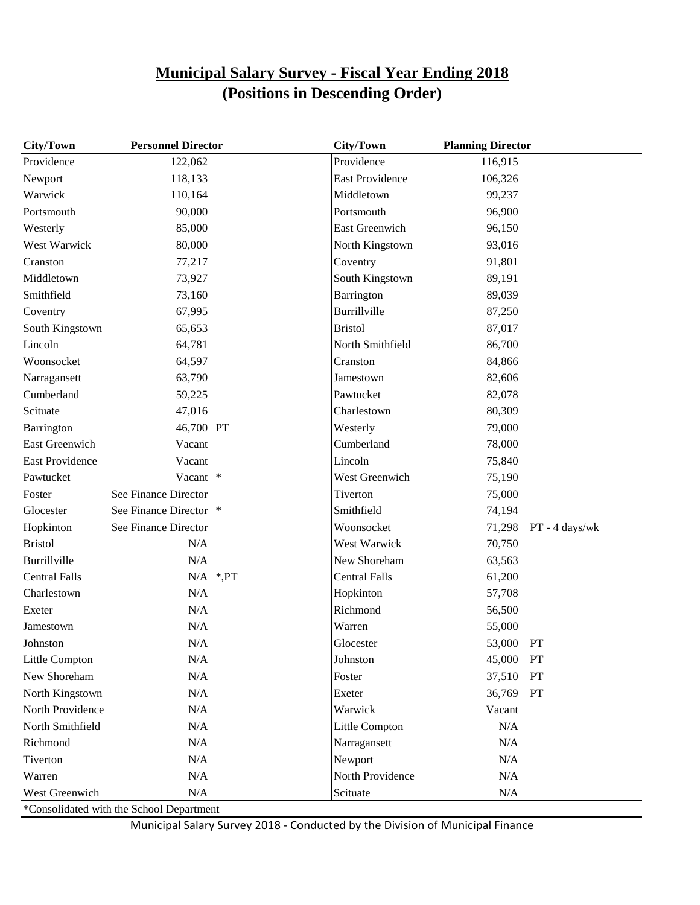# Municipal Salary Survey - Fiscal Year Ending 2018
## (Positions in Descending Order)

| City/Town | Personnel Director | | City/Town | Planning Director | |
|---|---|---|---|---|---|
| Providence | 122,062 | | Providence | 116,915 | |
| Newport | 118,133 | | East Providence | 106,326 | |
| Warwick | 110,164 | | Middletown | 99,237 | |
| Portsmouth | 90,000 | | Portsmouth | 96,900 | |
| Westerly | 85,000 | | East Greenwich | 96,150 | |
| West Warwick | 80,000 | | North Kingstown | 93,016 | |
| Cranston | 77,217 | | Coventry | 91,801 | |
| Middletown | 73,927 | | South Kingstown | 89,191 | |
| Smithfield | 73,160 | | Barrington | 89,039 | |
| Coventry | 67,995 | | Burrillville | 87,250 | |
| South Kingstown | 65,653 | | Bristol | 87,017 | |
| Lincoln | 64,781 | | North Smithfield | 86,700 | |
| Woonsocket | 64,597 | | Cranston | 84,866 | |
| Narragansett | 63,790 | | Jamestown | 82,606 | |
| Cumberland | 59,225 | | Pawtucket | 82,078 | |
| Scituate | 47,016 | | Charlestown | 80,309 | |
| Barrington | 46,700 | PT | Westerly | 79,000 | |
| East Greenwich | Vacant | | Cumberland | 78,000 | |
| East Providence | Vacant | | Lincoln | 75,840 | |
| Pawtucket | Vacant | * | West Greenwich | 75,190 | |
| Foster | See Finance Director | | Tiverton | 75,000 | |
| Glocester | See Finance Director | * | Smithfield | 74,194 | |
| Hopkinton | See Finance Director | | Woonsocket | 71,298 | PT - 4 days/wk |
| Bristol | N/A | | West Warwick | 70,750 | |
| Burrillville | N/A | | New Shoreham | 63,563 | |
| Central Falls | N/A | *,PT | Central Falls | 61,200 | |
| Charlestown | N/A | | Hopkinton | 57,708 | |
| Exeter | N/A | | Richmond | 56,500 | |
| Jamestown | N/A | | Warren | 55,000 | |
| Johnston | N/A | | Glocester | 53,000 | PT |
| Little Compton | N/A | | Johnston | 45,000 | PT |
| New Shoreham | N/A | | Foster | 37,510 | PT |
| North Kingstown | N/A | | Exeter | 36,769 | PT |
| North Providence | N/A | | Warwick | Vacant | |
| North Smithfield | N/A | | Little Compton | N/A | |
| Richmond | N/A | | Narragansett | N/A | |
| Tiverton | N/A | | Newport | N/A | |
| Warren | N/A | | North Providence | N/A | |
| West Greenwich | N/A | | Scituate | N/A | |

*Consolidated with the School Department

Municipal Salary Survey 2018 - Conducted by the Division of Municipal Finance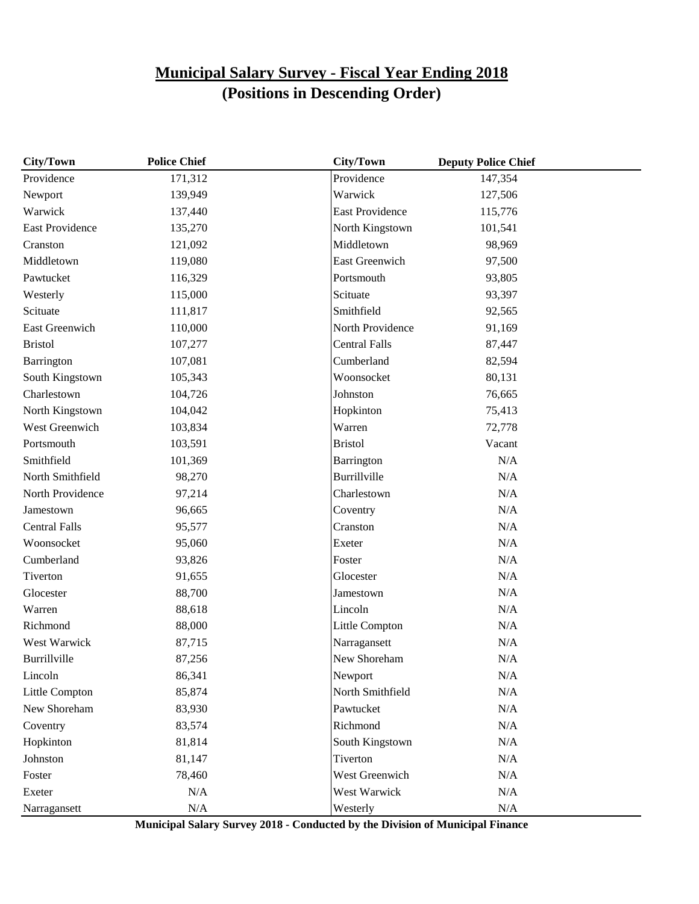# Municipal Salary Survey - Fiscal Year Ending 2018
## (Positions in Descending Order)

| City/Town | Police Chief | City/Town | Deputy Police Chief |
|---|---|---|---|
| Providence | 171,312 | Providence | 147,354 |
| Newport | 139,949 | Warwick | 127,506 |
| Warwick | 137,440 | East Providence | 115,776 |
| East Providence | 135,270 | North Kingstown | 101,541 |
| Cranston | 121,092 | Middletown | 98,969 |
| Middletown | 119,080 | East Greenwich | 97,500 |
| Pawtucket | 116,329 | Portsmouth | 93,805 |
| Westerly | 115,000 | Scituate | 93,397 |
| Scituate | 111,817 | Smithfield | 92,565 |
| East Greenwich | 110,000 | North Providence | 91,169 |
| Bristol | 107,277 | Central Falls | 87,447 |
| Barrington | 107,081 | Cumberland | 82,594 |
| South Kingstown | 105,343 | Woonsocket | 80,131 |
| Charlestown | 104,726 | Johnston | 76,665 |
| North Kingstown | 104,042 | Hopkinton | 75,413 |
| West Greenwich | 103,834 | Warren | 72,778 |
| Portsmouth | 103,591 | Bristol | Vacant |
| Smithfield | 101,369 | Barrington | N/A |
| North Smithfield | 98,270 | Burrillville | N/A |
| North Providence | 97,214 | Charlestown | N/A |
| Jamestown | 96,665 | Coventry | N/A |
| Central Falls | 95,577 | Cranston | N/A |
| Woonsocket | 95,060 | Exeter | N/A |
| Cumberland | 93,826 | Foster | N/A |
| Tiverton | 91,655 | Glocester | N/A |
| Glocester | 88,700 | Jamestown | N/A |
| Warren | 88,618 | Lincoln | N/A |
| Richmond | 88,000 | Little Compton | N/A |
| West Warwick | 87,715 | Narragansett | N/A |
| Burrillville | 87,256 | New Shoreham | N/A |
| Lincoln | 86,341 | Newport | N/A |
| Little Compton | 85,874 | North Smithfield | N/A |
| New Shoreham | 83,930 | Pawtucket | N/A |
| Coventry | 83,574 | Richmond | N/A |
| Hopkinton | 81,814 | South Kingstown | N/A |
| Johnston | 81,147 | Tiverton | N/A |
| Foster | 78,460 | West Greenwich | N/A |
| Exeter | N/A | West Warwick | N/A |
| Narragansett | N/A | Westerly | N/A |

**Municipal Salary Survey 2018 - Conducted by the Division of Municipal Finance**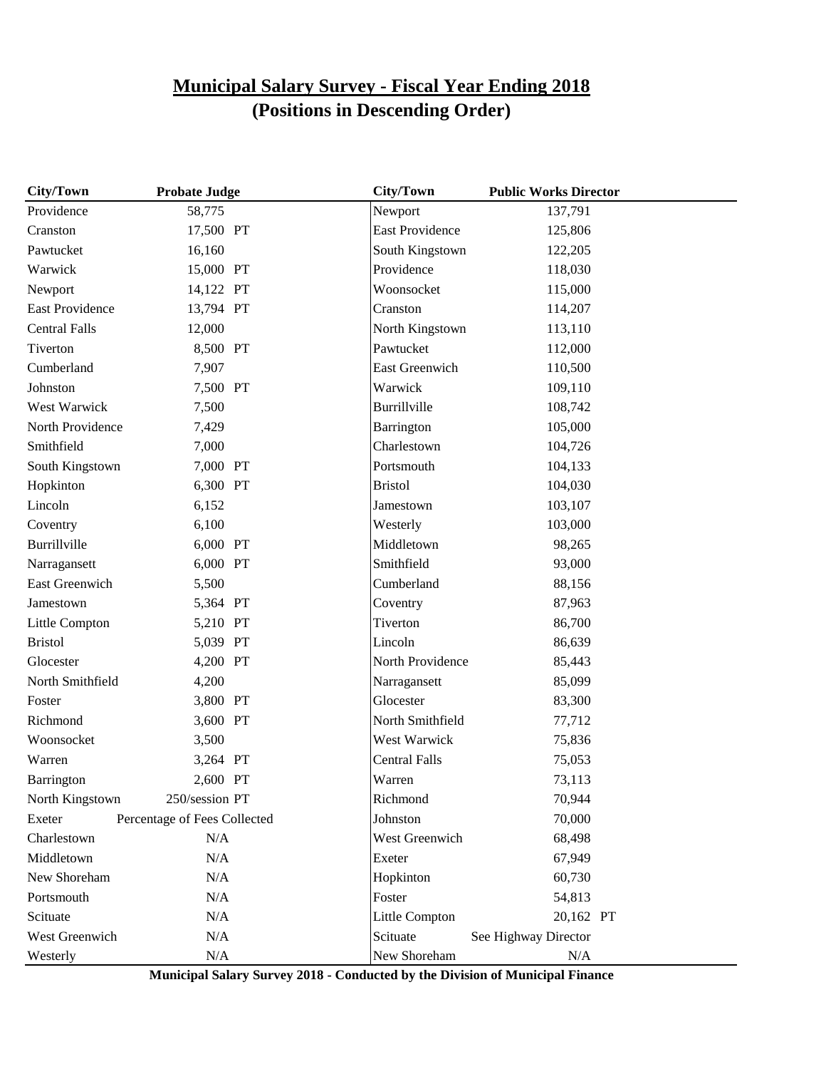# Municipal Salary Survey - Fiscal Year Ending 2018
## (Positions in Descending Order)

| City/Town | Probate Judge | City/Town | Public Works Director |
|---|---|---|---|
| Providence | 58,775 | Newport | 137,791 |
| Cranston | 17,500 PT | East Providence | 125,806 |
| Pawtucket | 16,160 | South Kingstown | 122,205 |
| Warwick | 15,000 PT | Providence | 118,030 |
| Newport | 14,122 PT | Woonsocket | 115,000 |
| East Providence | 13,794 PT | Cranston | 114,207 |
| Central Falls | 12,000 | North Kingstown | 113,110 |
| Tiverton | 8,500 PT | Pawtucket | 112,000 |
| Cumberland | 7,907 | East Greenwich | 110,500 |
| Johnston | 7,500 PT | Warwick | 109,110 |
| West Warwick | 7,500 | Burrillville | 108,742 |
| North Providence | 7,429 | Barrington | 105,000 |
| Smithfield | 7,000 | Charlestown | 104,726 |
| South Kingstown | 7,000 PT | Portsmouth | 104,133 |
| Hopkinton | 6,300 PT | Bristol | 104,030 |
| Lincoln | 6,152 | Jamestown | 103,107 |
| Coventry | 6,100 | Westerly | 103,000 |
| Burrillville | 6,000 PT | Middletown | 98,265 |
| Narragansett | 6,000 PT | Smithfield | 93,000 |
| East Greenwich | 5,500 | Cumberland | 88,156 |
| Jamestown | 5,364 PT | Coventry | 87,963 |
| Little Compton | 5,210 PT | Tiverton | 86,700 |
| Bristol | 5,039 PT | Lincoln | 86,639 |
| Glocester | 4,200 PT | North Providence | 85,443 |
| North Smithfield | 4,200 | Narragansett | 85,099 |
| Foster | 3,800 PT | Glocester | 83,300 |
| Richmond | 3,600 PT | North Smithfield | 77,712 |
| Woonsocket | 3,500 | West Warwick | 75,836 |
| Warren | 3,264 PT | Central Falls | 75,053 |
| Barrington | 2,600 PT | Warren | 73,113 |
| North Kingstown | 250/session PT | Richmond | 70,944 |
| Exeter | Percentage of Fees Collected | Johnston | 70,000 |
| Charlestown | N/A | West Greenwich | 68,498 |
| Middletown | N/A | Exeter | 67,949 |
| New Shoreham | N/A | Hopkinton | 60,730 |
| Portsmouth | N/A | Foster | 54,813 |
| Scituate | N/A | Little Compton | 20,162 PT |
| West Greenwich | N/A | Scituate | See Highway Director |
| Westerly | N/A | New Shoreham | N/A |

**Municipal Salary Survey 2018 - Conducted by the Division of Municipal Finance**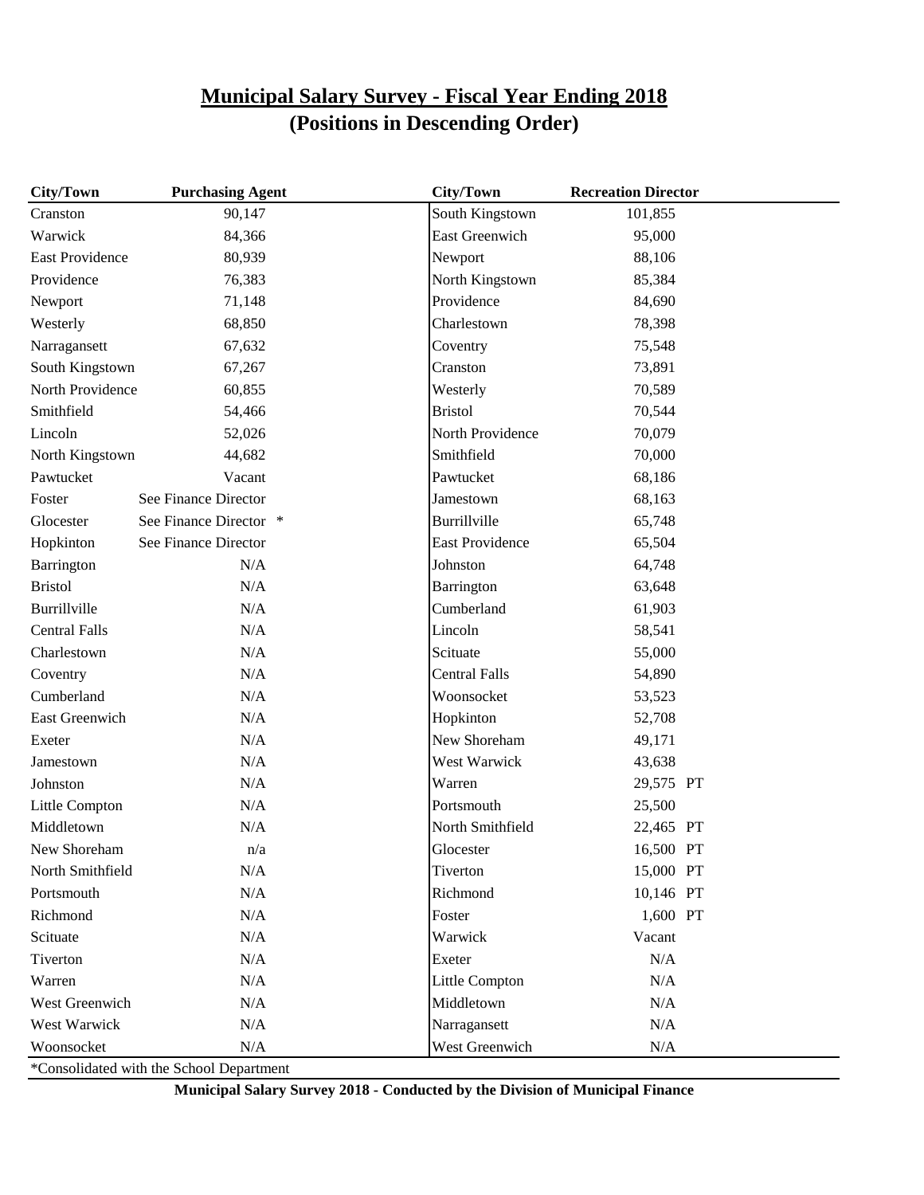# Municipal Salary Survey - Fiscal Year Ending 2018
## (Positions in Descending Order)

| City/Town | Purchasing Agent |
|---|---|
| Cranston | 90,147 |
| Warwick | 84,366 |
| East Providence | 80,939 |
| Providence | 76,383 |
| Newport | 71,148 |
| Westerly | 68,850 |
| Narragansett | 67,632 |
| South Kingstown | 67,267 |
| North Providence | 60,855 |
| Smithfield | 54,466 |
| Lincoln | 52,026 |
| North Kingstown | 44,682 |
| Pawtucket | Vacant |
| Foster | See Finance Director |
| Glocester | See Finance Director * |
| Hopkinton | See Finance Director |
| Barrington | N/A |
| Bristol | N/A |
| Burrillville | N/A |
| Central Falls | N/A |
| Charlestown | N/A |
| Coventry | N/A |
| Cumberland | N/A |
| East Greenwich | N/A |
| Exeter | N/A |
| Jamestown | N/A |
| Johnston | N/A |
| Little Compton | N/A |
| Middletown | N/A |
| New Shoreham | n/a |
| North Smithfield | N/A |
| Portsmouth | N/A |
| Richmond | N/A |
| Scituate | N/A |
| Tiverton | N/A |
| Warren | N/A |
| West Greenwich | N/A |
| West Warwick | N/A |
| Woonsocket | N/A |

*Consolidated with the School Department

| City/Town | Recreation Director |
|---|---|
| South Kingstown | 101,855 |
| East Greenwich | 95,000 |
| Newport | 88,106 |
| North Kingstown | 85,384 |
| Providence | 84,690 |
| Charlestown | 78,398 |
| Coventry | 75,548 |
| Cranston | 73,891 |
| Westerly | 70,589 |
| Bristol | 70,544 |
| North Providence | 70,079 |
| Smithfield | 70,000 |
| Pawtucket | 68,186 |
| Jamestown | 68,163 |
| Burrillville | 65,748 |
| East Providence | 65,504 |
| Johnston | 64,748 |
| Barrington | 63,648 |
| Cumberland | 61,903 |
| Lincoln | 58,541 |
| Scituate | 55,000 |
| Central Falls | 54,890 |
| Woonsocket | 53,523 |
| Hopkinton | 52,708 |
| New Shoreham | 49,171 |
| West Warwick | 43,638 |
| Warren | 29,575 PT |
| Portsmouth | 25,500 |
| North Smithfield | 22,465 PT |
| Glocester | 16,500 PT |
| Tiverton | 15,000 PT |
| Richmond | 10,146 PT |
| Foster | 1,600 PT |
| Warwick | Vacant |
| Exeter | N/A |
| Little Compton | N/A |
| Middletown | N/A |
| Narragansett | N/A |
| West Greenwich | N/A |

**Municipal Salary Survey 2018 - Conducted by the Division of Municipal Finance**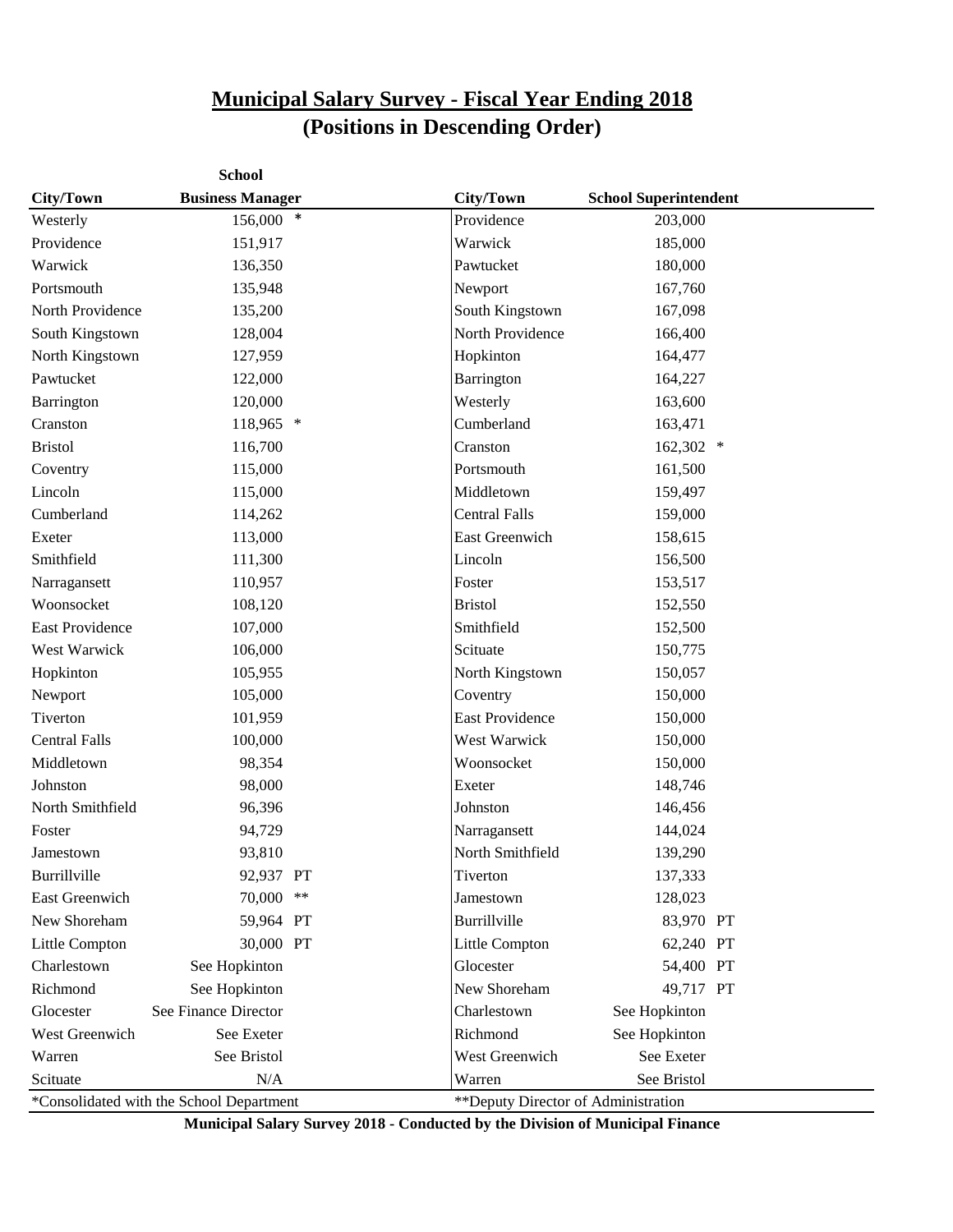# Municipal Salary Survey - Fiscal Year Ending 2018
## (Positions in Descending Order)

| City/Town | School Business Manager | | City/Town | School Superintendent | |
|---|---|---|---|---|---|
| Westerly | 156,000 | * | Providence | 203,000 | |
| Providence | 151,917 | | Warwick | 185,000 | |
| Warwick | 136,350 | | Pawtucket | 180,000 | |
| Portsmouth | 135,948 | | Newport | 167,760 | |
| North Providence | 135,200 | | South Kingstown | 167,098 | |
| South Kingstown | 128,004 | | North Providence | 166,400 | |
| North Kingstown | 127,959 | | Hopkinton | 164,477 | |
| Pawtucket | 122,000 | | Barrington | 164,227 | |
| Barrington | 120,000 | | Westerly | 163,600 | |
| Cranston | 118,965 | * | Cumberland | 163,471 | |
| Bristol | 116,700 | | Cranston | 162,302 | * |
| Coventry | 115,000 | | Portsmouth | 161,500 | |
| Lincoln | 115,000 | | Middletown | 159,497 | |
| Cumberland | 114,262 | | Central Falls | 159,000 | |
| Exeter | 113,000 | | East Greenwich | 158,615 | |
| Smithfield | 111,300 | | Lincoln | 156,500 | |
| Narragansett | 110,957 | | Foster | 153,517 | |
| Woonsocket | 108,120 | | Bristol | 152,550 | |
| East Providence | 107,000 | | Smithfield | 152,500 | |
| West Warwick | 106,000 | | Scituate | 150,775 | |
| Hopkinton | 105,955 | | North Kingstown | 150,057 | |
| Newport | 105,000 | | Coventry | 150,000 | |
| Tiverton | 101,959 | | East Providence | 150,000 | |
| Central Falls | 100,000 | | West Warwick | 150,000 | |
| Middletown | 98,354 | | Woonsocket | 150,000 | |
| Johnston | 98,000 | | Exeter | 148,746 | |
| North Smithfield | 96,396 | | Johnston | 146,456 | |
| Foster | 94,729 | | Narragansett | 144,024 | |
| Jamestown | 93,810 | | North Smithfield | 139,290 | |
| Burrillville | 92,937 | PT | Tiverton | 137,333 | |
| East Greenwich | 70,000 | ** | Jamestown | 128,023 | |
| New Shoreham | 59,964 | PT | Burrillville | 83,970 | PT |
| Little Compton | 30,000 | PT | Little Compton | 62,240 | PT |
| Charlestown | See Hopkinton | | Glocester | 54,400 | PT |
| Richmond | See Hopkinton | | New Shoreham | 49,717 | PT |
| Glocester | See Finance Director | | Charlestown | See Hopkinton | |
| West Greenwich | See Exeter | | Richmond | See Hopkinton | |
| Warren | See Bristol | | West Greenwich | See Exeter | |
| Scituate | N/A | | Warren | See Bristol | |

*Consolidated with the School Department

**Deputy Director of Administration

**Municipal Salary Survey 2018 - Conducted by the Division of Municipal Finance**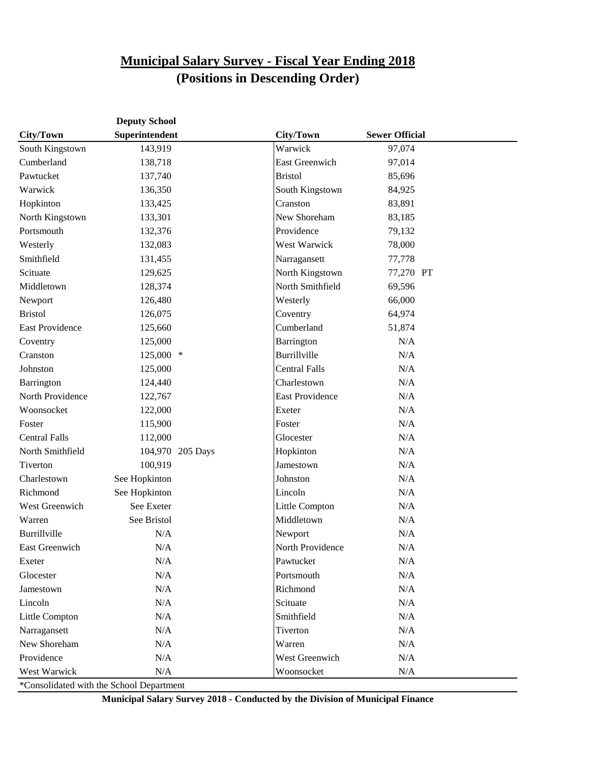# Municipal Salary Survey - Fiscal Year Ending 2018
## (Positions in Descending Order)

| City/Town | Deputy School Superintendent | | City/Town | Sewer Official |
|---|---|---|---|---|
| South Kingstown | 143,919 | | Warwick | 97,074 |
| Cumberland | 138,718 | | East Greenwich | 97,014 |
| Pawtucket | 137,740 | | Bristol | 85,696 |
| Warwick | 136,350 | | South Kingstown | 84,925 |
| Hopkinton | 133,425 | | Cranston | 83,891 |
| North Kingstown | 133,301 | | New Shoreham | 83,185 |
| Portsmouth | 132,376 | | Providence | 79,132 |
| Westerly | 132,083 | | West Warwick | 78,000 |
| Smithfield | 131,455 | | Narragansett | 77,778 |
| Scituate | 129,625 | | North Kingstown | 77,270 PT |
| Middletown | 128,374 | | North Smithfield | 69,596 |
| Newport | 126,480 | | Westerly | 66,000 |
| Bristol | 126,075 | | Coventry | 64,974 |
| East Providence | 125,660 | | Cumberland | 51,874 |
| Coventry | 125,000 | | Barrington | N/A |
| Cranston | 125,000 * | | Burrillville | N/A |
| Johnston | 125,000 | | Central Falls | N/A |
| Barrington | 124,440 | | Charlestown | N/A |
| North Providence | 122,767 | | East Providence | N/A |
| Woonsocket | 122,000 | | Exeter | N/A |
| Foster | 115,900 | | Foster | N/A |
| Central Falls | 112,000 | | Glocester | N/A |
| North Smithfield | 104,970 | 205 Days | Hopkinton | N/A |
| Tiverton | 100,919 | | Jamestown | N/A |
| Charlestown | See Hopkinton | | Johnston | N/A |
| Richmond | See Hopkinton | | Lincoln | N/A |
| West Greenwich | See Exeter | | Little Compton | N/A |
| Warren | See Bristol | | Middletown | N/A |
| Burrillville | N/A | | Newport | N/A |
| East Greenwich | N/A | | North Providence | N/A |
| Exeter | N/A | | Pawtucket | N/A |
| Glocester | N/A | | Portsmouth | N/A |
| Jamestown | N/A | | Richmond | N/A |
| Lincoln | N/A | | Scituate | N/A |
| Little Compton | N/A | | Smithfield | N/A |
| Narragansett | N/A | | Tiverton | N/A |
| New Shoreham | N/A | | Warren | N/A |
| Providence | N/A | | West Greenwich | N/A |
| West Warwick | N/A | | Woonsocket | N/A |

*Consolidated with the School Department

**Municipal Salary Survey 2018 - Conducted by the Division of Municipal Finance**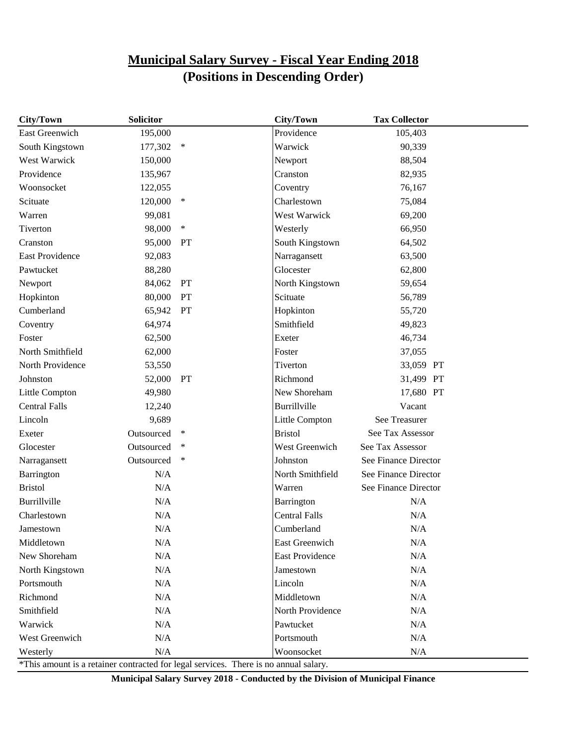# Municipal Salary Survey - Fiscal Year Ending 2018
## (Positions in Descending Order)

| City/Town | Solicitor | | City/Town | Tax Collector |
|---|---|---|---|---|
| East Greenwich | 195,000 | | Providence | 105,403 |
| South Kingstown | 177,302 | * | Warwick | 90,339 |
| West Warwick | 150,000 | | Newport | 88,504 |
| Providence | 135,967 | | Cranston | 82,935 |
| Woonsocket | 122,055 | | Coventry | 76,167 |
| Scituate | 120,000 | * | Charlestown | 75,084 |
| Warren | 99,081 | | West Warwick | 69,200 |
| Tiverton | 98,000 | * | Westerly | 66,950 |
| Cranston | 95,000 | PT | South Kingstown | 64,502 |
| East Providence | 92,083 | | Narragansett | 63,500 |
| Pawtucket | 88,280 | | Glocester | 62,800 |
| Newport | 84,062 | PT | North Kingstown | 59,654 |
| Hopkinton | 80,000 | PT | Scituate | 56,789 |
| Cumberland | 65,942 | PT | Hopkinton | 55,720 |
| Coventry | 64,974 | | Smithfield | 49,823 |
| Foster | 62,500 | | Exeter | 46,734 |
| North Smithfield | 62,000 | | Foster | 37,055 |
| North Providence | 53,550 | | Tiverton | 33,059 PT |
| Johnston | 52,000 | PT | Richmond | 31,499 PT |
| Little Compton | 49,980 | | New Shoreham | 17,680 PT |
| Central Falls | 12,240 | | Burrillville | Vacant |
| Lincoln | 9,689 | | Little Compton | See Treasurer |
| Exeter | Outsourced | * | Bristol | See Tax Assessor |
| Glocester | Outsourced | * | West Greenwich | See Tax Assessor |
| Narragansett | Outsourced | * | Johnston | See Finance Director |
| Barrington | N/A | | North Smithfield | See Finance Director |
| Bristol | N/A | | Warren | See Finance Director |
| Burrillville | N/A | | Barrington | N/A |
| Charlestown | N/A | | Central Falls | N/A |
| Jamestown | N/A | | Cumberland | N/A |
| Middletown | N/A | | East Greenwich | N/A |
| New Shoreham | N/A | | East Providence | N/A |
| North Kingstown | N/A | | Jamestown | N/A |
| Portsmouth | N/A | | Lincoln | N/A |
| Richmond | N/A | | Middletown | N/A |
| Smithfield | N/A | | North Providence | N/A |
| Warwick | N/A | | Pawtucket | N/A |
| West Greenwich | N/A | | Portsmouth | N/A |
| Westerly | N/A | | Woonsocket | N/A |

*This amount is a retainer contracted for legal services. There is no annual salary.

**Municipal Salary Survey 2018 - Conducted by the Division of Municipal Finance**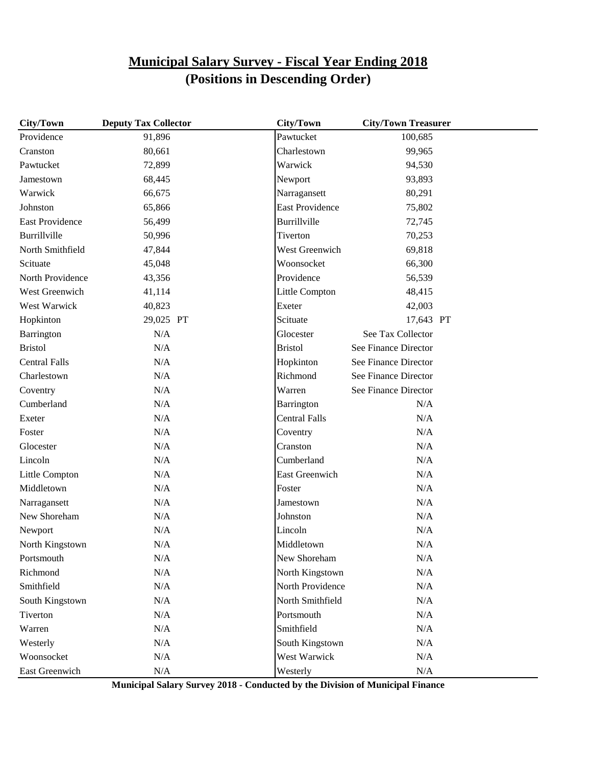# Municipal Salary Survey - Fiscal Year Ending 2018
## (Positions in Descending Order)

| City/Town | Deputy Tax Collector | City/Town | City/Town Treasurer |
|---|---|---|---|
| Providence | 91,896 | Pawtucket | 100,685 |
| Cranston | 80,661 | Charlestown | 99,965 |
| Pawtucket | 72,899 | Warwick | 94,530 |
| Jamestown | 68,445 | Newport | 93,893 |
| Warwick | 66,675 | Narragansett | 80,291 |
| Johnston | 65,866 | East Providence | 75,802 |
| East Providence | 56,499 | Burrillville | 72,745 |
| Burrillville | 50,996 | Tiverton | 70,253 |
| North Smithfield | 47,844 | West Greenwich | 69,818 |
| Scituate | 45,048 | Woonsocket | 66,300 |
| North Providence | 43,356 | Providence | 56,539 |
| West Greenwich | 41,114 | Little Compton | 48,415 |
| West Warwick | 40,823 | Exeter | 42,003 |
| Hopkinton | 29,025 PT | Scituate | 17,643 PT |
| Barrington | N/A | Glocester | See Tax Collector |
| Bristol | N/A | Bristol | See Finance Director |
| Central Falls | N/A | Hopkinton | See Finance Director |
| Charlestown | N/A | Richmond | See Finance Director |
| Coventry | N/A | Warren | See Finance Director |
| Cumberland | N/A | Barrington | N/A |
| Exeter | N/A | Central Falls | N/A |
| Foster | N/A | Coventry | N/A |
| Glocester | N/A | Cranston | N/A |
| Lincoln | N/A | Cumberland | N/A |
| Little Compton | N/A | East Greenwich | N/A |
| Middletown | N/A | Foster | N/A |
| Narragansett | N/A | Jamestown | N/A |
| New Shoreham | N/A | Johnston | N/A |
| Newport | N/A | Lincoln | N/A |
| North Kingstown | N/A | Middletown | N/A |
| Portsmouth | N/A | New Shoreham | N/A |
| Richmond | N/A | North Kingstown | N/A |
| Smithfield | N/A | North Providence | N/A |
| South Kingstown | N/A | North Smithfield | N/A |
| Tiverton | N/A | Portsmouth | N/A |
| Warren | N/A | Smithfield | N/A |
| Westerly | N/A | South Kingstown | N/A |
| Woonsocket | N/A | West Warwick | N/A |
| East Greenwich | N/A | Westerly | N/A |

**Municipal Salary Survey 2018 - Conducted by the Division of Municipal Finance**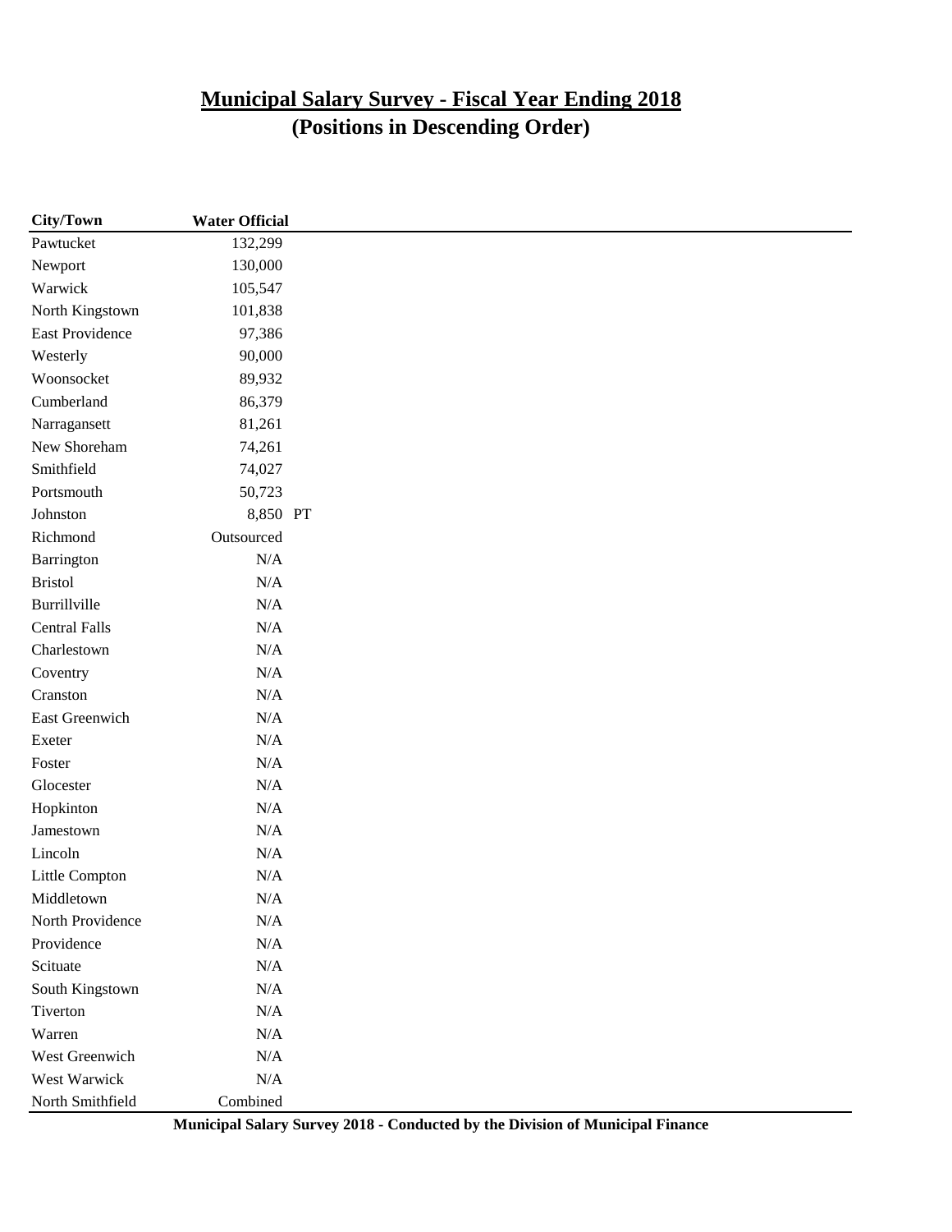# Municipal Salary Survey - Fiscal Year Ending 2018
## (Positions in Descending Order)

| City/Town | Water Official | |
|---|---|---|
| Pawtucket | 132,299 | |
| Newport | 130,000 | |
| Warwick | 105,547 | |
| North Kingstown | 101,838 | |
| East Providence | 97,386 | |
| Westerly | 90,000 | |
| Woonsocket | 89,932 | |
| Cumberland | 86,379 | |
| Narragansett | 81,261 | |
| New Shoreham | 74,261 | |
| Smithfield | 74,027 | |
| Portsmouth | 50,723 | |
| Johnston | 8,850 | PT |
| Richmond | Outsourced | |
| Barrington | N/A | |
| Bristol | N/A | |
| Burrillville | N/A | |
| Central Falls | N/A | |
| Charlestown | N/A | |
| Coventry | N/A | |
| Cranston | N/A | |
| East Greenwich | N/A | |
| Exeter | N/A | |
| Foster | N/A | |
| Glocester | N/A | |
| Hopkinton | N/A | |
| Jamestown | N/A | |
| Lincoln | N/A | |
| Little Compton | N/A | |
| Middletown | N/A | |
| North Providence | N/A | |
| Providence | N/A | |
| Scituate | N/A | |
| South Kingstown | N/A | |
| Tiverton | N/A | |
| Warren | N/A | |
| West Greenwich | N/A | |
| West Warwick | N/A | |
| North Smithfield | Combined | |

**Municipal Salary Survey 2018 - Conducted by the Division of Municipal Finance**